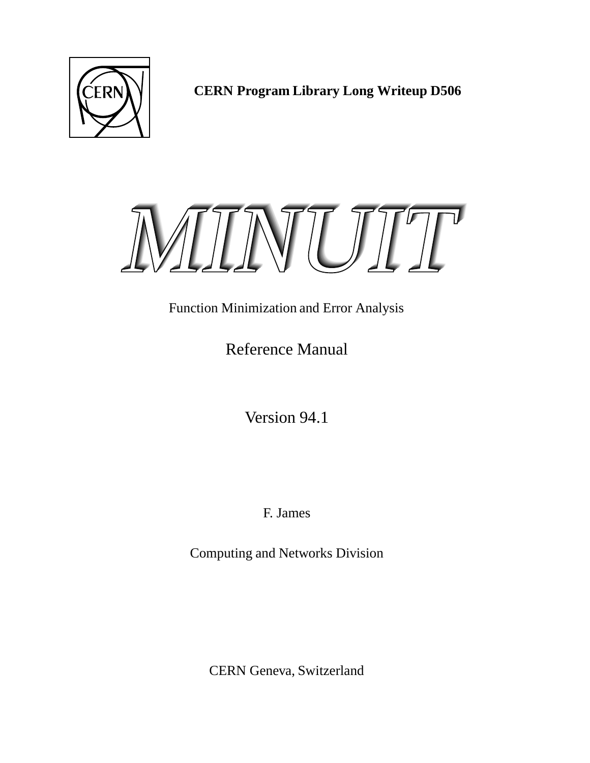**CERN Program Library Long Writeup D506**

# *MINUIT*

Function Minimization and Error Analysis

## Reference Manual

Version 94.1

F. James

Computing and Networks Division

CERN Geneva, Switzerland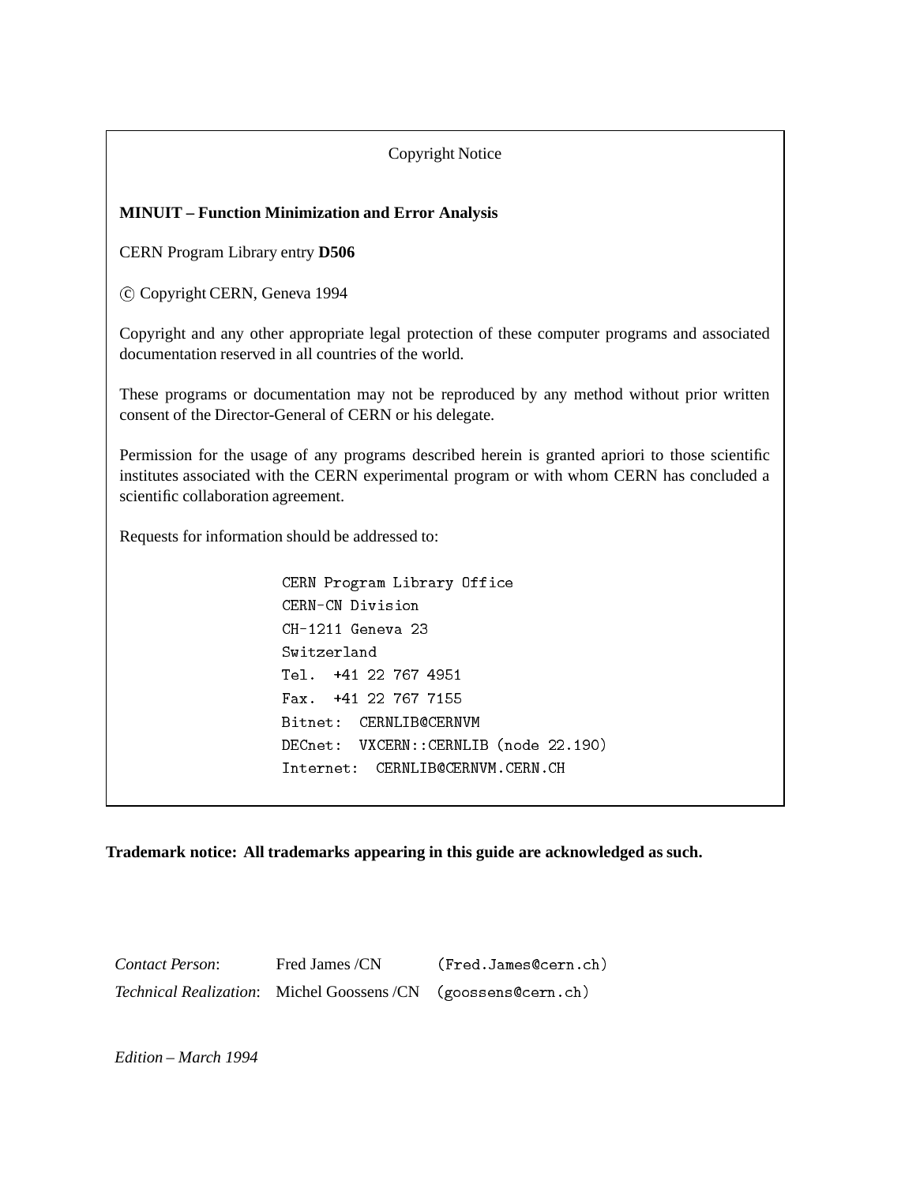Copyright Notice

**MINUIT – Function Minimization and Error Analysis**

CERN Program Library entry **D506**

© Copyright CERN, Geneva 1994

Copyright and any other appropriate legal protection of these computer programs and associated documentation reserved in all countries of the world.

These programs or documentation may not be reproduced by any method without prior written consent of the Director-General of CERN or his delegate.

Permission for the usage of any programs described herein is granted apriori to those scientific institutes associated with the CERN experimental program or with whom CERN has concluded a scientific collaboration agreement.

Requests for information should be addressed to:

```
CERN Program Library Office
CERN-CN Division
CH-1211 Geneva 23
Switzerland
Tel.  +41 22 767 4951
Fax.  +41 22 767 7155
Bitnet:  CERNLIB@CERNVM
DECnet:  VXCERN::CERNLIB (node 22.190)
Internet:  CERNLIB@CERNVM.CERN.CH
```

**Trademark notice: All trademarks appearing in this guide are acknowledged as such.**

| | | |
|---|---|---|
| *Contact Person*: | Fred James /CN | (Fred.James@cern.ch) |
| *Technical Realization*: | Michel Goossens /CN | (goossens@cern.ch) |

*Edition – March 1994*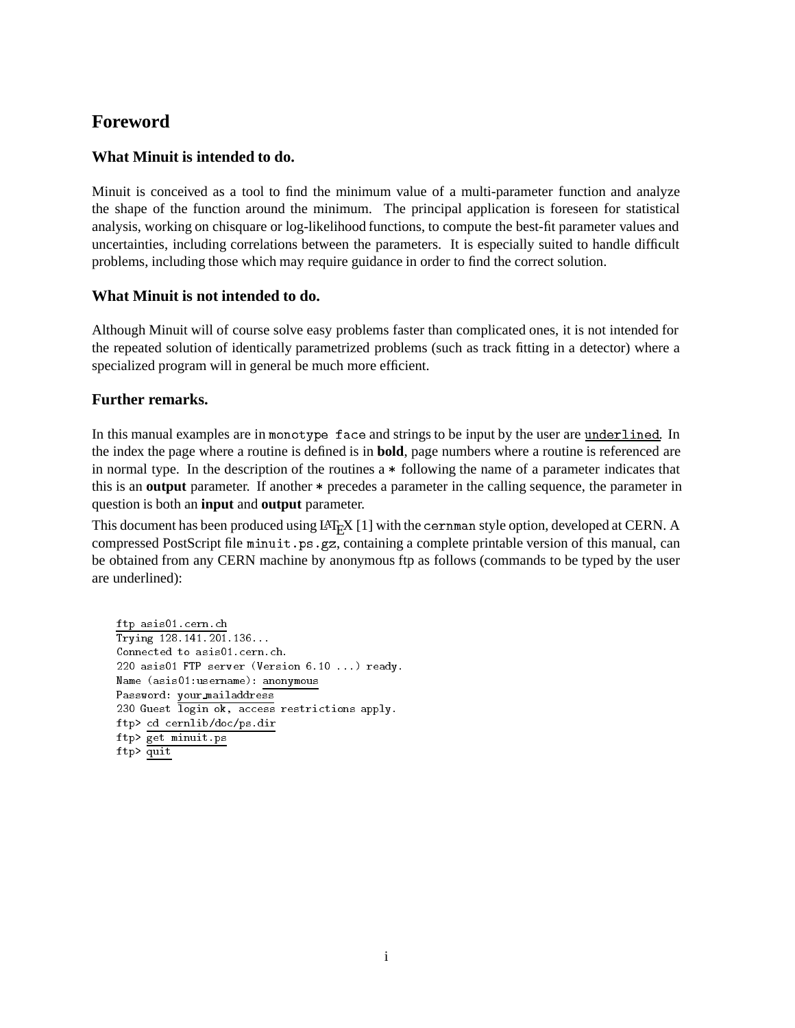# Foreword

## What Minuit is intended to do.

Minuit is conceived as a tool to find the minimum value of a multi-parameter function and analyze the shape of the function around the minimum. The principal application is foreseen for statistical analysis, working on chisquare or log-likelihood functions, to compute the best-fit parameter values and uncertainties, including correlations between the parameters. It is especially suited to handle difficult problems, including those which may require guidance in order to find the correct solution.

## What Minuit is not intended to do.

Although Minuit will of course solve easy problems faster than complicated ones, it is not intended for the repeated solution of identically parametrized problems (such as track fitting in a detector) where a specialized program will in general be much more efficient.

## Further remarks.

In this manual examples are in `monotype face` and strings to be input by the user are <u>`underlined`</u>. In the index the page where a routine is defined is in **bold**, page numbers where a routine is referenced are in normal type. In the description of the routines a * following the name of a parameter indicates that this is an **output** parameter. If another * precedes a parameter in the calling sequence, the parameter in question is both an **input** and **output** parameter.

This document has been produced using LaTeX [1] with the `cernman` style option, developed at CERN. A compressed PostScript file `minuit.ps.gz`, containing a complete printable version of this manual, can be obtained from any CERN machine by anonymous ftp as follows (commands to be typed by the user are underlined):

```
ftp asis01.cern.ch
Trying 128.141.201.136...
Connected to asis01.cern.ch.
220 asis01 FTP server (Version 6.10 ...) ready.
Name (asis01:username): anonymous
Password: your_mailaddress
230 Guest login ok, access restrictions apply.
ftp> cd cernlib/doc/ps.dir
ftp> get minuit.ps
ftp> quit
```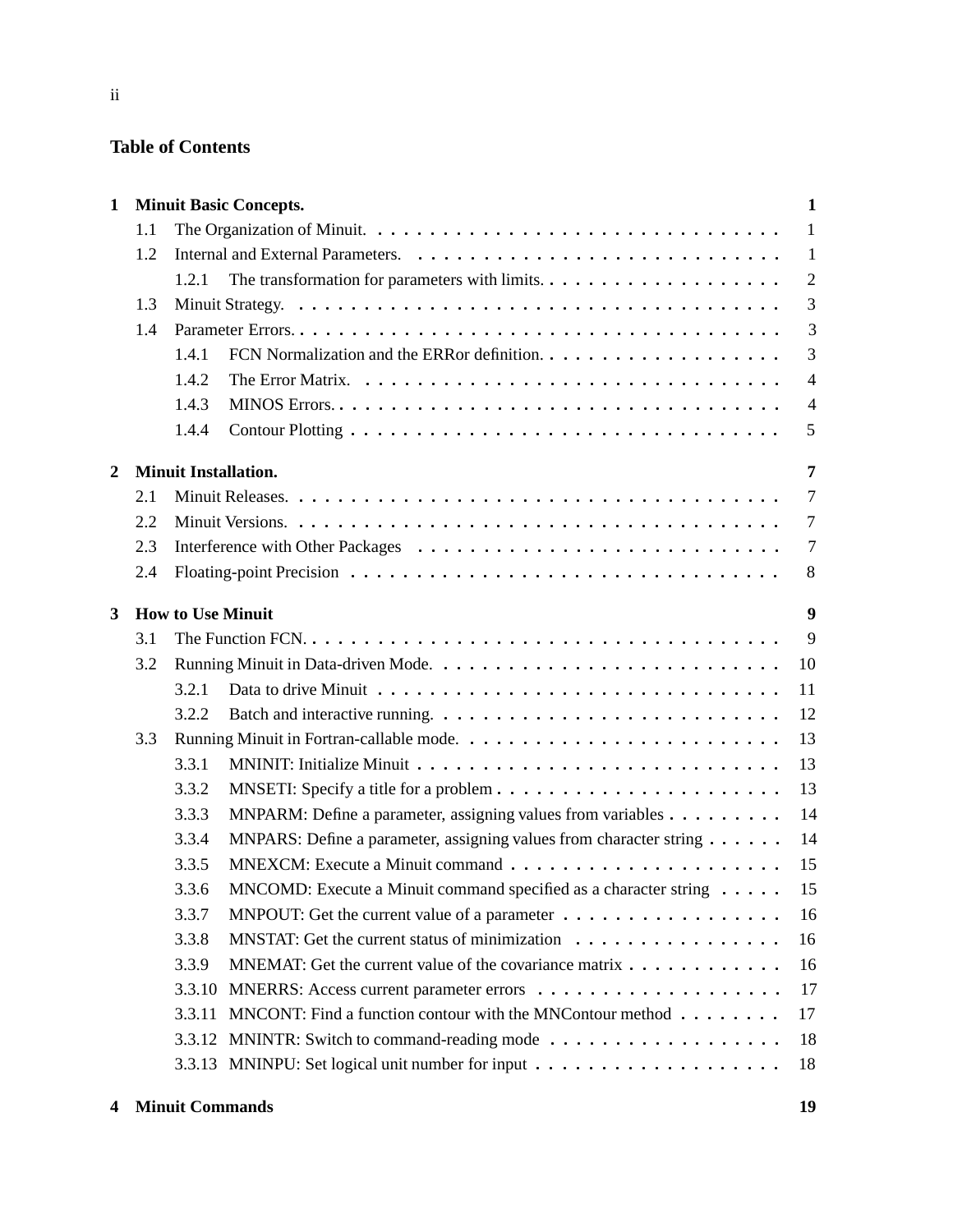## Table of Contents

**1 Minuit Basic Concepts.** — 1
- 1.1 The Organization of Minuit. — 1
- 1.2 Internal and External Parameters. — 1
  - 1.2.1 The transformation for parameters with limits. — 2
- 1.3 Minuit Strategy. — 3
- 1.4 Parameter Errors. — 3
  - 1.4.1 FCN Normalization and the ERRor definition. — 3
  - 1.4.2 The Error Matrix. — 4
  - 1.4.3 MINOS Errors. — 4
  - 1.4.4 Contour Plotting — 5

**2 Minuit Installation.** — 7
- 2.1 Minuit Releases. — 7
- 2.2 Minuit Versions. — 7
- 2.3 Interference with Other Packages — 7
- 2.4 Floating-point Precision — 8

**3 How to Use Minuit** — 9
- 3.1 The Function FCN. — 9
- 3.2 Running Minuit in Data-driven Mode. — 10
  - 3.2.1 Data to drive Minuit — 11
  - 3.2.2 Batch and interactive running. — 12
- 3.3 Running Minuit in Fortran-callable mode. — 13
  - 3.3.1 MNINIT: Initialize Minuit — 13
  - 3.3.2 MNSETI: Specify a title for a problem — 13
  - 3.3.3 MNPARM: Define a parameter, assigning values from variables — 14
  - 3.3.4 MNPARS: Define a parameter, assigning values from character string — 14
  - 3.3.5 MNEXCM: Execute a Minuit command — 15
  - 3.3.6 MNCOMD: Execute a Minuit command specified as a character string — 15
  - 3.3.7 MNPOUT: Get the current value of a parameter — 16
  - 3.3.8 MNSTAT: Get the current status of minimization — 16
  - 3.3.9 MNEMAT: Get the current value of the covariance matrix — 16
  - 3.3.10 MNERRS: Access current parameter errors — 17
  - 3.3.11 MNCONT: Find a function contour with the MNContour method — 17
  - 3.3.12 MNINTR: Switch to command-reading mode — 18
  - 3.3.13 MNINPU: Set logical unit number for input — 18

**4 Minuit Commands** — 19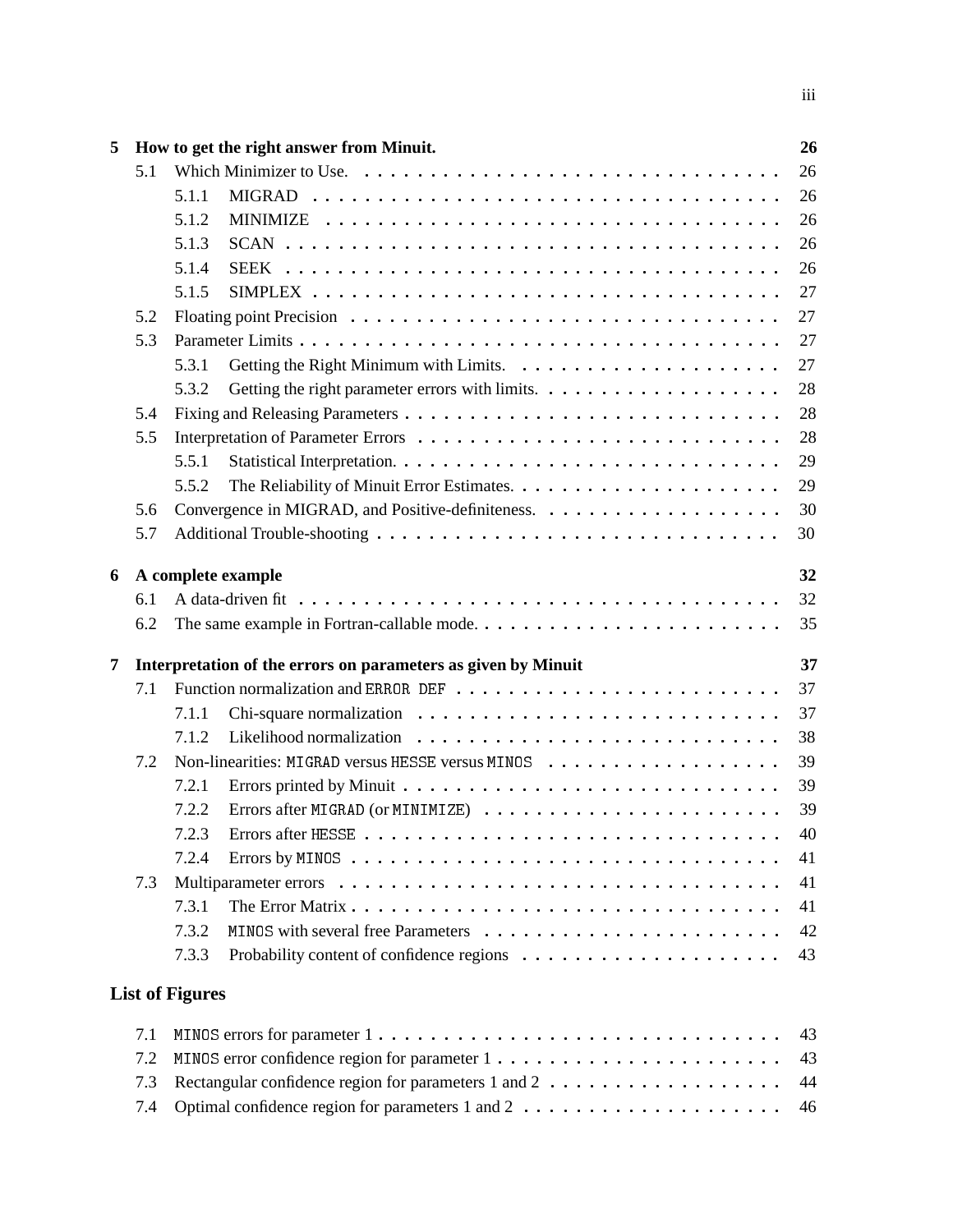**5 How to get the right answer from Minuit.** **26**

- 5.1 Which Minimizer to Use. . . . . . . . . . . . . . . . . . . . . . . . . . . . . . . . 26
  - 5.1.1 MIGRAD . . . . . . . . . . . . . . . . . . . . . . . . . . . . . . . . . . 26
  - 5.1.2 MINIMIZE . . . . . . . . . . . . . . . . . . . . . . . . . . . . . . . . 26
  - 5.1.3 SCAN . . . . . . . . . . . . . . . . . . . . . . . . . . . . . . . . . . . 26
  - 5.1.4 SEEK . . . . . . . . . . . . . . . . . . . . . . . . . . . . . . . . . . . 26
  - 5.1.5 SIMPLEX . . . . . . . . . . . . . . . . . . . . . . . . . . . . . . . . . 27
- 5.2 Floating point Precision . . . . . . . . . . . . . . . . . . . . . . . . . . . . . . . 27
- 5.3 Parameter Limits . . . . . . . . . . . . . . . . . . . . . . . . . . . . . . . . . . . 27
  - 5.3.1 Getting the Right Minimum with Limits. . . . . . . . . . . . . . . . . . . . 27
  - 5.3.2 Getting the right parameter errors with limits. . . . . . . . . . . . . . . . . . 28
- 5.4 Fixing and Releasing Parameters . . . . . . . . . . . . . . . . . . . . . . . . . . . 28
- 5.5 Interpretation of Parameter Errors . . . . . . . . . . . . . . . . . . . . . . . . . . . 28
  - 5.5.1 Statistical Interpretation. . . . . . . . . . . . . . . . . . . . . . . . . . . . . 29
  - 5.5.2 The Reliability of Minuit Error Estimates. . . . . . . . . . . . . . . . . . . . 29
- 5.6 Convergence in MIGRAD, and Positive-definiteness. . . . . . . . . . . . . . . . . . 30
- 5.7 Additional Trouble-shooting . . . . . . . . . . . . . . . . . . . . . . . . . . . . . . 30

**6 A complete example** **32**

- 6.1 A data-driven fit . . . . . . . . . . . . . . . . . . . . . . . . . . . . . . . . . . . . 32
- 6.2 The same example in Fortran-callable mode. . . . . . . . . . . . . . . . . . . . . . . 35

**7 Interpretation of the errors on parameters as given by Minuit** **37**

- 7.1 Function normalization and `ERROR DEF` . . . . . . . . . . . . . . . . . . . . . . . . 37
  - 7.1.1 Chi-square normalization . . . . . . . . . . . . . . . . . . . . . . . . . . . 37
  - 7.1.2 Likelihood normalization . . . . . . . . . . . . . . . . . . . . . . . . . . . 38
- 7.2 Non-linearities: `MIGRAD` versus `HESSE` versus `MINOS` . . . . . . . . . . . . . . . . . . 39
  - 7.2.1 Errors printed by Minuit . . . . . . . . . . . . . . . . . . . . . . . . . . . . 39
  - 7.2.2 Errors after `MIGRAD` (or `MINIMIZE`) . . . . . . . . . . . . . . . . . . . . . . 39
  - 7.2.3 Errors after `HESSE` . . . . . . . . . . . . . . . . . . . . . . . . . . . . . . 40
  - 7.2.4 Errors by `MINOS` . . . . . . . . . . . . . . . . . . . . . . . . . . . . . . . 41
- 7.3 Multiparameter errors . . . . . . . . . . . . . . . . . . . . . . . . . . . . . . . . . 41
  - 7.3.1 The Error Matrix . . . . . . . . . . . . . . . . . . . . . . . . . . . . . . . . 41
  - 7.3.2 `MINOS` with several free Parameters . . . . . . . . . . . . . . . . . . . . . . 42
  - 7.3.3 Probability content of confidence regions . . . . . . . . . . . . . . . . . . . 43

## List of Figures

- 7.1 `MINOS` errors for parameter 1 . . . . . . . . . . . . . . . . . . . . . . . . . . . . . 43
- 7.2 `MINOS` error confidence region for parameter 1 . . . . . . . . . . . . . . . . . . . . . 43
- 7.3 Rectangular confidence region for parameters 1 and 2 . . . . . . . . . . . . . . . . . . 44
- 7.4 Optimal confidence region for parameters 1 and 2 . . . . . . . . . . . . . . . . . . . . 46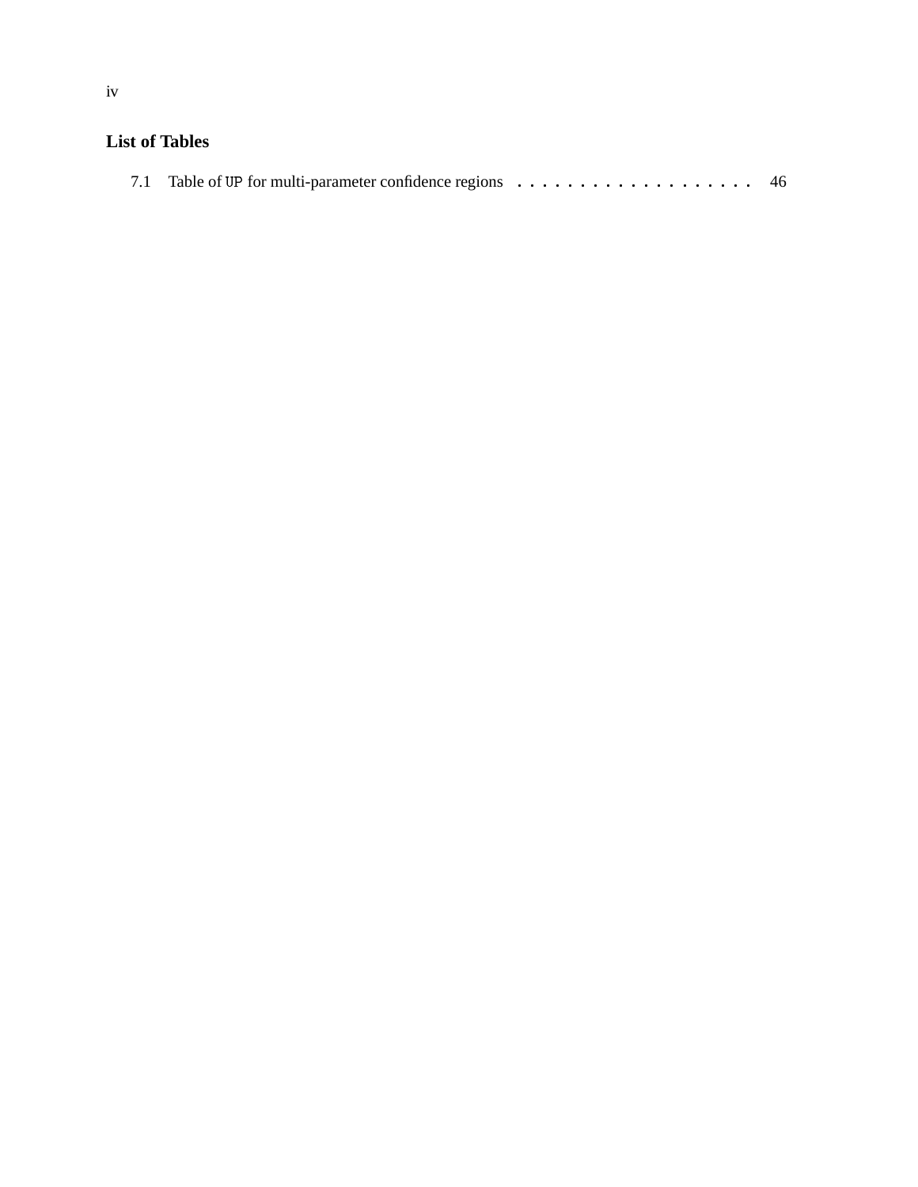## List of Tables

7.1 Table of `UP` for multi-parameter confidence regions . . . . . . . . . . . . . . . . . . . . 46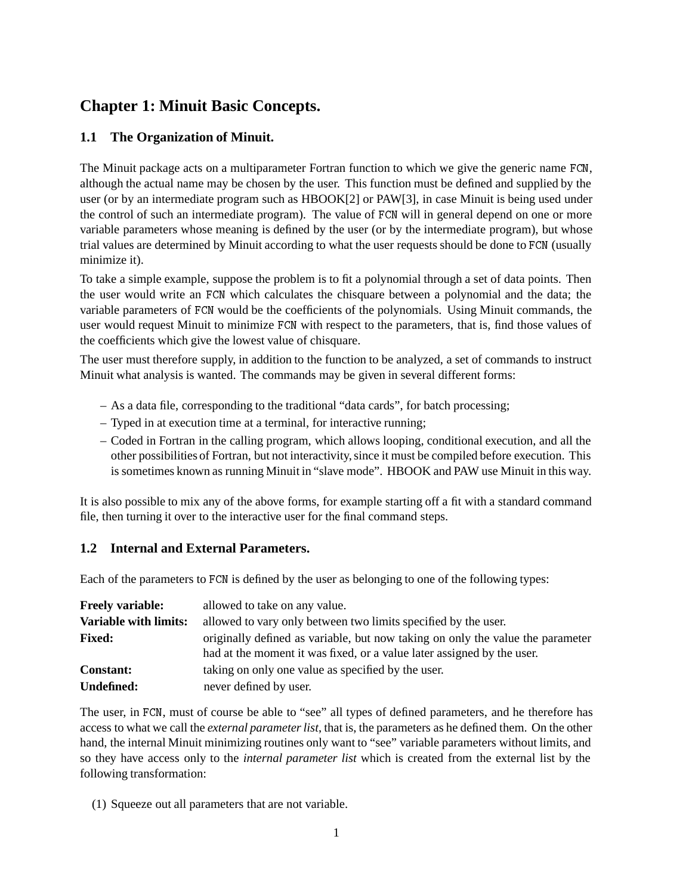# Chapter 1: Minuit Basic Concepts.

## 1.1 The Organization of Minuit.

The Minuit package acts on a multiparameter Fortran function to which we give the generic name `FCN`, although the actual name may be chosen by the user. This function must be defined and supplied by the user (or by an intermediate program such as HBOOK[2] or PAW[3], in case Minuit is being used under the control of such an intermediate program). The value of `FCN` will in general depend on one or more variable parameters whose meaning is defined by the user (or by the intermediate program), but whose trial values are determined by Minuit according to what the user requests should be done to `FCN` (usually minimize it).

To take a simple example, suppose the problem is to fit a polynomial through a set of data points. Then the user would write an `FCN` which calculates the chisquare between a polynomial and the data; the variable parameters of `FCN` would be the coefficients of the polynomials. Using Minuit commands, the user would request Minuit to minimize `FCN` with respect to the parameters, that is, find those values of the coefficients which give the lowest value of chisquare.

The user must therefore supply, in addition to the function to be analyzed, a set of commands to instruct Minuit what analysis is wanted. The commands may be given in several different forms:

- As a data file, corresponding to the traditional "data cards", for batch processing;
- Typed in at execution time at a terminal, for interactive running;
- Coded in Fortran in the calling program, which allows looping, conditional execution, and all the other possibilities of Fortran, but not interactivity, since it must be compiled before execution. This is sometimes known as running Minuit in "slave mode". HBOOK and PAW use Minuit in this way.

It is also possible to mix any of the above forms, for example starting off a fit with a standard command file, then turning it over to the interactive user for the final command steps.

## 1.2 Internal and External Parameters.

Each of the parameters to `FCN` is defined by the user as belonging to one of the following types:

**Freely variable:** allowed to take on any value.

**Variable with limits:** allowed to vary only between two limits specified by the user.

**Fixed:** originally defined as variable, but now taking on only the value the parameter had at the moment it was fixed, or a value later assigned by the user.

**Constant:** taking on only one value as specified by the user.

**Undefined:** never defined by user.

The user, in `FCN`, must of course be able to "see" all types of defined parameters, and he therefore has access to what we call the *external parameter list*, that is, the parameters as he defined them. On the other hand, the internal Minuit minimizing routines only want to "see" variable parameters without limits, and so they have access only to the *internal parameter list* which is created from the external list by the following transformation:

(1) Squeeze out all parameters that are not variable.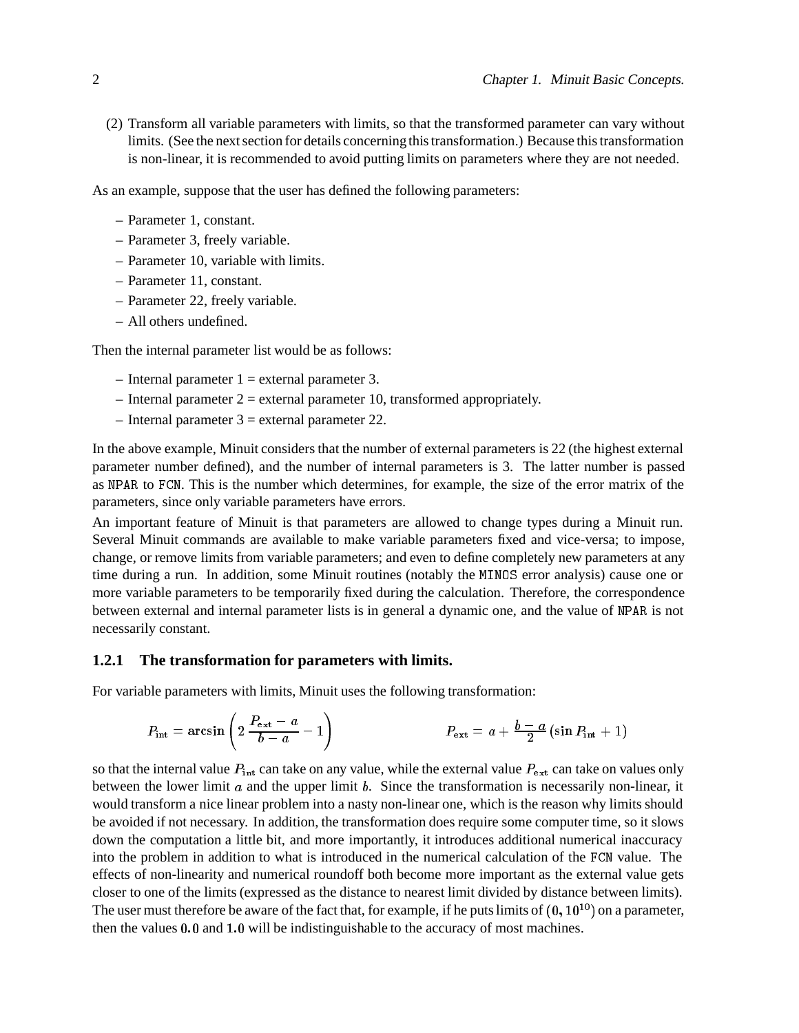(2) Transform all variable parameters with limits, so that the transformed parameter can vary without limits. (See the next section for details concerning this transformation.) Because this transformation is non-linear, it is recommended to avoid putting limits on parameters where they are not needed.

As an example, suppose that the user has defined the following parameters:

- Parameter 1, constant.
- Parameter 3, freely variable.
- Parameter 10, variable with limits.
- Parameter 11, constant.
- Parameter 22, freely variable.
- All others undefined.

Then the internal parameter list would be as follows:

- Internal parameter 1 = external parameter 3.
- Internal parameter 2 = external parameter 10, transformed appropriately.
- Internal parameter 3 = external parameter 22.

In the above example, Minuit considers that the number of external parameters is 22 (the highest external parameter number defined), and the number of internal parameters is 3. The latter number is passed as `NPAR` to `FCN`. This is the number which determines, for example, the size of the error matrix of the parameters, since only variable parameters have errors.

An important feature of Minuit is that parameters are allowed to change types during a Minuit run. Several Minuit commands are available to make variable parameters fixed and vice-versa; to impose, change, or remove limits from variable parameters; and even to define completely new parameters at any time during a run. In addition, some Minuit routines (notably the `MINOS` error analysis) cause one or more variable parameters to be temporarily fixed during the calculation. Therefore, the correspondence between external and internal parameter lists is in general a dynamic one, and the value of `NPAR` is not necessarily constant.

### 1.2.1 The transformation for parameters with limits.

For variable parameters with limits, Minuit uses the following transformation:

$$P_{\mathrm{int}} = \arcsin\left(2\,\frac{P_{\mathrm{ext}} - a}{b - a} - 1\right) \qquad\qquad P_{\mathrm{ext}} = a + \frac{b - a}{2}\left(\sin P_{\mathrm{int}} + 1\right)$$

so that the internal value $P_{\mathrm{int}}$ can take on any value, while the external value $P_{\mathrm{ext}}$ can take on values only between the lower limit $a$ and the upper limit $b$. Since the transformation is necessarily non-linear, it would transform a nice linear problem into a nasty non-linear one, which is the reason why limits should be avoided if not necessary. In addition, the transformation does require some computer time, so it slows down the computation a little bit, and more importantly, it introduces additional numerical inaccuracy into the problem in addition to what is introduced in the numerical calculation of the `FCN` value. The effects of non-linearity and numerical roundoff both become more important as the external value gets closer to one of the limits (expressed as the distance to nearest limit divided by distance between limits). The user must therefore be aware of the fact that, for example, if he puts limits of $(0, 10^{10})$ on a parameter, then the values $0.0$ and $1.0$ will be indistinguishable to the accuracy of most machines.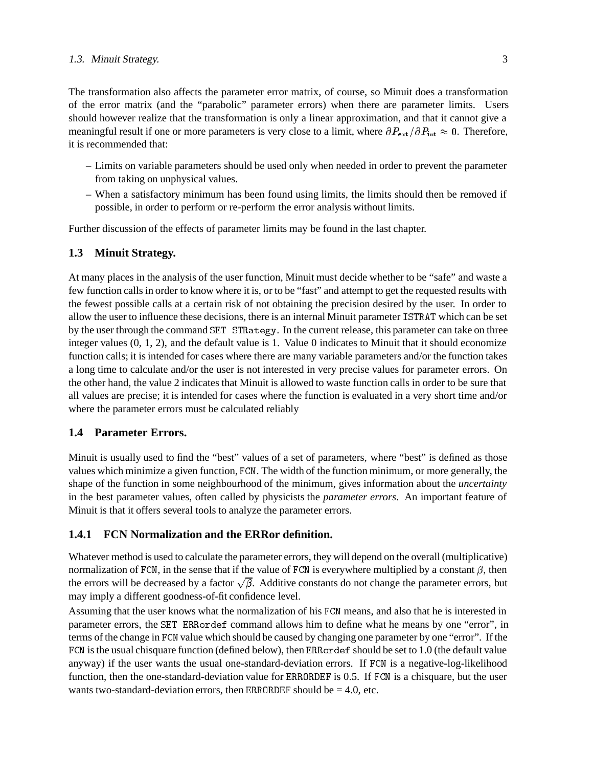The transformation also affects the parameter error matrix, of course, so Minuit does a transformation of the error matrix (and the "parabolic" parameter errors) when there are parameter limits. Users should however realize that the transformation is only a linear approximation, and that it cannot give a meaningful result if one or more parameters is very close to a limit, where $\partial P_{\mathrm{ext}} / \partial P_{\mathrm{int}} \approx 0$. Therefore, it is recommended that:

- Limits on variable parameters should be used only when needed in order to prevent the parameter from taking on unphysical values.
- When a satisfactory minimum has been found using limits, the limits should then be removed if possible, in order to perform or re-perform the error analysis without limits.

Further discussion of the effects of parameter limits may be found in the last chapter.

## 1.3 Minuit Strategy.

At many places in the analysis of the user function, Minuit must decide whether to be "safe" and waste a few function calls in order to know where it is, or to be "fast" and attempt to get the requested results with the fewest possible calls at a certain risk of not obtaining the precision desired by the user. In order to allow the user to influence these decisions, there is an internal Minuit parameter `ISTRAT` which can be set by the user through the command `SET STRategy`. In the current release, this parameter can take on three integer values (0, 1, 2), and the default value is 1. Value 0 indicates to Minuit that it should economize function calls; it is intended for cases where there are many variable parameters and/or the function takes a long time to calculate and/or the user is not interested in very precise values for parameter errors. On the other hand, the value 2 indicates that Minuit is allowed to waste function calls in order to be sure that all values are precise; it is intended for cases where the function is evaluated in a very short time and/or where the parameter errors must be calculated reliably

## 1.4 Parameter Errors.

Minuit is usually used to find the "best" values of a set of parameters, where "best" is defined as those values which minimize a given function, `FCN`. The width of the function minimum, or more generally, the shape of the function in some neighbourhood of the minimum, gives information about the *uncertainty* in the best parameter values, often called by physicists the *parameter errors*. An important feature of Minuit is that it offers several tools to analyze the parameter errors.

### 1.4.1 FCN Normalization and the ERRor definition.

Whatever method is used to calculate the parameter errors, they will depend on the overall (multiplicative) normalization of `FCN`, in the sense that if the value of `FCN` is everywhere multiplied by a constant $\beta$, then the errors will be decreased by a factor $\sqrt{\beta}$. Additive constants do not change the parameter errors, but may imply a different goodness-of-fit confidence level.

Assuming that the user knows what the normalization of his `FCN` means, and also that he is interested in parameter errors, the `SET ERRordef` command allows him to define what he means by one "error", in terms of the change in `FCN` value which should be caused by changing one parameter by one "error". If the `FCN` is the usual chisquare function (defined below), then `ERRordef` should be set to 1.0 (the default value anyway) if the user wants the usual one-standard-deviation errors. If `FCN` is a negative-log-likelihood function, then the one-standard-deviation value for `ERRORDEF` is 0.5. If `FCN` is a chisquare, but the user wants two-standard-deviation errors, then `ERRORDEF` should be = 4.0, etc.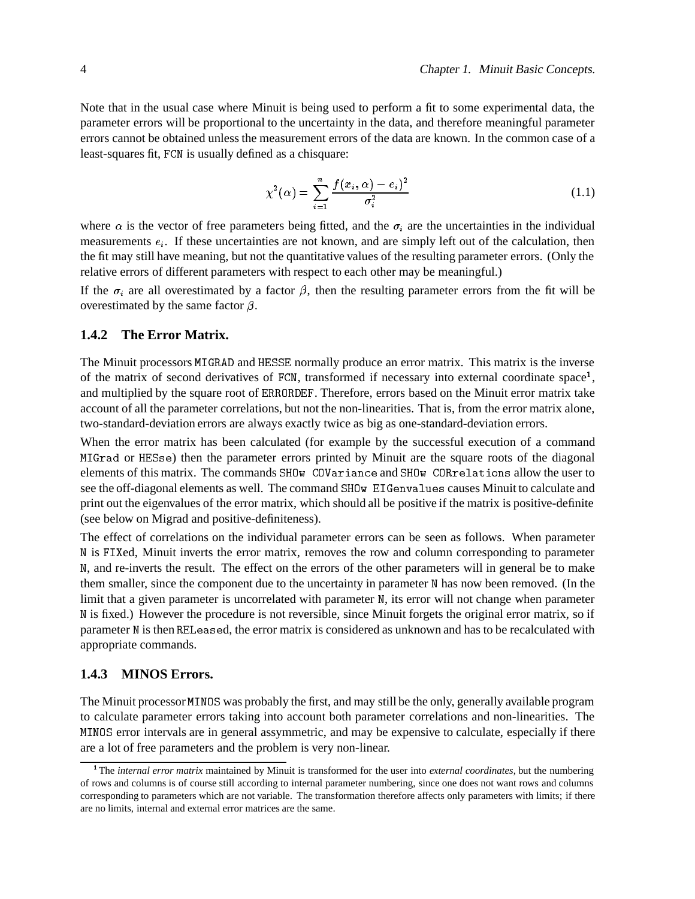Note that in the usual case where Minuit is being used to perform a fit to some experimental data, the parameter errors will be proportional to the uncertainty in the data, and therefore meaningful parameter errors cannot be obtained unless the measurement errors of the data are known. In the common case of a least-squares fit, FCN is usually defined as a chisquare:

$$\chi^2(\alpha) = \sum_{i=1}^{n} \frac{f(x_i, \alpha) - e_i)^2}{\sigma_i^2} \tag{1.1}$$

where $\alpha$ is the vector of free parameters being fitted, and the $\sigma_i$ are the uncertainties in the individual measurements $e_i$. If these uncertainties are not known, and are simply left out of the calculation, then the fit may still have meaning, but not the quantitative values of the resulting parameter errors. (Only the relative errors of different parameters with respect to each other may be meaningful.)

If the $\sigma_i$ are all overestimated by a factor $\beta$, then the resulting parameter errors from the fit will be overestimated by the same factor $\beta$.

### 1.4.2 The Error Matrix.

The Minuit processors MIGRAD and HESSE normally produce an error matrix. This matrix is the inverse of the matrix of second derivatives of FCN, transformed if necessary into external coordinate space[1], and multiplied by the square root of ERRORDEF. Therefore, errors based on the Minuit error matrix take account of all the parameter correlations, but not the non-linearities. That is, from the error matrix alone, two-standard-deviation errors are always exactly twice as big as one-standard-deviation errors.

When the error matrix has been calculated (for example by the successful execution of a command MIGrad or HESse) then the parameter errors printed by Minuit are the square roots of the diagonal elements of this matrix. The commands SHOw COVariance and SHOw CORrelations allow the user to see the off-diagonal elements as well. The command SHOw EIGenvalues causes Minuit to calculate and print out the eigenvalues of the error matrix, which should all be positive if the matrix is positive-definite (see below on Migrad and positive-definiteness).

The effect of correlations on the individual parameter errors can be seen as follows. When parameter N is FIXed, Minuit inverts the error matrix, removes the row and column corresponding to parameter N, and re-inverts the result. The effect on the errors of the other parameters will in general be to make them smaller, since the component due to the uncertainty in parameter N has now been removed. (In the limit that a given parameter is uncorrelated with parameter N, its error will not change when parameter N is fixed.) However the procedure is not reversible, since Minuit forgets the original error matrix, so if parameter N is then RELeased, the error matrix is considered as unknown and has to be recalculated with appropriate commands.

### 1.4.3 MINOS Errors.

The Minuit processor MINOS was probably the first, and may still be the only, generally available program to calculate parameter errors taking into account both parameter correlations and non-linearities. The MINOS error intervals are in general assymmetric, and may be expensive to calculate, especially if there are a lot of free parameters and the problem is very non-linear.

---

[1] The *internal error matrix* maintained by Minuit is transformed for the user into *external coordinates*, but the numbering of rows and columns is of course still according to internal parameter numbering, since one does not want rows and columns corresponding to parameters which are not variable. The transformation therefore affects only parameters with limits; if there are no limits, internal and external error matrices are the same.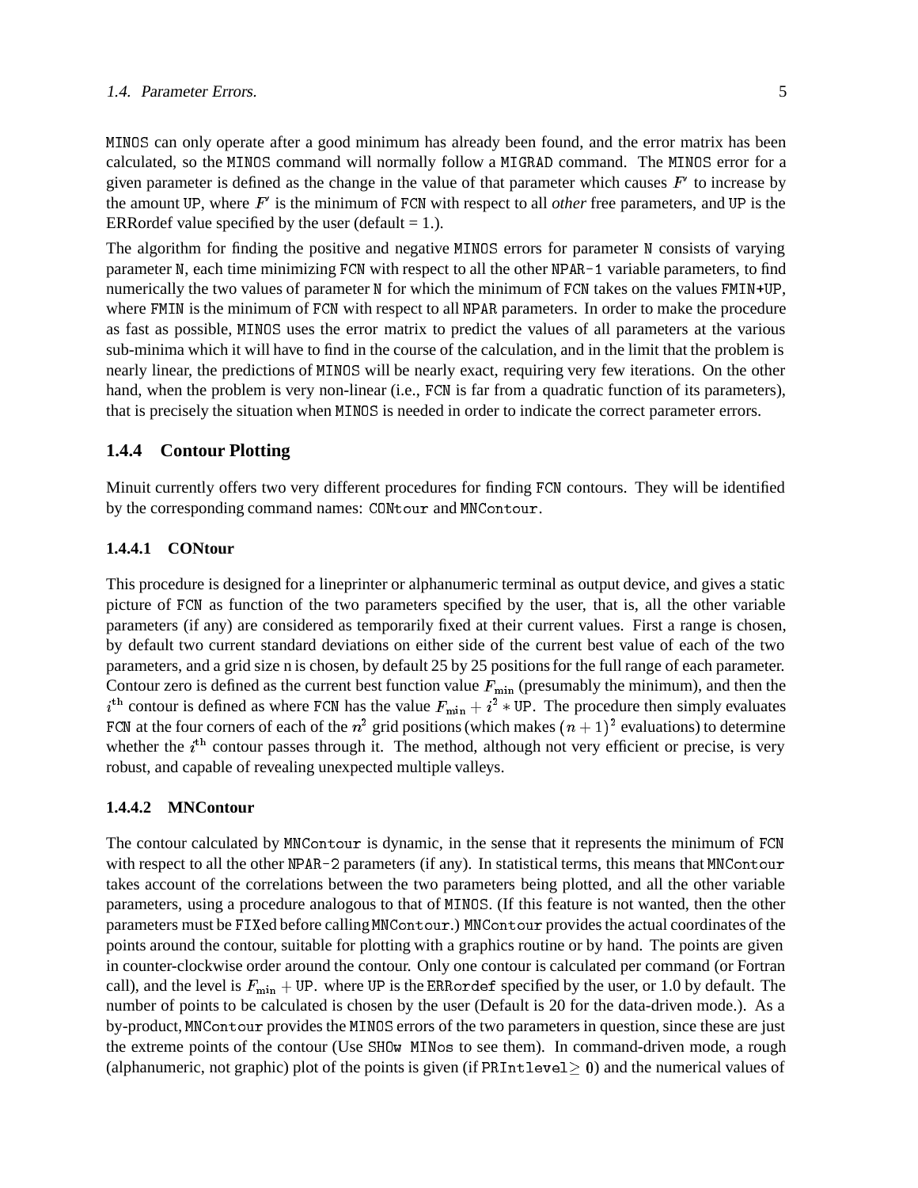MINOS can only operate after a good minimum has already been found, and the error matrix has been calculated, so the MINOS command will normally follow a MIGRAD command. The MINOS error for a given parameter is defined as the change in the value of that parameter which causes $F'$ to increase by the amount UP, where $F'$ is the minimum of FCN with respect to all *other* free parameters, and UP is the ERRordef value specified by the user (default = 1.).

The algorithm for finding the positive and negative MINOS errors for parameter N consists of varying parameter N, each time minimizing FCN with respect to all the other NPAR-1 variable parameters, to find numerically the two values of parameter N for which the minimum of FCN takes on the values FMIN+UP, where FMIN is the minimum of FCN with respect to all NPAR parameters. In order to make the procedure as fast as possible, MINOS uses the error matrix to predict the values of all parameters at the various sub-minima which it will have to find in the course of the calculation, and in the limit that the problem is nearly linear, the predictions of MINOS will be nearly exact, requiring very few iterations. On the other hand, when the problem is very non-linear (i.e., FCN is far from a quadratic function of its parameters), that is precisely the situation when MINOS is needed in order to indicate the correct parameter errors.

### 1.4.4 Contour Plotting

Minuit currently offers two very different procedures for finding FCN contours. They will be identified by the corresponding command names: CONtour and MNContour.

#### 1.4.4.1 CONtour

This procedure is designed for a lineprinter or alphanumeric terminal as output device, and gives a static picture of FCN as function of the two parameters specified by the user, that is, all the other variable parameters (if any) are considered as temporarily fixed at their current values. First a range is chosen, by default two current standard deviations on either side of the current best value of each of the two parameters, and a grid size n is chosen, by default 25 by 25 positions for the full range of each parameter. Contour zero is defined as the current best function value $F_{\min}$ (presumably the minimum), and then the $i^{\text{th}}$ contour is defined as where FCN has the value $F_{\min} + i^2 * \text{UP}$. The procedure then simply evaluates FCN at the four corners of each of the $n^2$ grid positions (which makes $(n+1)^2$ evaluations) to determine whether the $i^{\text{th}}$ contour passes through it. The method, although not very efficient or precise, is very robust, and capable of revealing unexpected multiple valleys.

#### 1.4.4.2 MNContour

The contour calculated by MNContour is dynamic, in the sense that it represents the minimum of FCN with respect to all the other NPAR-2 parameters (if any). In statistical terms, this means that MNContour takes account of the correlations between the two parameters being plotted, and all the other variable parameters, using a procedure analogous to that of MINOS. (If this feature is not wanted, then the other parameters must be FIXed before calling MNContour.) MNContour provides the actual coordinates of the points around the contour, suitable for plotting with a graphics routine or by hand. The points are given in counter-clockwise order around the contour. Only one contour is calculated per command (or Fortran call), and the level is $F_{\min} + \text{UP}$. where UP is the ERRordef specified by the user, or 1.0 by default. The number of points to be calculated is chosen by the user (Default is 20 for the data-driven mode.). As a by-product, MNContour provides the MINOS errors of the two parameters in question, since these are just the extreme points of the contour (Use SHOw MINos to see them). In command-driven mode, a rough (alphanumeric, not graphic) plot of the points is given (if PRIntlevel$\geq 0$) and the numerical values of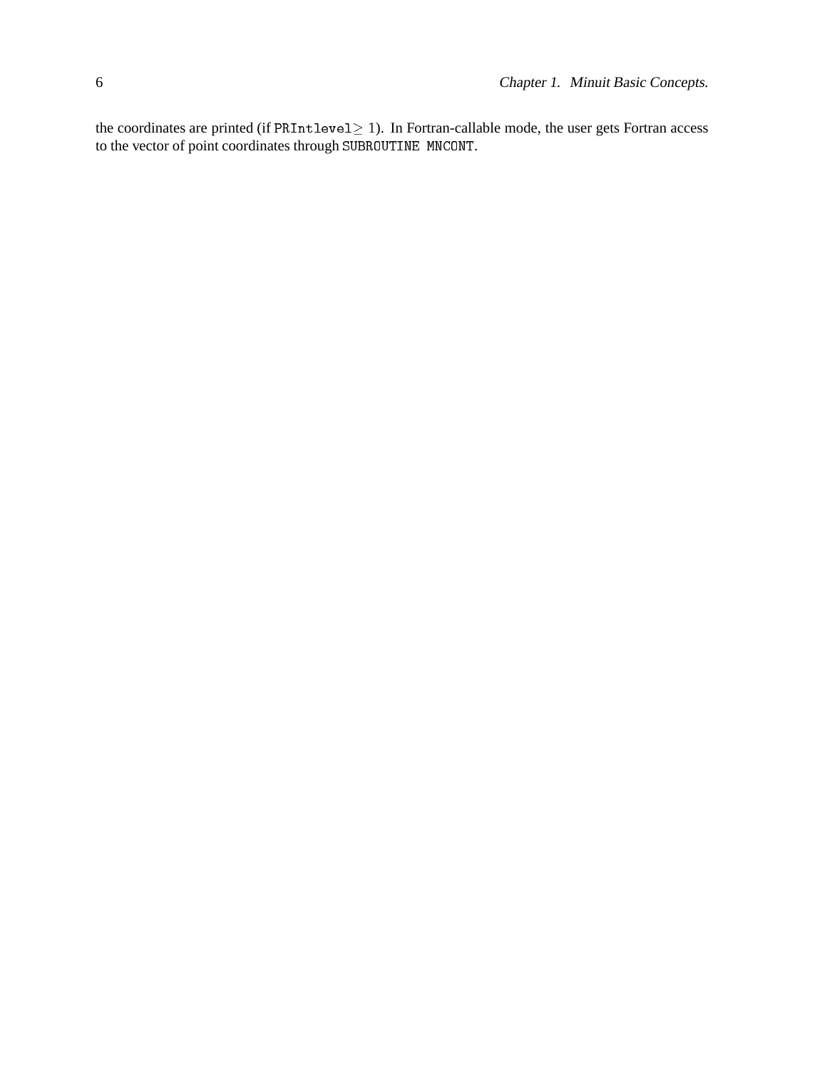the coordinates are printed (if `PRIntlevel`$\geq 1$). In Fortran-callable mode, the user gets Fortran access to the vector of point coordinates through `SUBROUTINE MNCONT`.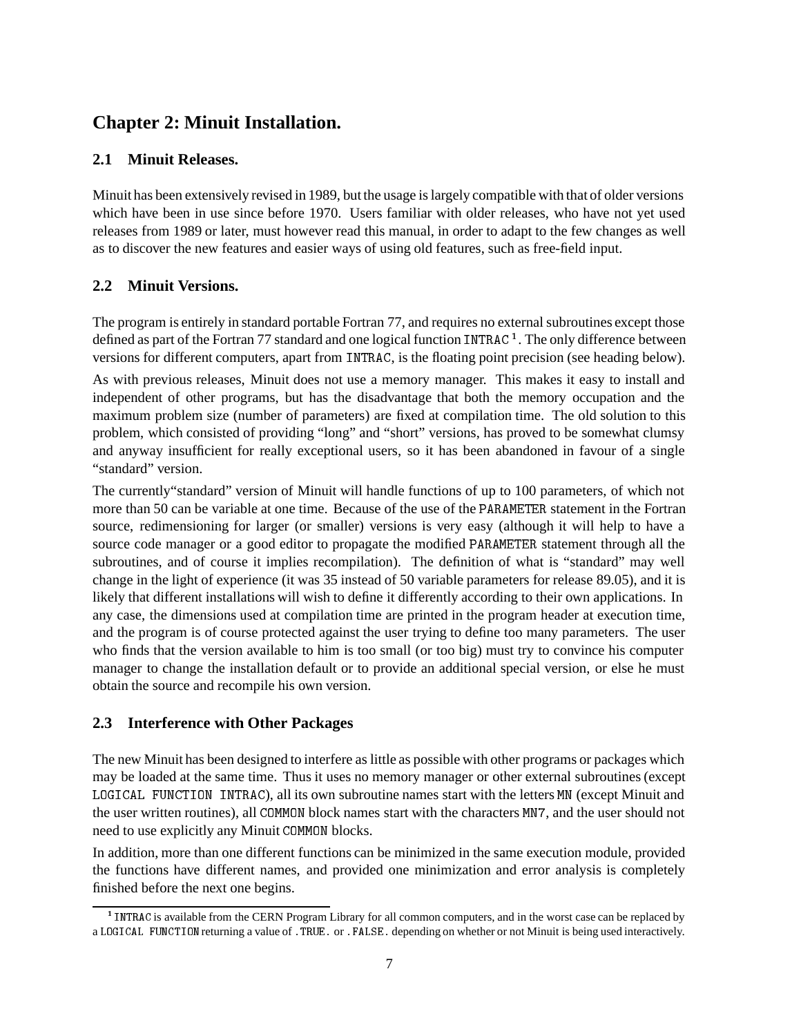# Chapter 2: Minuit Installation.

## 2.1 Minuit Releases.

Minuit has been extensively revised in 1989, but the usage is largely compatible with that of older versions which have been in use since before 1970. Users familiar with older releases, who have not yet used releases from 1989 or later, must however read this manual, in order to adapt to the few changes as well as to discover the new features and easier ways of using old features, such as free-field input.

## 2.2 Minuit Versions.

The program is entirely in standard portable Fortran 77, and requires no external subroutines except those defined as part of the Fortran 77 standard and one logical function `INTRAC` [1]. The only difference between versions for different computers, apart from `INTRAC`, is the floating point precision (see heading below).

As with previous releases, Minuit does not use a memory manager. This makes it easy to install and independent of other programs, but has the disadvantage that both the memory occupation and the maximum problem size (number of parameters) are fixed at compilation time. The old solution to this problem, which consisted of providing "long" and "short" versions, has proved to be somewhat clumsy and anyway insufficient for really exceptional users, so it has been abandoned in favour of a single "standard" version.

The currently"standard" version of Minuit will handle functions of up to 100 parameters, of which not more than 50 can be variable at one time. Because of the use of the `PARAMETER` statement in the Fortran source, redimensioning for larger (or smaller) versions is very easy (although it will help to have a source code manager or a good editor to propagate the modified `PARAMETER` statement through all the subroutines, and of course it implies recompilation). The definition of what is "standard" may well change in the light of experience (it was 35 instead of 50 variable parameters for release 89.05), and it is likely that different installations will wish to define it differently according to their own applications. In any case, the dimensions used at compilation time are printed in the program header at execution time, and the program is of course protected against the user trying to define too many parameters. The user who finds that the version available to him is too small (or too big) must try to convince his computer manager to change the installation default or to provide an additional special version, or else he must obtain the source and recompile his own version.

## 2.3 Interference with Other Packages

The new Minuit has been designed to interfere as little as possible with other programs or packages which may be loaded at the same time. Thus it uses no memory manager or other external subroutines (except `LOGICAL FUNCTION INTRAC`), all its own subroutine names start with the letters `MN` (except Minuit and the user written routines), all `COMMON` block names start with the characters `MN7`, and the user should not need to use explicitly any Minuit `COMMON` blocks.

In addition, more than one different functions can be minimized in the same execution module, provided the functions have different names, and provided one minimization and error analysis is completely finished before the next one begins.

---

[1] `INTRAC` is available from the CERN Program Library for all common computers, and in the worst case can be replaced by a `LOGICAL FUNCTION` returning a value of `.TRUE.` or `.FALSE.` depending on whether or not Minuit is being used interactively.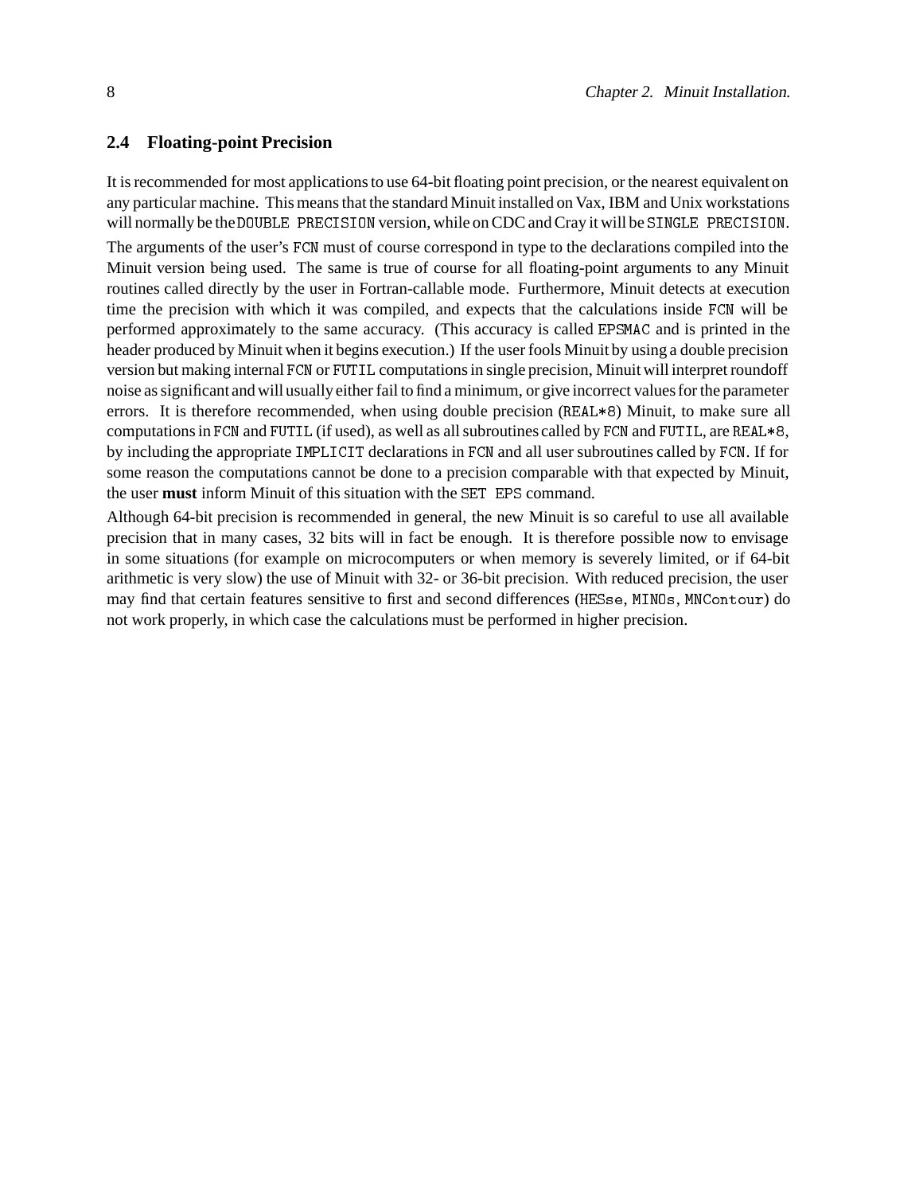## 2.4 Floating-point Precision

It is recommended for most applications to use 64-bit floating point precision, or the nearest equivalent on any particular machine. This means that the standard Minuit installed on Vax, IBM and Unix workstations will normally be the `DOUBLE PRECISION` version, while on CDC and Cray it will be `SINGLE PRECISION`.

The arguments of the user's `FCN` must of course correspond in type to the declarations compiled into the Minuit version being used. The same is true of course for all floating-point arguments to any Minuit routines called directly by the user in Fortran-callable mode. Furthermore, Minuit detects at execution time the precision with which it was compiled, and expects that the calculations inside `FCN` will be performed approximately to the same accuracy. (This accuracy is called `EPSMAC` and is printed in the header produced by Minuit when it begins execution.) If the user fools Minuit by using a double precision version but making internal `FCN` or `FUTIL` computations in single precision, Minuit will interpret roundoff noise as significant and will usually either fail to find a minimum, or give incorrect values for the parameter errors. It is therefore recommended, when using double precision (`REAL*8`) Minuit, to make sure all computations in `FCN` and `FUTIL` (if used), as well as all subroutines called by `FCN` and `FUTIL`, are `REAL*8`, by including the appropriate `IMPLICIT` declarations in `FCN` and all user subroutines called by `FCN`. If for some reason the computations cannot be done to a precision comparable with that expected by Minuit, the user **must** inform Minuit of this situation with the `SET EPS` command.

Although 64-bit precision is recommended in general, the new Minuit is so careful to use all available precision that in many cases, 32 bits will in fact be enough. It is therefore possible now to envisage in some situations (for example on microcomputers or when memory is severely limited, or if 64-bit arithmetic is very slow) the use of Minuit with 32- or 36-bit precision. With reduced precision, the user may find that certain features sensitive to first and second differences (`HESse`, `MINOs`, `MNContour`) do not work properly, in which case the calculations must be performed in higher precision.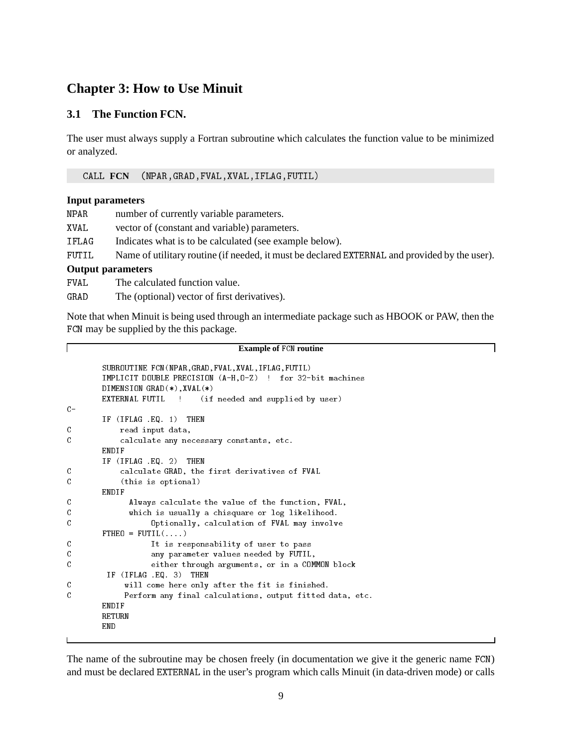# Chapter 3: How to Use Minuit

## 3.1 The Function FCN.

The user must always supply a Fortran subroutine which calculates the function value to be minimized or analyzed.

```
CALL FCN (NPAR,GRAD,FVAL,XVAL,IFLAG,FUTIL)
```

**Input parameters**

- `NPAR` number of currently variable parameters.
- `XVAL` vector of (constant and variable) parameters.
- `IFLAG` Indicates what is to be calculated (see example below).
- `FUTIL` Name of utilitary routine (if needed, it must be declared `EXTERNAL` and provided by the user).

**Output parameters**

- `FVAL` The calculated function value.
- `GRAD` The (optional) vector of first derivatives).

Note that when Minuit is being used through an intermediate package such as HBOOK or PAW, then the `FCN` may be supplied by the this package.

**Example of `FCN` routine**

```
      SUBROUTINE FCN(NPAR,GRAD,FVAL,XVAL,IFLAG,FUTIL)
      IMPLICIT DOUBLE PRECISION (A-H,O-Z)  !  for 32-bit machines
      DIMENSION GRAD(*),XVAL(*)
      EXTERNAL FUTIL   !    (if needed and supplied by user)
C-
      IF (IFLAG .EQ. 1)  THEN
C         read input data,
C         calculate any necessary constants, etc.
      ENDIF
      IF (IFLAG .EQ. 2)  THEN
C         calculate GRAD, the first derivatives of FVAL
C         (this is optional)
      ENDIF
C           Always calculate the value of the function, FVAL,
C           which is usually a chisquare or log likelihood.
C                Optionally, calculation of FVAL may involve
      FTHEO = FUTIL(....)
C                It is responsability of user to pass
C                any parameter values needed by FUTIL,
C                either through arguments, or in a COMMON block
       IF (IFLAG .EQ. 3)  THEN
C          will come here only after the fit is finished.
C          Perform any final calculations, output fitted data, etc.
      ENDIF
      RETURN
      END
```

The name of the subroutine may be chosen freely (in documentation we give it the generic name `FCN`) and must be declared `EXTERNAL` in the user's program which calls Minuit (in data-driven mode) or calls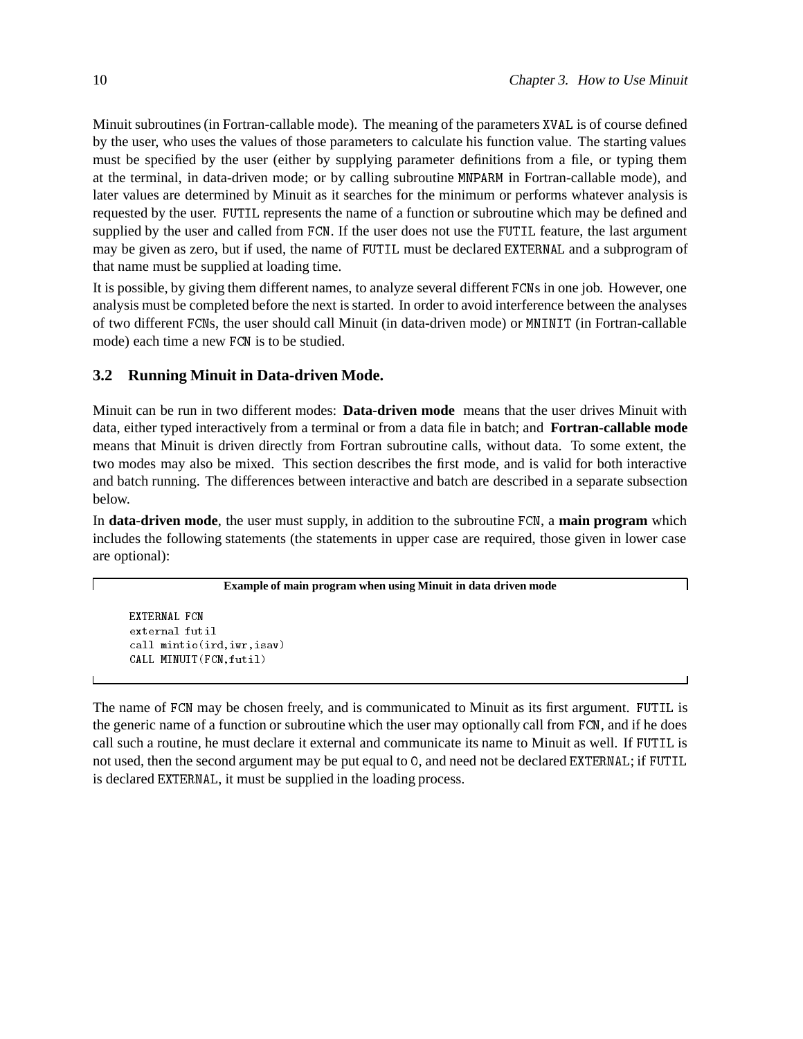Minuit subroutines (in Fortran-callable mode). The meaning of the parameters XVAL is of course defined by the user, who uses the values of those parameters to calculate his function value. The starting values must be specified by the user (either by supplying parameter definitions from a file, or typing them at the terminal, in data-driven mode; or by calling subroutine MNPARM in Fortran-callable mode), and later values are determined by Minuit as it searches for the minimum or performs whatever analysis is requested by the user. FUTIL represents the name of a function or subroutine which may be defined and supplied by the user and called from FCN. If the user does not use the FUTIL feature, the last argument may be given as zero, but if used, the name of FUTIL must be declared EXTERNAL and a subprogram of that name must be supplied at loading time.

It is possible, by giving them different names, to analyze several different FCNs in one job. However, one analysis must be completed before the next is started. In order to avoid interference between the analyses of two different FCNs, the user should call Minuit (in data-driven mode) or MNINIT (in Fortran-callable mode) each time a new FCN is to be studied.

## 3.2 Running Minuit in Data-driven Mode.

Minuit can be run in two different modes: **Data-driven mode** means that the user drives Minuit with data, either typed interactively from a terminal or from a data file in batch; and **Fortran-callable mode** means that Minuit is driven directly from Fortran subroutine calls, without data. To some extent, the two modes may also be mixed. This section describes the first mode, and is valid for both interactive and batch running. The differences between interactive and batch are described in a separate subsection below.

In **data-driven mode**, the user must supply, in addition to the subroutine FCN, a **main program** which includes the following statements (the statements in upper case are required, those given in lower case are optional):

**Example of main program when using Minuit in data driven mode**

```
      EXTERNAL FCN
      external futil
      call mintio(ird,iwr,isav)
      CALL MINUIT(FCN,futil)
```

The name of FCN may be chosen freely, and is communicated to Minuit as its first argument. FUTIL is the generic name of a function or subroutine which the user may optionally call from FCN, and if he does call such a routine, he must declare it external and communicate its name to Minuit as well. If FUTIL is not used, then the second argument may be put equal to 0, and need not be declared EXTERNAL; if FUTIL is declared EXTERNAL, it must be supplied in the loading process.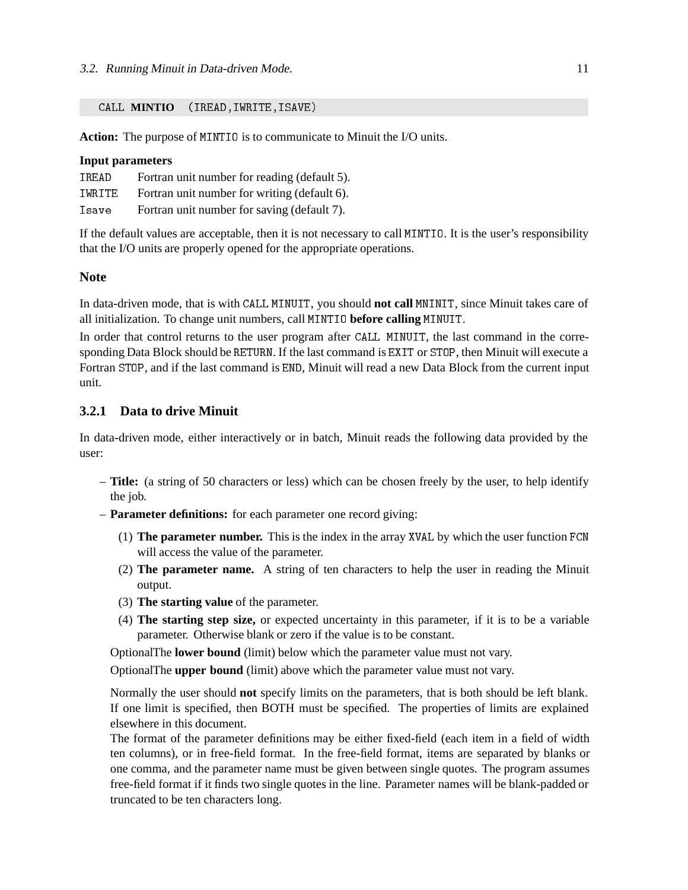```
CALL MINTIO (IREAD,IWRITE,ISAVE)
```

**Action:** The purpose of `MINTIO` is to communicate to Minuit the I/O units.

**Input parameters**

| | |
|---|---|
| `IREAD` | Fortran unit number for reading (default 5). |
| `IWRITE` | Fortran unit number for writing (default 6). |
| `Isave` | Fortran unit number for saving (default 7). |

If the default values are acceptable, then it is not necessary to call `MINTIO`. It is the user's responsibility that the I/O units are properly opened for the appropriate operations.

### Note

In data-driven mode, that is with `CALL MINUIT`, you should **not call** `MNINIT`, since Minuit takes care of all initialization. To change unit numbers, call `MINTIO` **before calling** `MINUIT`.

In order that control returns to the user program after `CALL MINUIT`, the last command in the corresponding Data Block should be `RETURN`. If the last command is `EXIT` or `STOP`, then Minuit will execute a Fortran `STOP`, and if the last command is `END`, Minuit will read a new Data Block from the current input unit.

### 3.2.1 Data to drive Minuit

In data-driven mode, either interactively or in batch, Minuit reads the following data provided by the user:

– **Title:** (a string of 50 characters or less) which can be chosen freely by the user, to help identify the job.

– **Parameter definitions:** for each parameter one record giving:

  (1) **The parameter number.** This is the index in the array `XVAL` by which the user function `FCN` will access the value of the parameter.

  (2) **The parameter name.** A string of ten characters to help the user in reading the Minuit output.

  (3) **The starting value** of the parameter.

  (4) **The starting step size,** or expected uncertainty in this parameter, if it is to be a variable parameter. Otherwise blank or zero if the value is to be constant.

  OptionalThe **lower bound** (limit) below which the parameter value must not vary.

  OptionalThe **upper bound** (limit) above which the parameter value must not vary.

  Normally the user should **not** specify limits on the parameters, that is both should be left blank. If one limit is specified, then BOTH must be specified. The properties of limits are explained elsewhere in this document.

  The format of the parameter definitions may be either fixed-field (each item in a field of width ten columns), or in free-field format. In the free-field format, items are separated by blanks or one comma, and the parameter name must be given between single quotes. The program assumes free-field format if it finds two single quotes in the line. Parameter names will be blank-padded or truncated to be ten characters long.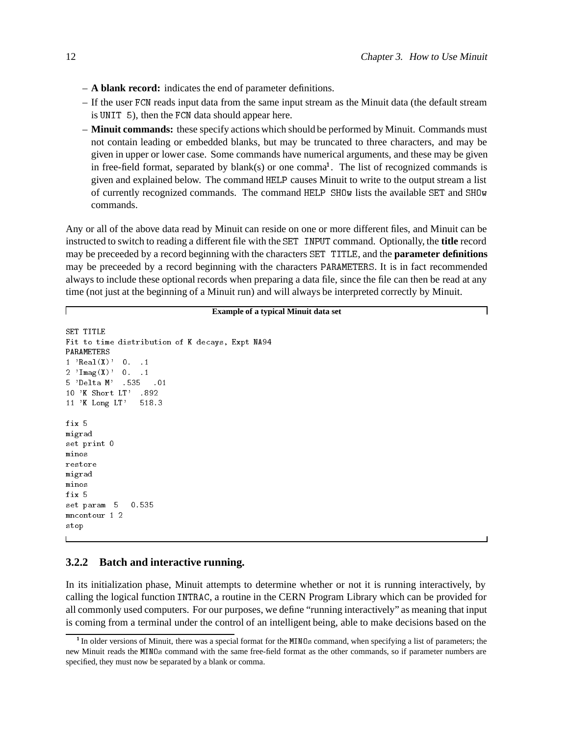- **A blank record:** indicates the end of parameter definitions.
- If the user `FCN` reads input data from the same input stream as the Minuit data (the default stream is `UNIT 5`), then the `FCN` data should appear here.
- **Minuit commands:** these specify actions which should be performed by Minuit. Commands must not contain leading or embedded blanks, but may be truncated to three characters, and may be given in upper or lower case. Some commands have numerical arguments, and these may be given in free-field format, separated by blank(s) or one comma[1]. The list of recognized commands is given and explained below. The command `HELP` causes Minuit to write to the output stream a list of currently recognized commands. The command `HELP SHOw` lists the available `SET` and `SHOw` commands.

Any or all of the above data read by Minuit can reside on one or more different files, and Minuit can be instructed to switch to reading a different file with the `SET INPUT` command. Optionally, the **title** record may be preceeded by a record beginning with the characters `SET TITLE`, and the **parameter definitions** may be preceeded by a record beginning with the characters `PARAMETERS`. It is in fact recommended always to include these optional records when preparing a data file, since the file can then be read at any time (not just at the beginning of a Minuit run) and will always be interpreted correctly by Minuit.

**Example of a typical Minuit data set**

```
SET TITLE
Fit to time distribution of K decays, Expt NA94
PARAMETERS
1 'Real(X)'  0.  .1
2 'Imag(X)'  0.  .1
5 'Delta M'  .535   .01
10 'K Short LT'  .892
11 'K Long LT'   518.3

fix 5
migrad
set print 0
minos
restore
migrad
minos
fix 5
set param  5   0.535
mncontour 1 2
stop
```

### 3.2.2 Batch and interactive running.

In its initialization phase, Minuit attempts to determine whether or not it is running interactively, by calling the logical function `INTRAC`, a routine in the CERN Program Library which can be provided for all commonly used computers. For our purposes, we define "running interactively" as meaning that input is coming from a terminal under the control of an intelligent being, able to make decisions based on the

[1] In older versions of Minuit, there was a special format for the `MINOs` command, when specifying a list of parameters; the new Minuit reads the `MINOs` command with the same free-field format as the other commands, so if parameter numbers are specified, they must now be separated by a blank or comma.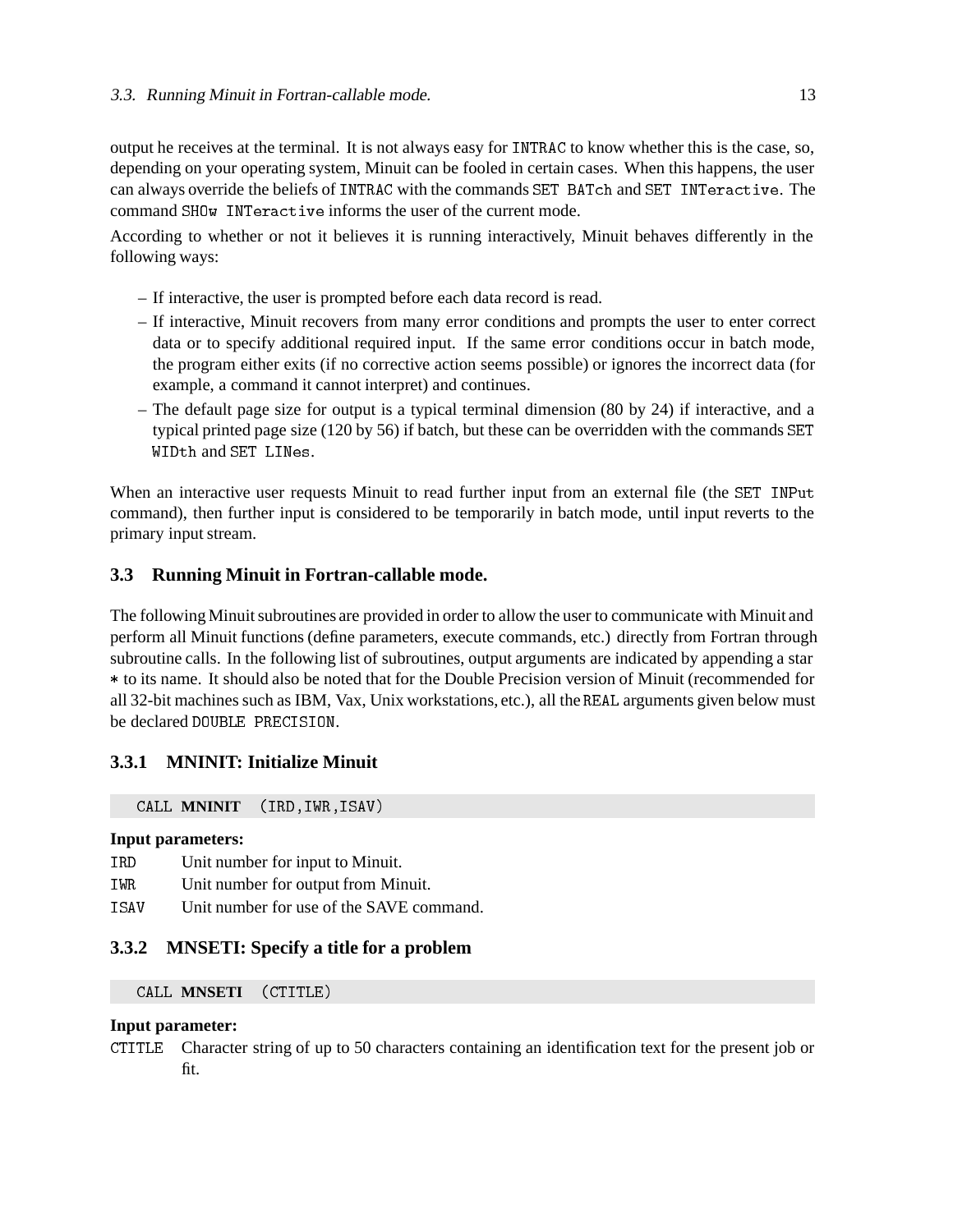output he receives at the terminal. It is not always easy for `INTRAC` to know whether this is the case, so, depending on your operating system, Minuit can be fooled in certain cases. When this happens, the user can always override the beliefs of `INTRAC` with the commands `SET BATch` and `SET INTeractive`. The command `SHOw INTeractive` informs the user of the current mode.

According to whether or not it believes it is running interactively, Minuit behaves differently in the following ways:

- If interactive, the user is prompted before each data record is read.
- If interactive, Minuit recovers from many error conditions and prompts the user to enter correct data or to specify additional required input. If the same error conditions occur in batch mode, the program either exits (if no corrective action seems possible) or ignores the incorrect data (for example, a command it cannot interpret) and continues.
- The default page size for output is a typical terminal dimension (80 by 24) if interactive, and a typical printed page size (120 by 56) if batch, but these can be overridden with the commands `SET WIDth` and `SET LINes`.

When an interactive user requests Minuit to read further input from an external file (the `SET INPut` command), then further input is considered to be temporarily in batch mode, until input reverts to the primary input stream.

## 3.3 Running Minuit in Fortran-callable mode.

The following Minuit subroutines are provided in order to allow the user to communicate with Minuit and perform all Minuit functions (define parameters, execute commands, etc.) directly from Fortran through subroutine calls. In the following list of subroutines, output arguments are indicated by appending a star * to its name. It should also be noted that for the Double Precision version of Minuit (recommended for all 32-bit machines such as IBM, Vax, Unix workstations, etc.), all the `REAL` arguments given below must be declared `DOUBLE PRECISION`.

### 3.3.1 MNINIT: Initialize Minuit

```
CALL MNINIT (IRD,IWR,ISAV)
```

**Input parameters:**

`IRD` Unit number for input to Minuit.

`IWR` Unit number for output from Minuit.

`ISAV` Unit number for use of the SAVE command.

### 3.3.2 MNSETI: Specify a title for a problem

```
CALL MNSETI (CTITLE)
```

**Input parameter:**

`CTITLE` Character string of up to 50 characters containing an identification text for the present job or fit.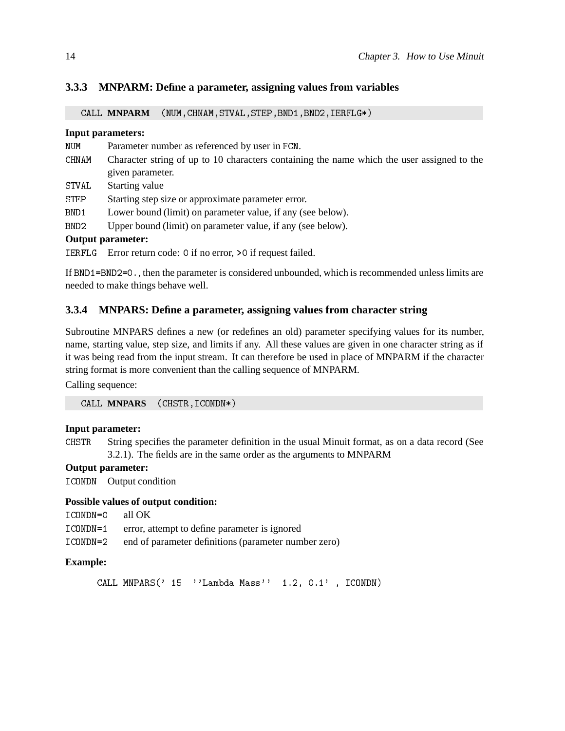### 3.3.3 MNPARM: Define a parameter, assigning values from variables

```
CALL MNPARM (NUM,CHNAM,STVAL,STEP,BND1,BND2,IERFLG*)
```

**Input parameters:**

- `NUM` Parameter number as referenced by user in `FCN`.
- `CHNAM` Character string of up to 10 characters containing the name which the user assigned to the given parameter.
- `STVAL` Starting value
- `STEP` Starting step size or approximate parameter error.
- `BND1` Lower bound (limit) on parameter value, if any (see below).
- `BND2` Upper bound (limit) on parameter value, if any (see below).

**Output parameter:**

- `IERFLG` Error return code: `0` if no error, `>0` if request failed.

If `BND1=BND2=0.`, then the parameter is considered unbounded, which is recommended unless limits are needed to make things behave well.

### 3.3.4 MNPARS: Define a parameter, assigning values from character string

Subroutine MNPARS defines a new (or redefines an old) parameter specifying values for its number, name, starting value, step size, and limits if any. All these values are given in one character string as if it was being read from the input stream. It can therefore be used in place of MNPARM if the character string format is more convenient than the calling sequence of MNPARM.

Calling sequence:

```
CALL MNPARS (CHSTR,ICONDN*)
```

**Input parameter:**

- `CHSTR` String specifies the parameter definition in the usual Minuit format, as on a data record (See 3.2.1). The fields are in the same order as the arguments to MNPARM

**Output parameter:**

- `ICONDN` Output condition

**Possible values of output condition:**

- `ICONDN=0` all OK
- `ICONDN=1` error, attempt to define parameter is ignored
- `ICONDN=2` end of parameter definitions (parameter number zero)

**Example:**

```
CALL MNPARS(' 15  ''Lambda Mass''  1.2, 0.1' , ICONDN)
```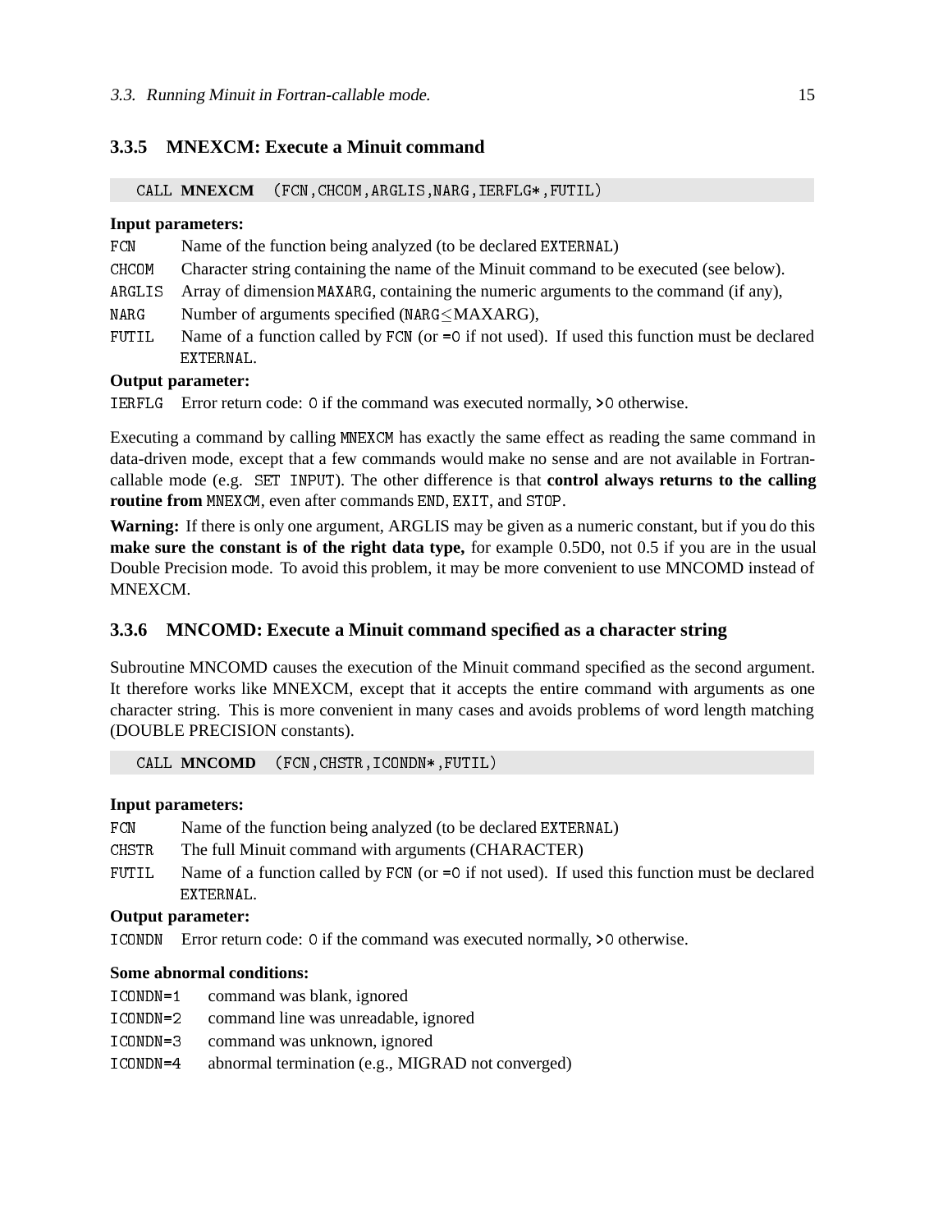### 3.3.5 MNEXCM: Execute a Minuit command

```
CALL MNEXCM (FCN,CHCOM,ARGLIS,NARG,IERFLG*,FUTIL)
```

**Input parameters:**

- `FCN` Name of the function being analyzed (to be declared `EXTERNAL`)
- `CHCOM` Character string containing the name of the Minuit command to be executed (see below).
- `ARGLIS` Array of dimension `MAXARG`, containing the numeric arguments to the command (if any),
- `NARG` Number of arguments specified (`NARG`≤MAXARG),
- `FUTIL` Name of a function called by `FCN` (or `=0` if not used). If used this function must be declared `EXTERNAL`.

**Output parameter:**

- `IERFLG` Error return code: `0` if the command was executed normally, `>0` otherwise.

Executing a command by calling `MNEXCM` has exactly the same effect as reading the same command in data-driven mode, except that a few commands would make no sense and are not available in Fortran-callable mode (e.g. `SET INPUT`). The other difference is that **control always returns to the calling routine from** `MNEXCM`, even after commands `END`, `EXIT`, and `STOP`.

**Warning:** If there is only one argument, ARGLIS may be given as a numeric constant, but if you do this **make sure the constant is of the right data type,** for example 0.5D0, not 0.5 if you are in the usual Double Precision mode. To avoid this problem, it may be more convenient to use MNCOMD instead of MNEXCM.

### 3.3.6 MNCOMD: Execute a Minuit command specified as a character string

Subroutine MNCOMD causes the execution of the Minuit command specified as the second argument. It therefore works like MNEXCM, except that it accepts the entire command with arguments as one character string. This is more convenient in many cases and avoids problems of word length matching (DOUBLE PRECISION constants).

```
CALL MNCOMD (FCN,CHSTR,ICONDN*,FUTIL)
```

**Input parameters:**

- `FCN` Name of the function being analyzed (to be declared `EXTERNAL`)
- `CHSTR` The full Minuit command with arguments (CHARACTER)
- `FUTIL` Name of a function called by `FCN` (or `=0` if not used). If used this function must be declared `EXTERNAL`.

**Output parameter:**

- `ICONDN` Error return code: `0` if the command was executed normally, `>0` otherwise.

**Some abnormal conditions:**

- `ICONDN=1` command was blank, ignored
- `ICONDN=2` command line was unreadable, ignored
- `ICONDN=3` command was unknown, ignored
- `ICONDN=4` abnormal termination (e.g., MIGRAD not converged)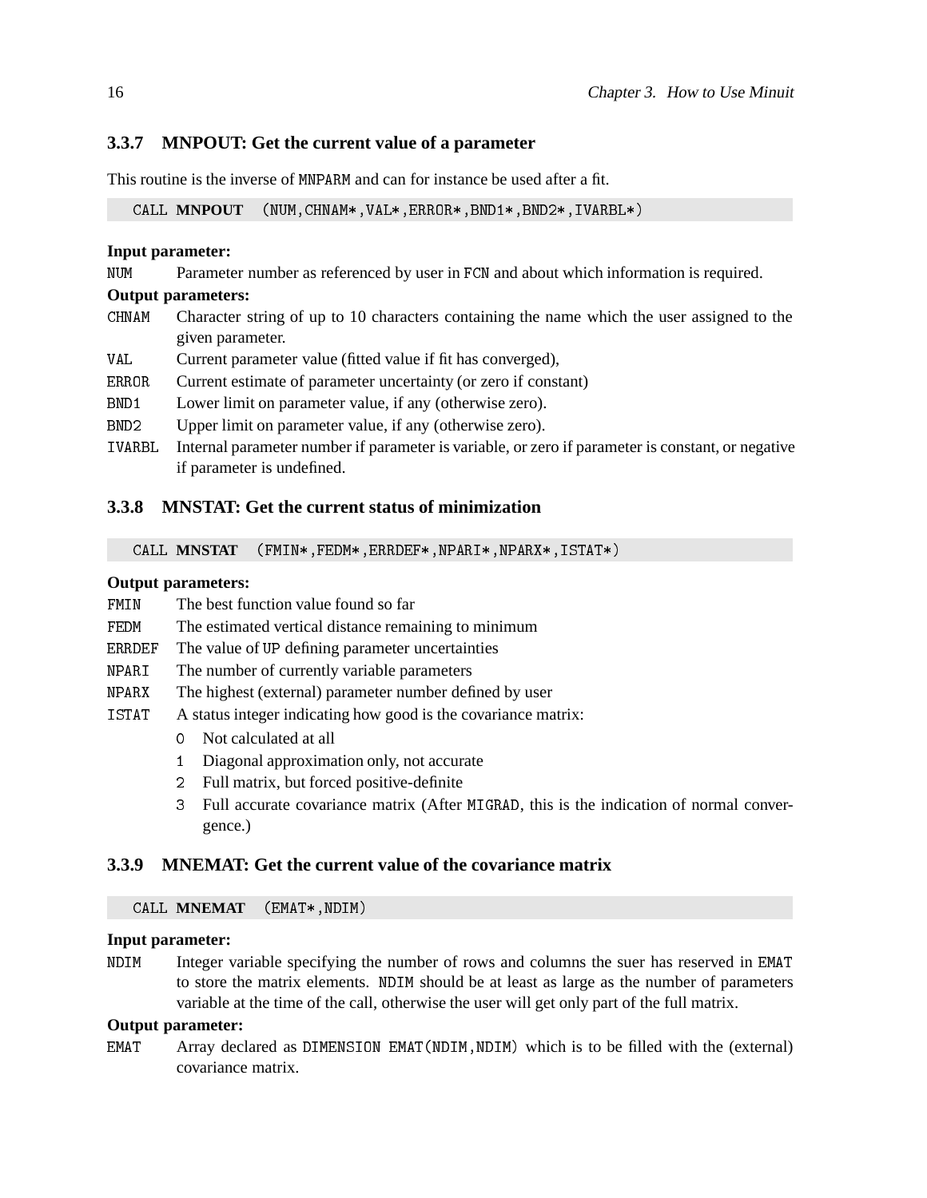### 3.3.7 MNPOUT: Get the current value of a parameter

This routine is the inverse of MNPARM and can for instance be used after a fit.

```
CALL MNPOUT (NUM,CHNAM*,VAL*,ERROR*,BND1*,BND2*,IVARBL*)
```

**Input parameter:**

NUM Parameter number as referenced by user in FCN and about which information is required.

**Output parameters:**

CHNAM Character string of up to 10 characters containing the name which the user assigned to the given parameter.

VAL Current parameter value (fitted value if fit has converged),

ERROR Current estimate of parameter uncertainty (or zero if constant)

BND1 Lower limit on parameter value, if any (otherwise zero).

BND2 Upper limit on parameter value, if any (otherwise zero).

IVARBL Internal parameter number if parameter is variable, or zero if parameter is constant, or negative if parameter is undefined.

### 3.3.8 MNSTAT: Get the current status of minimization

```
CALL MNSTAT (FMIN*,FEDM*,ERRDEF*,NPARI*,NPARX*,ISTAT*)
```

**Output parameters:**

FMIN The best function value found so far

FEDM The estimated vertical distance remaining to minimum

ERRDEF The value of UP defining parameter uncertainties

NPARI The number of currently variable parameters

NPARX The highest (external) parameter number defined by user

ISTAT A status integer indicating how good is the covariance matrix:

- 0 Not calculated at all
- 1 Diagonal approximation only, not accurate
- 2 Full matrix, but forced positive-definite
- 3 Full accurate covariance matrix (After MIGRAD, this is the indication of normal convergence.)

### 3.3.9 MNEMAT: Get the current value of the covariance matrix

```
CALL MNEMAT (EMAT*,NDIM)
```

**Input parameter:**

NDIM Integer variable specifying the number of rows and columns the suer has reserved in EMAT to store the matrix elements. NDIM should be at least as large as the number of parameters variable at the time of the call, otherwise the user will get only part of the full matrix.

**Output parameter:**

EMAT Array declared as DIMENSION EMAT(NDIM,NDIM) which is to be filled with the (external) covariance matrix.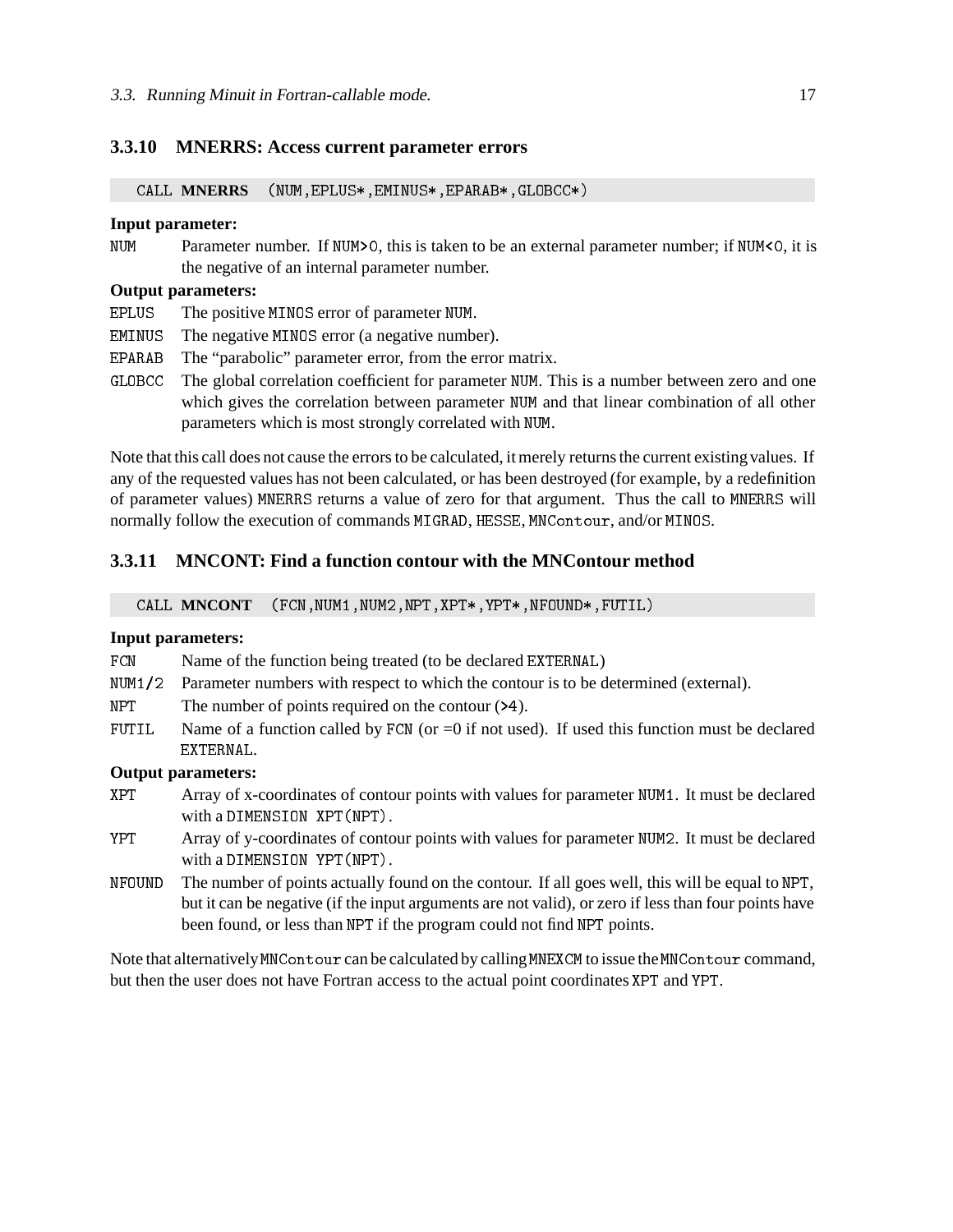### 3.3.10 MNERRS: Access current parameter errors

```
CALL MNERRS (NUM,EPLUS*,EMINUS*,EPARAB*,GLOBCC*)
```

**Input parameter:**

`NUM` Parameter number. If `NUM>0`, this is taken to be an external parameter number; if `NUM<0`, it is the negative of an internal parameter number.

**Output parameters:**

`EPLUS` The positive `MINOS` error of parameter `NUM`.

`EMINUS` The negative `MINOS` error (a negative number).

`EPARAB` The "parabolic" parameter error, from the error matrix.

`GLOBCC` The global correlation coefficient for parameter `NUM`. This is a number between zero and one which gives the correlation between parameter `NUM` and that linear combination of all other parameters which is most strongly correlated with `NUM`.

Note that this call does not cause the errors to be calculated, it merely returns the current existing values. If any of the requested values has not been calculated, or has been destroyed (for example, by a redefinition of parameter values) `MNERRS` returns a value of zero for that argument. Thus the call to `MNERRS` will normally follow the execution of commands `MIGRAD`, `HESSE`, `MNContour`, and/or `MINOS`.

### 3.3.11 MNCONT: Find a function contour with the MNContour method

```
CALL MNCONT (FCN,NUM1,NUM2,NPT,XPT*,YPT*,NFOUND*,FUTIL)
```

**Input parameters:**

`FCN` Name of the function being treated (to be declared `EXTERNAL`)

`NUM1/2` Parameter numbers with respect to which the contour is to be determined (external).

`NPT` The number of points required on the contour (`>4`).

`FUTIL` Name of a function called by `FCN` (or =0 if not used). If used this function must be declared `EXTERNAL`.

**Output parameters:**

`XPT` Array of x-coordinates of contour points with values for parameter `NUM1`. It must be declared with a `DIMENSION XPT(NPT)`.

`YPT` Array of y-coordinates of contour points with values for parameter `NUM2`. It must be declared with a `DIMENSION YPT(NPT)`.

`NFOUND` The number of points actually found on the contour. If all goes well, this will be equal to `NPT`, but it can be negative (if the input arguments are not valid), or zero if less than four points have been found, or less than `NPT` if the program could not find `NPT` points.

Note that alternatively `MNContour` can be calculated by calling `MNEXCM` to issue the `MNContour` command, but then the user does not have Fortran access to the actual point coordinates `XPT` and `YPT`.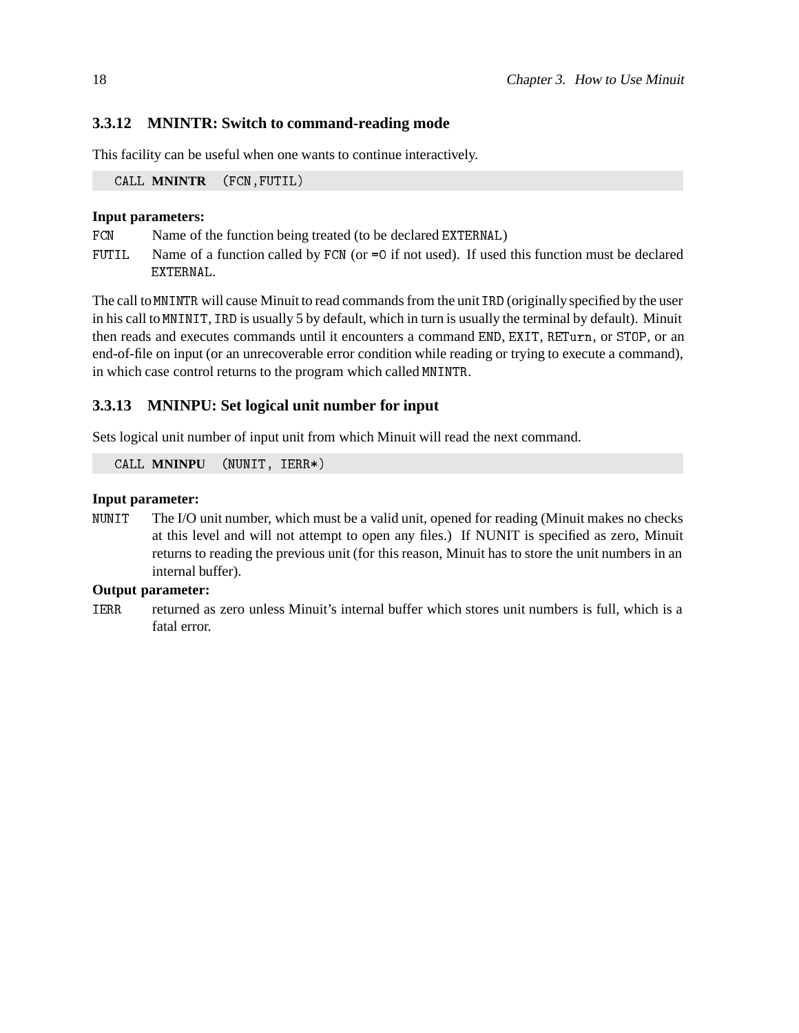### 3.3.12 MNINTR: Switch to command-reading mode

This facility can be useful when one wants to continue interactively.

```
CALL MNINTR (FCN,FUTIL)
```

**Input parameters:**

FCN Name of the function being treated (to be declared EXTERNAL)

FUTIL Name of a function called by FCN (or =0 if not used). If used this function must be declared EXTERNAL.

The call to MNINTR will cause Minuit to read commands from the unit IRD (originally specified by the user in his call to MNINIT, IRD is usually 5 by default, which in turn is usually the terminal by default). Minuit then reads and executes commands until it encounters a command END, EXIT, RETurn, or STOP, or an end-of-file on input (or an unrecoverable error condition while reading or trying to execute a command), in which case control returns to the program which called MNINTR.

### 3.3.13 MNINPU: Set logical unit number for input

Sets logical unit number of input unit from which Minuit will read the next command.

```
CALL MNINPU (NUNIT, IERR*)
```

**Input parameter:**

NUNIT The I/O unit number, which must be a valid unit, opened for reading (Minuit makes no checks at this level and will not attempt to open any files.) If NUNIT is specified as zero, Minuit returns to reading the previous unit (for this reason, Minuit has to store the unit numbers in an internal buffer).

**Output parameter:**

IERR returned as zero unless Minuit's internal buffer which stores unit numbers is full, which is a fatal error.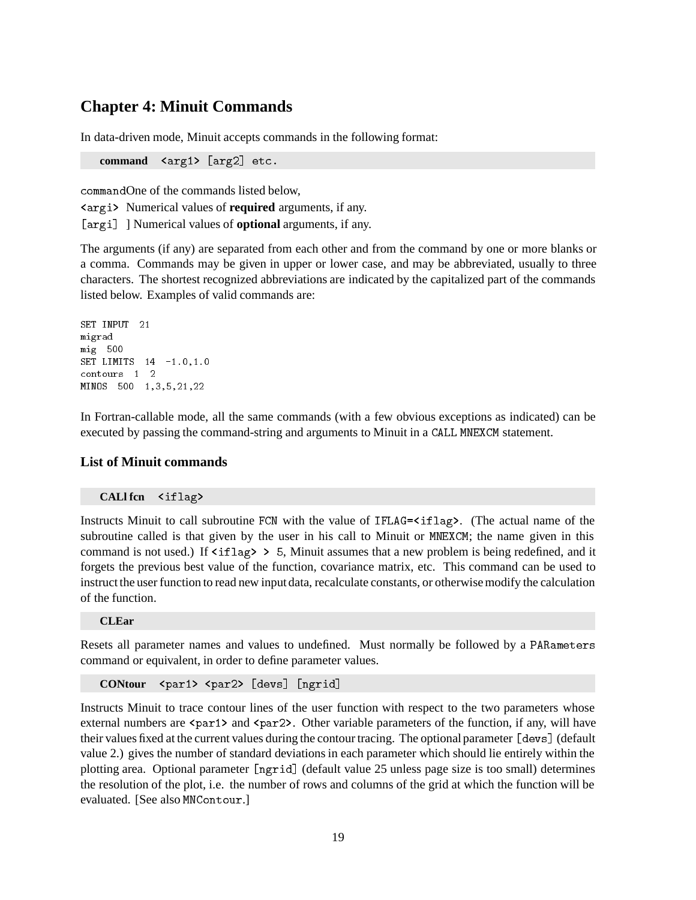# Chapter 4: Minuit Commands

In data-driven mode, Minuit accepts commands in the following format:

```
command <arg1> [arg2] etc.
```

commandOne of the commands listed below,

<argi> Numerical values of **required** arguments, if any.

[argi] ] Numerical values of **optional** arguments, if any.

The arguments (if any) are separated from each other and from the command by one or more blanks or a comma. Commands may be given in upper or lower case, and may be abbreviated, usually to three characters. The shortest recognized abbreviations are indicated by the capitalized part of the commands listed below. Examples of valid commands are:

```
SET INPUT  21
migrad
mig  500
SET LIMITS  14  -1.0,1.0
contours  1  2
MINOS  500  1,3,5,21,22
```

In Fortran-callable mode, all the same commands (with a few obvious exceptions as indicated) can be executed by passing the command-string and arguments to Minuit in a CALL MNEXCM statement.

## List of Minuit commands

**CALl fcn** <iflag>

Instructs Minuit to call subroutine FCN with the value of IFLAG=<iflag>. (The actual name of the subroutine called is that given by the user in his call to Minuit or MNEXCM; the name given in this command is not used.) If <iflag> > 5, Minuit assumes that a new problem is being redefined, and it forgets the previous best value of the function, covariance matrix, etc. This command can be used to instruct the user function to read new input data, recalculate constants, or otherwise modify the calculation of the function.

**CLEar**

Resets all parameter names and values to undefined. Must normally be followed by a PARameters command or equivalent, in order to define parameter values.

**CONtour** <par1> <par2> [devs] [ngrid]

Instructs Minuit to trace contour lines of the user function with respect to the two parameters whose external numbers are <par1> and <par2>. Other variable parameters of the function, if any, will have their values fixed at the current values during the contour tracing. The optional parameter [devs] (default value 2.) gives the number of standard deviations in each parameter which should lie entirely within the plotting area. Optional parameter [ngrid] (default value 25 unless page size is too small) determines the resolution of the plot, i.e. the number of rows and columns of the grid at which the function will be evaluated. [See also MNContour.]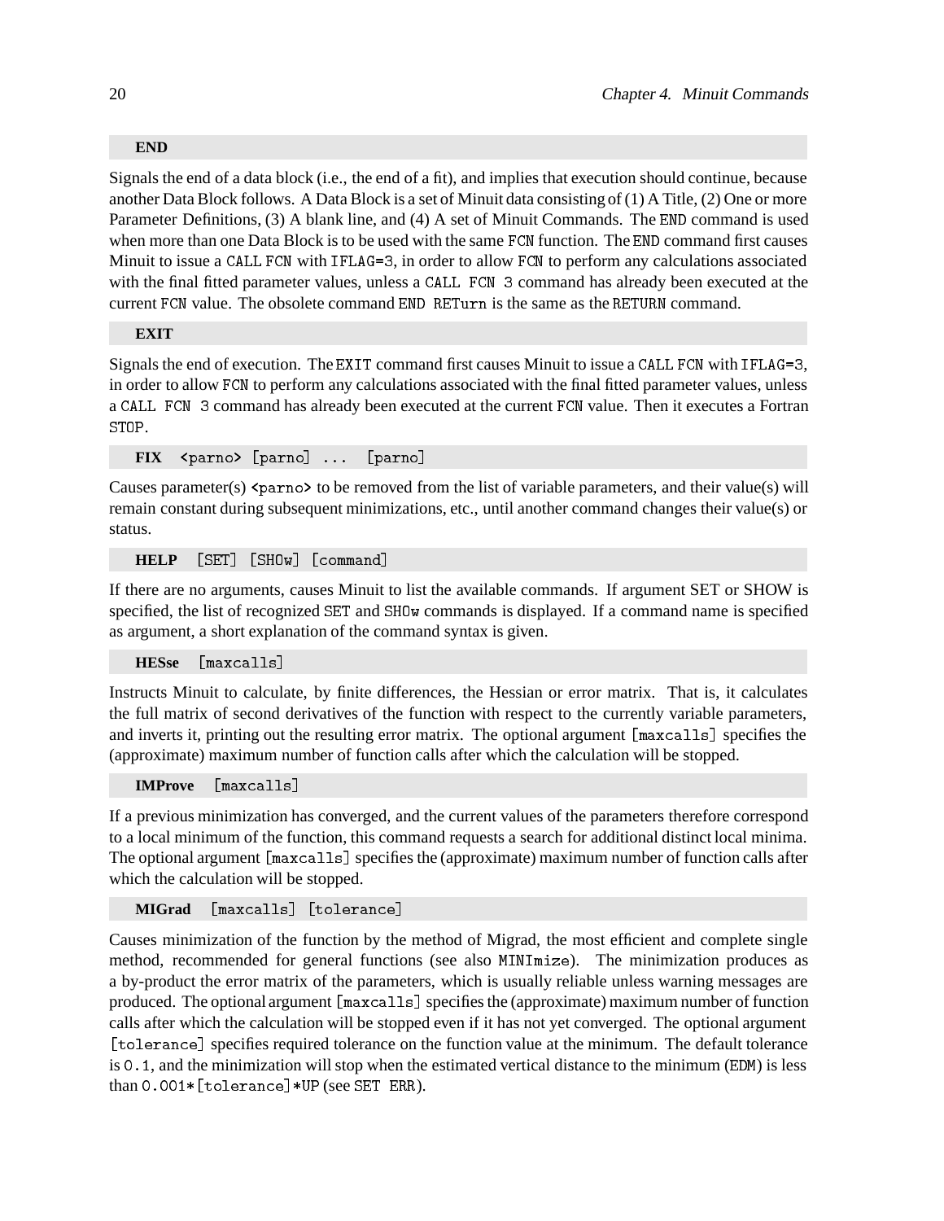**END**

Signals the end of a data block (i.e., the end of a fit), and implies that execution should continue, because another Data Block follows. A Data Block is a set of Minuit data consisting of (1) A Title, (2) One or more Parameter Definitions, (3) A blank line, and (4) A set of Minuit Commands. The `END` command is used when more than one Data Block is to be used with the same `FCN` function. The `END` command first causes Minuit to issue a `CALL FCN` with `IFLAG=3`, in order to allow `FCN` to perform any calculations associated with the final fitted parameter values, unless a `CALL FCN 3` command has already been executed at the current `FCN` value. The obsolete command `END RETurn` is the same as the `RETURN` command.

**EXIT**

Signals the end of execution. The `EXIT` command first causes Minuit to issue a `CALL FCN` with `IFLAG=3`, in order to allow `FCN` to perform any calculations associated with the final fitted parameter values, unless a `CALL FCN 3` command has already been executed at the current `FCN` value. Then it executes a Fortran `STOP`.

**FIX** `<parno> [parno] ... [parno]`

Causes parameter(s) `<parno>` to be removed from the list of variable parameters, and their value(s) will remain constant during subsequent minimizations, etc., until another command changes their value(s) or status.

**HELP** `[SET] [SHOw] [command]`

If there are no arguments, causes Minuit to list the available commands. If argument SET or SHOW is specified, the list of recognized `SET` and `SHOw` commands is displayed. If a command name is specified as argument, a short explanation of the command syntax is given.

**HESse** `[maxcalls]`

Instructs Minuit to calculate, by finite differences, the Hessian or error matrix. That is, it calculates the full matrix of second derivatives of the function with respect to the currently variable parameters, and inverts it, printing out the resulting error matrix. The optional argument `[maxcalls]` specifies the (approximate) maximum number of function calls after which the calculation will be stopped.

**IMProve** `[maxcalls]`

If a previous minimization has converged, and the current values of the parameters therefore correspond to a local minimum of the function, this command requests a search for additional distinct local minima. The optional argument `[maxcalls]` specifies the (approximate) maximum number of function calls after which the calculation will be stopped.

**MIGrad** `[maxcalls] [tolerance]`

Causes minimization of the function by the method of Migrad, the most efficient and complete single method, recommended for general functions (see also `MINImize`). The minimization produces as a by-product the error matrix of the parameters, which is usually reliable unless warning messages are produced. The optional argument `[maxcalls]` specifies the (approximate) maximum number of function calls after which the calculation will be stopped even if it has not yet converged. The optional argument `[tolerance]` specifies required tolerance on the function value at the minimum. The default tolerance is `0.1`, and the minimization will stop when the estimated vertical distance to the minimum (`EDM`) is less than `0.001*[tolerance]*UP` (see `SET ERR`).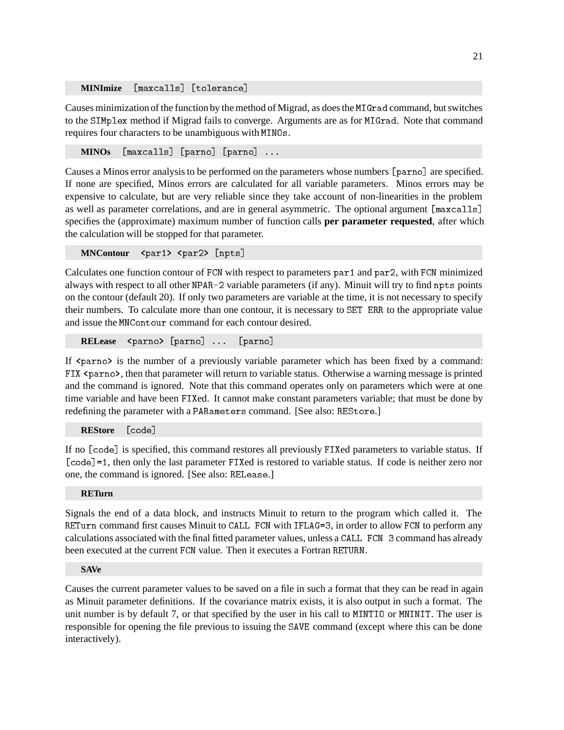**MINImize** `[maxcalls] [tolerance]`

Causes minimization of the function by the method of Migrad, as does the `MIGrad` command, but switches to the `SIMplex` method if Migrad fails to converge. Arguments are as for `MIGrad`. Note that command requires four characters to be unambiguous with `MINOs`.

**MINOs** `[maxcalls] [parno] [parno] ...`

Causes a Minos error analysis to be performed on the parameters whose numbers `[parno]` are specified. If none are specified, Minos errors are calculated for all variable parameters. Minos errors may be expensive to calculate, but are very reliable since they take account of non-linearities in the problem as well as parameter correlations, and are in general asymmetric. The optional argument `[maxcalls]` specifies the (approximate) maximum number of function calls **per parameter requested**, after which the calculation will be stopped for that parameter.

**MNContour** `<par1> <par2> [npts]`

Calculates one function contour of `FCN` with respect to parameters `par1` and `par2`, with `FCN` minimized always with respect to all other `NPAR-2` variable parameters (if any). Minuit will try to find `npts` points on the contour (default 20). If only two parameters are variable at the time, it is not necessary to specify their numbers. To calculate more than one contour, it is necessary to `SET ERR` to the appropriate value and issue the `MNContour` command for each contour desired.

**RELease** `<parno> [parno] ... [parno]`

If `<parno>` is the number of a previously variable parameter which has been fixed by a command: `FIX <parno>`, then that parameter will return to variable status. Otherwise a warning message is printed and the command is ignored. Note that this command operates only on parameters which were at one time variable and have been `FIX`ed. It cannot make constant parameters variable; that must be done by redefining the parameter with a `PARameters` command. [See also: `REStore`.]

**REStore** `[code]`

If no `[code]` is specified, this command restores all previously `FIX`ed parameters to variable status. If `[code]=1`, then only the last parameter `FIX`ed is restored to variable status. If code is neither zero nor one, the command is ignored. [See also: `RELease`.]

**RETurn**

Signals the end of a data block, and instructs Minuit to return to the program which called it. The `RETurn` command first causes Minuit to `CALL FCN` with `IFLAG=3`, in order to allow `FCN` to perform any calculations associated with the final fitted parameter values, unless a `CALL FCN 3` command has already been executed at the current `FCN` value. Then it executes a Fortran `RETURN`.

**SAVe**

Causes the current parameter values to be saved on a file in such a format that they can be read in again as Minuit parameter definitions. If the covariance matrix exists, it is also output in such a format. The unit number is by default 7, or that specified by the user in his call to `MINTIO` or `MNINIT`. The user is responsible for opening the file previous to issuing the `SAVE` command (except where this can be done interactively).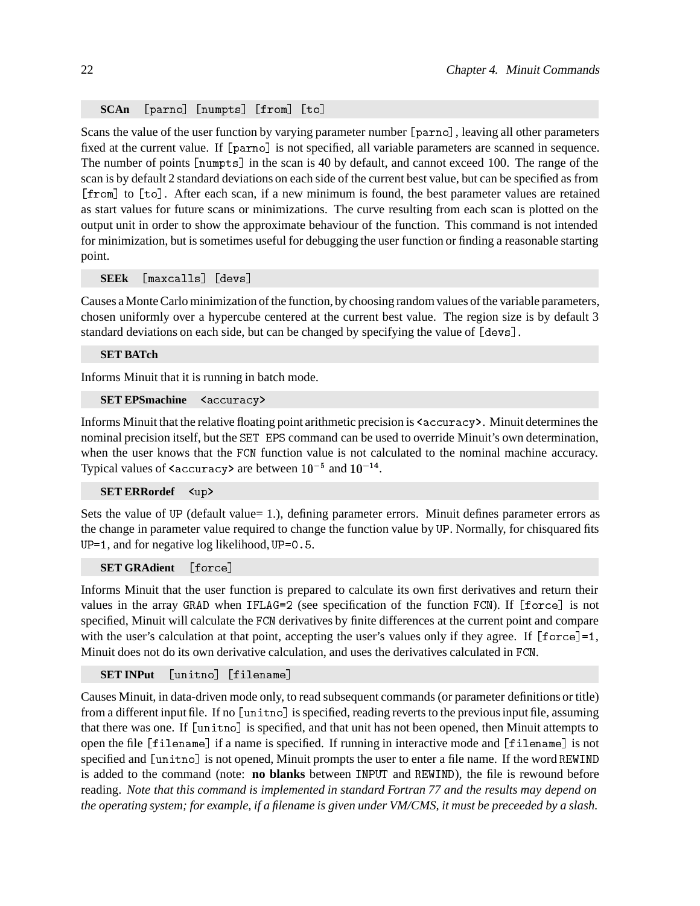**SCAn** `[parno] [numpts] [from] [to]`

Scans the value of the user function by varying parameter number `[parno]`, leaving all other parameters fixed at the current value. If `[parno]` is not specified, all variable parameters are scanned in sequence. The number of points `[numpts]` in the scan is 40 by default, and cannot exceed 100. The range of the scan is by default 2 standard deviations on each side of the current best value, but can be specified as from `[from]` to `[to]`. After each scan, if a new minimum is found, the best parameter values are retained as start values for future scans or minimizations. The curve resulting from each scan is plotted on the output unit in order to show the approximate behaviour of the function. This command is not intended for minimization, but is sometimes useful for debugging the user function or finding a reasonable starting point.

**SEEk** `[maxcalls] [devs]`

Causes a Monte Carlo minimization of the function, by choosing random values of the variable parameters, chosen uniformly over a hypercube centered at the current best value. The region size is by default 3 standard deviations on each side, but can be changed by specifying the value of `[devs]`.

**SET BATch**

Informs Minuit that it is running in batch mode.

**SET EPSmachine** `<accuracy>`

Informs Minuit that the relative floating point arithmetic precision is `<accuracy>`. Minuit determines the nominal precision itself, but the `SET EPS` command can be used to override Minuit's own determination, when the user knows that the `FCN` function value is not calculated to the nominal machine accuracy. Typical values of `<accuracy>` are between $10^{-5}$ and $10^{-14}$.

**SET ERRordef** `<up>`

Sets the value of `UP` (default value= 1.), defining parameter errors. Minuit defines parameter errors as the change in parameter value required to change the function value by `UP`. Normally, for chisquared fits `UP=1`, and for negative log likelihood, `UP=0.5`.

**SET GRAdient** `[force]`

Informs Minuit that the user function is prepared to calculate its own first derivatives and return their values in the array `GRAD` when `IFLAG=2` (see specification of the function `FCN`). If `[force]` is not specified, Minuit will calculate the `FCN` derivatives by finite differences at the current point and compare with the user's calculation at that point, accepting the user's values only if they agree. If `[force]=1`, Minuit does not do its own derivative calculation, and uses the derivatives calculated in `FCN`.

**SET INPut** `[unitno] [filename]`

Causes Minuit, in data-driven mode only, to read subsequent commands (or parameter definitions or title) from a different input file. If no `[unitno]` is specified, reading reverts to the previous input file, assuming that there was one. If `[unitno]` is specified, and that unit has not been opened, then Minuit attempts to open the file `[filename]` if a name is specified. If running in interactive mode and `[filename]` is not specified and `[unitno]` is not opened, Minuit prompts the user to enter a file name. If the word `REWIND` is added to the command (note: **no blanks** between `INPUT` and `REWIND`), the file is rewound before reading. *Note that this command is implemented in standard Fortran 77 and the results may depend on the operating system; for example, if a filename is given under VM/CMS, it must be preceeded by a slash.*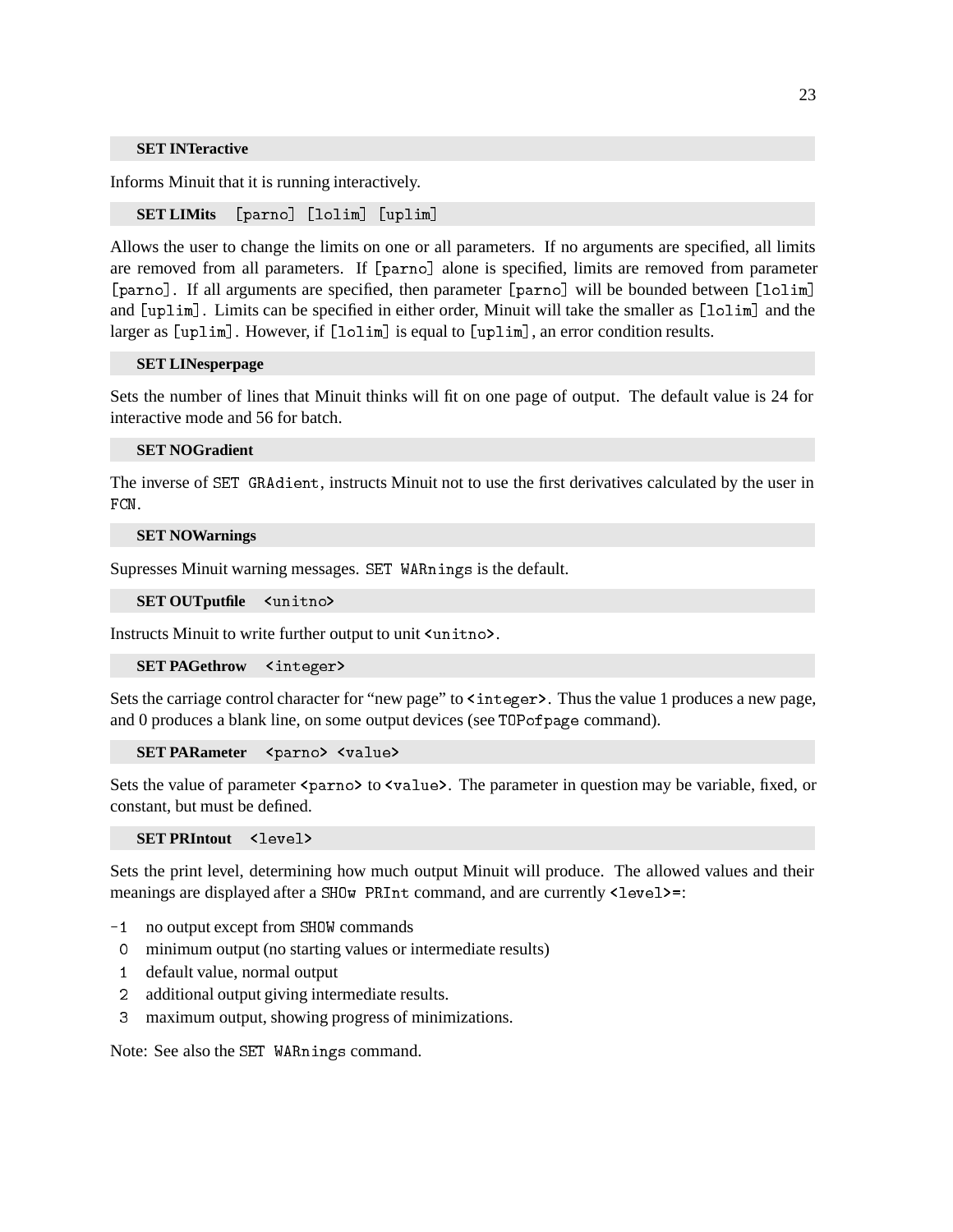### SET INTeractive

Informs Minuit that it is running interactively.

### SET LIMits `[parno] [lolim] [uplim]`

Allows the user to change the limits on one or all parameters. If no arguments are specified, all limits are removed from all parameters. If `[parno]` alone is specified, limits are removed from parameter `[parno]`. If all arguments are specified, then parameter `[parno]` will be bounded between `[lolim]` and `[uplim]`. Limits can be specified in either order, Minuit will take the smaller as `[lolim]` and the larger as `[uplim]`. However, if `[lolim]` is equal to `[uplim]`, an error condition results.

### SET LINesperpage

Sets the number of lines that Minuit thinks will fit on one page of output. The default value is 24 for interactive mode and 56 for batch.

### SET NOGradient

The inverse of `SET GRAdient`, instructs Minuit not to use the first derivatives calculated by the user in `FCN`.

### SET NOWarnings

Supresses Minuit warning messages. `SET WARnings` is the default.

### SET OUTputfile `<unitno>`

Instructs Minuit to write further output to unit `<unitno>`.

### SET PAGethrow `<integer>`

Sets the carriage control character for "new page" to `<integer>`. Thus the value 1 produces a new page, and 0 produces a blank line, on some output devices (see `TOPofpage` command).

### SET PARameter `<parno> <value>`

Sets the value of parameter `<parno>` to `<value>`. The parameter in question may be variable, fixed, or constant, but must be defined.

### SET PRIntout `<level>`

Sets the print level, determining how much output Minuit will produce. The allowed values and their meanings are displayed after a `SHOw PRInt` command, and are currently `<level>=`:

- `-1` no output except from `SHOW` commands
- `0` minimum output (no starting values or intermediate results)
- `1` default value, normal output
- `2` additional output giving intermediate results.
- `3` maximum output, showing progress of minimizations.

Note: See also the `SET WARnings` command.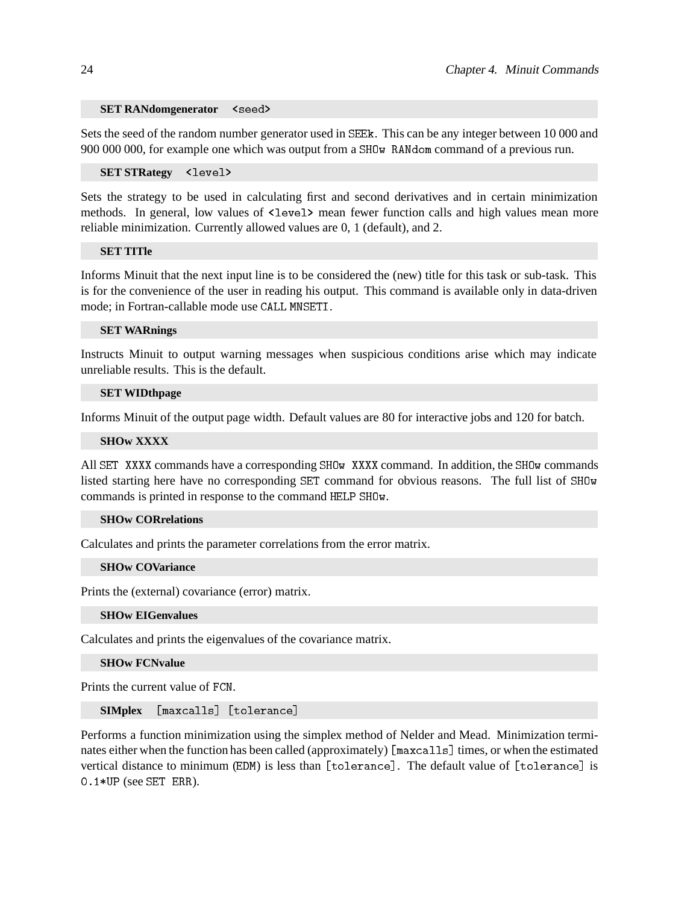### **SET RANDomgenerator** `<seed>`

Sets the seed of the random number generator used in `SEEk`. This can be any integer between 10 000 and 900 000 000, for example one which was output from a `SHOw RANdom` command of a previous run.

### **SET STRategy** `<level>`

Sets the strategy to be used in calculating first and second derivatives and in certain minimization methods. In general, low values of `<level>` mean fewer function calls and high values mean more reliable minimization. Currently allowed values are 0, 1 (default), and 2.

### **SET TITle**

Informs Minuit that the next input line is to be considered the (new) title for this task or sub-task. This is for the convenience of the user in reading his output. This command is available only in data-driven mode; in Fortran-callable mode use `CALL MNSETI`.

### **SET WARnings**

Instructs Minuit to output warning messages when suspicious conditions arise which may indicate unreliable results. This is the default.

### **SET WIDthpage**

Informs Minuit of the output page width. Default values are 80 for interactive jobs and 120 for batch.

### **SHOw XXXX**

All `SET XXXX` commands have a corresponding `SHOw XXXX` command. In addition, the `SHOw` commands listed starting here have no corresponding `SET` command for obvious reasons. The full list of `SHOw` commands is printed in response to the command `HELP SHOw`.

### **SHOw CORrelations**

Calculates and prints the parameter correlations from the error matrix.

### **SHOw COVariance**

Prints the (external) covariance (error) matrix.

### **SHOw EIGenvalues**

Calculates and prints the eigenvalues of the covariance matrix.

### **SHOw FCNvalue**

Prints the current value of `FCN`.

### **SIMplex** `[maxcalls] [tolerance]`

Performs a function minimization using the simplex method of Nelder and Mead. Minimization terminates either when the function has been called (approximately) `[maxcalls]` times, or when the estimated vertical distance to minimum (`EDM`) is less than `[tolerance]`. The default value of `[tolerance]` is `0.1*UP` (see `SET ERR`).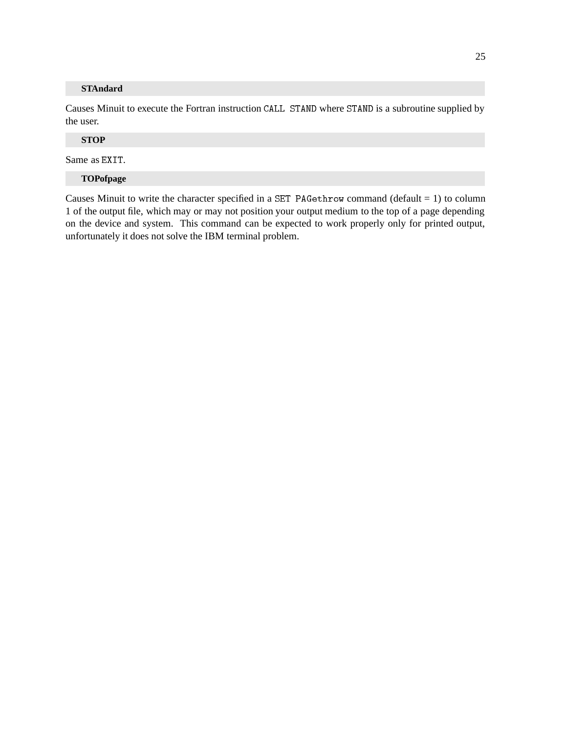### STAndard

Causes Minuit to execute the Fortran instruction `CALL STAND` where `STAND` is a subroutine supplied by the user.

### STOP

Same as `EXIT`.

### TOPofpage

Causes Minuit to write the character specified in a `SET PAGethrow` command (default = 1) to column 1 of the output file, which may or may not position your output medium to the top of a page depending on the device and system. This command can be expected to work properly only for printed output, unfortunately it does not solve the IBM terminal problem.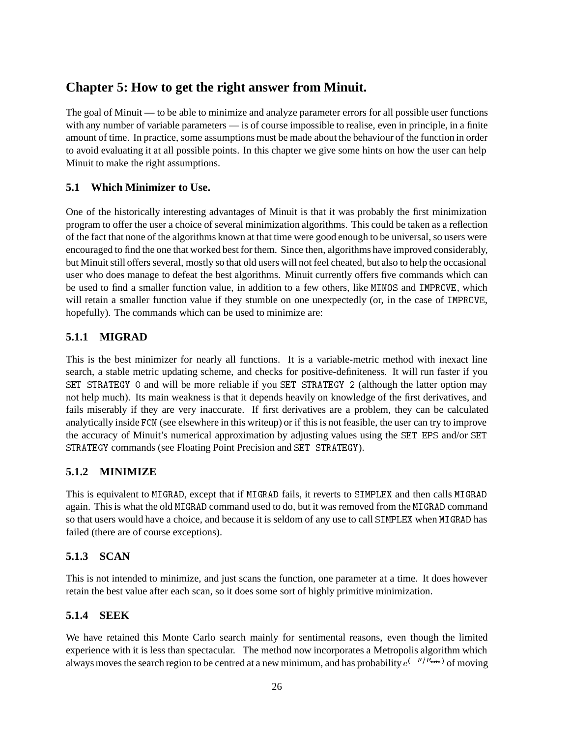# Chapter 5: How to get the right answer from Minuit.

The goal of Minuit — to be able to minimize and analyze parameter errors for all possible user functions with any number of variable parameters — is of course impossible to realise, even in principle, in a finite amount of time. In practice, some assumptions must be made about the behaviour of the function in order to avoid evaluating it at all possible points. In this chapter we give some hints on how the user can help Minuit to make the right assumptions.

## 5.1 Which Minimizer to Use.

One of the historically interesting advantages of Minuit is that it was probably the first minimization program to offer the user a choice of several minimization algorithms. This could be taken as a reflection of the fact that none of the algorithms known at that time were good enough to be universal, so users were encouraged to find the one that worked best for them. Since then, algorithms have improved considerably, but Minuit still offers several, mostly so that old users will not feel cheated, but also to help the occasional user who does manage to defeat the best algorithms. Minuit currently offers five commands which can be used to find a smaller function value, in addition to a few others, like `MINOS` and `IMPROVE`, which will retain a smaller function value if they stumble on one unexpectedly (or, in the case of `IMPROVE`, hopefully). The commands which can be used to minimize are:

### 5.1.1 MIGRAD

This is the best minimizer for nearly all functions. It is a variable-metric method with inexact line search, a stable metric updating scheme, and checks for positive-definiteness. It will run faster if you `SET STRATEGY 0` and will be more reliable if you `SET STRATEGY 2` (although the latter option may not help much). Its main weakness is that it depends heavily on knowledge of the first derivatives, and fails miserably if they are very inaccurate. If first derivatives are a problem, they can be calculated analytically inside `FCN` (see elsewhere in this writeup) or if this is not feasible, the user can try to improve the accuracy of Minuit's numerical approximation by adjusting values using the `SET EPS` and/or `SET STRATEGY` commands (see Floating Point Precision and `SET STRATEGY`).

### 5.1.2 MINIMIZE

This is equivalent to `MIGRAD`, except that if `MIGRAD` fails, it reverts to `SIMPLEX` and then calls `MIGRAD` again. This is what the old `MIGRAD` command used to do, but it was removed from the `MIGRAD` command so that users would have a choice, and because it is seldom of any use to call `SIMPLEX` when `MIGRAD` has failed (there are of course exceptions).

### 5.1.3 SCAN

This is not intended to minimize, and just scans the function, one parameter at a time. It does however retain the best value after each scan, so it does some sort of highly primitive minimization.

### 5.1.4 SEEK

We have retained this Monte Carlo search mainly for sentimental reasons, even though the limited experience with it is less than spectacular. The method now incorporates a Metropolis algorithm which always moves the search region to be centred at a new minimum, and has probability $e^{(-F/F_{\min})}$ of moving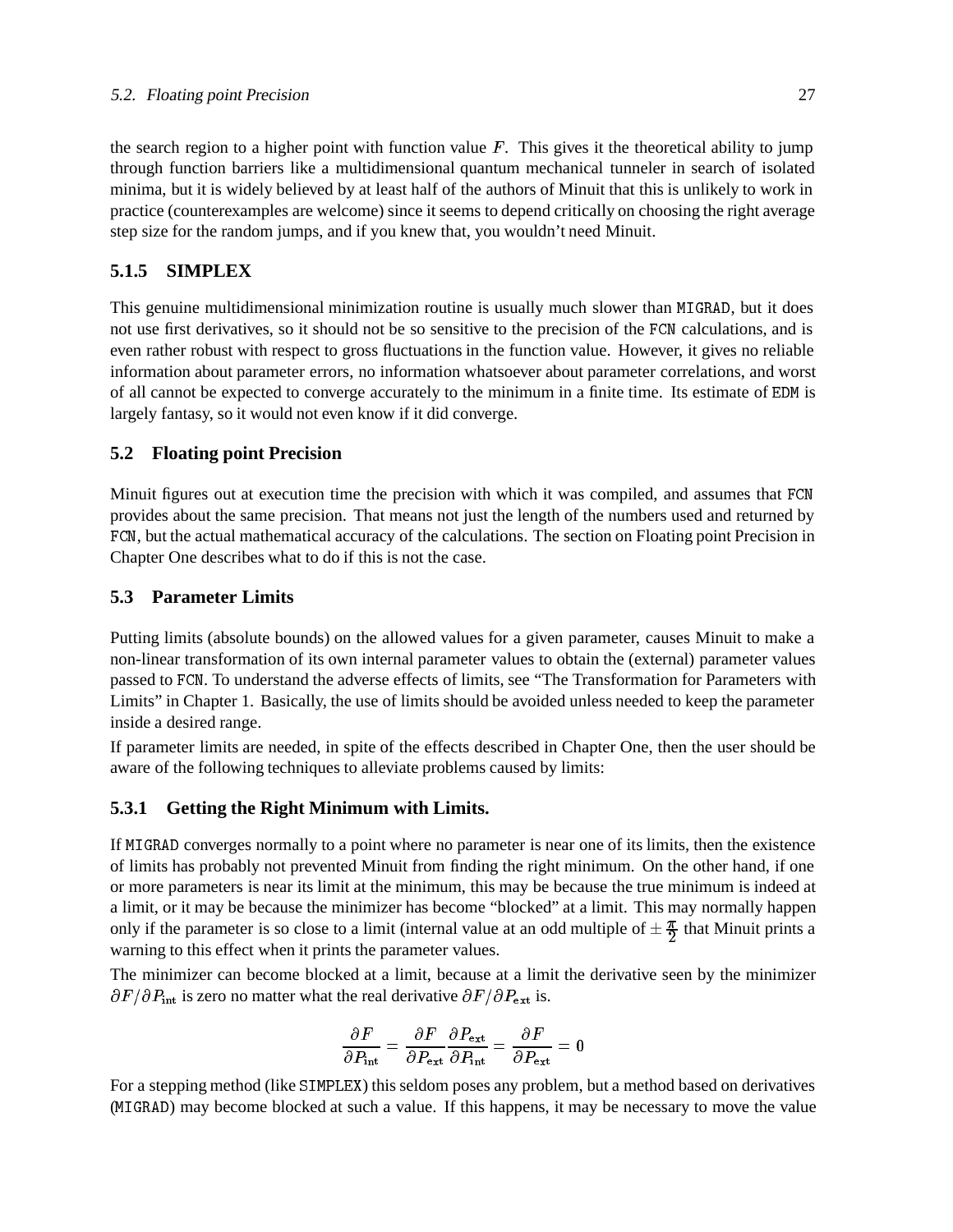the search region to a higher point with function value $F$. This gives it the theoretical ability to jump through function barriers like a multidimensional quantum mechanical tunneler in search of isolated minima, but it is widely believed by at least half of the authors of Minuit that this is unlikely to work in practice (counterexamples are welcome) since it seems to depend critically on choosing the right average step size for the random jumps, and if you knew that, you wouldn't need Minuit.

### 5.1.5 SIMPLEX

This genuine multidimensional minimization routine is usually much slower than MIGRAD, but it does not use first derivatives, so it should not be so sensitive to the precision of the FCN calculations, and is even rather robust with respect to gross fluctuations in the function value. However, it gives no reliable information about parameter errors, no information whatsoever about parameter correlations, and worst of all cannot be expected to converge accurately to the minimum in a finite time. Its estimate of EDM is largely fantasy, so it would not even know if it did converge.

## 5.2 Floating point Precision

Minuit figures out at execution time the precision with which it was compiled, and assumes that FCN provides about the same precision. That means not just the length of the numbers used and returned by FCN, but the actual mathematical accuracy of the calculations. The section on Floating point Precision in Chapter One describes what to do if this is not the case.

## 5.3 Parameter Limits

Putting limits (absolute bounds) on the allowed values for a given parameter, causes Minuit to make a non-linear transformation of its own internal parameter values to obtain the (external) parameter values passed to FCN. To understand the adverse effects of limits, see "The Transformation for Parameters with Limits" in Chapter 1. Basically, the use of limits should be avoided unless needed to keep the parameter inside a desired range.

If parameter limits are needed, in spite of the effects described in Chapter One, then the user should be aware of the following techniques to alleviate problems caused by limits:

### 5.3.1 Getting the Right Minimum with Limits.

If MIGRAD converges normally to a point where no parameter is near one of its limits, then the existence of limits has probably not prevented Minuit from finding the right minimum. On the other hand, if one or more parameters is near its limit at the minimum, this may be because the true minimum is indeed at a limit, or it may be because the minimizer has become "blocked" at a limit. This may normally happen only if the parameter is so close to a limit (internal value at an odd multiple of $\pm\frac{\pi}{2}$ that Minuit prints a warning to this effect when it prints the parameter values.

The minimizer can become blocked at a limit, because at a limit the derivative seen by the minimizer $\partial F/\partial P_{\text{int}}$ is zero no matter what the real derivative $\partial F/\partial P_{\text{ext}}$ is.

$$\frac{\partial F}{\partial P_{\text{int}}} = \frac{\partial F}{\partial P_{\text{ext}}}\frac{\partial P_{\text{ext}}}{\partial P_{\text{int}}} = \frac{\partial F}{\partial P_{\text{ext}}} = 0$$

For a stepping method (like SIMPLEX) this seldom poses any problem, but a method based on derivatives (MIGRAD) may become blocked at such a value. If this happens, it may be necessary to move the value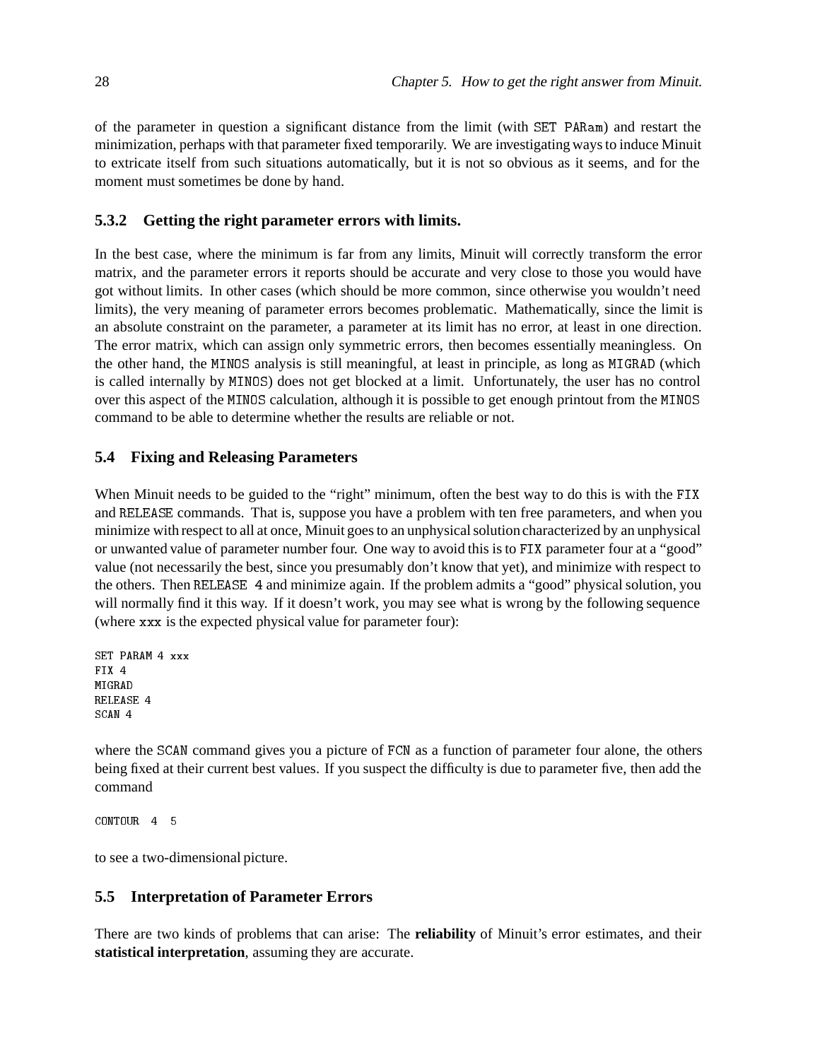of the parameter in question a significant distance from the limit (with `SET PARam`) and restart the minimization, perhaps with that parameter fixed temporarily. We are investigating ways to induce Minuit to extricate itself from such situations automatically, but it is not so obvious as it seems, and for the moment must sometimes be done by hand.

### 5.3.2 Getting the right parameter errors with limits.

In the best case, where the minimum is far from any limits, Minuit will correctly transform the error matrix, and the parameter errors it reports should be accurate and very close to those you would have got without limits. In other cases (which should be more common, since otherwise you wouldn't need limits), the very meaning of parameter errors becomes problematic. Mathematically, since the limit is an absolute constraint on the parameter, a parameter at its limit has no error, at least in one direction. The error matrix, which can assign only symmetric errors, then becomes essentially meaningless. On the other hand, the `MINOS` analysis is still meaningful, at least in principle, as long as `MIGRAD` (which is called internally by `MINOS`) does not get blocked at a limit. Unfortunately, the user has no control over this aspect of the `MINOS` calculation, although it is possible to get enough printout from the `MINOS` command to be able to determine whether the results are reliable or not.

## 5.4 Fixing and Releasing Parameters

When Minuit needs to be guided to the "right" minimum, often the best way to do this is with the `FIX` and `RELEASE` commands. That is, suppose you have a problem with ten free parameters, and when you minimize with respect to all at once, Minuit goes to an unphysical solution characterized by an unphysical or unwanted value of parameter number four. One way to avoid this is to `FIX` parameter four at a "good" value (not necessarily the best, since you presumably don't know that yet), and minimize with respect to the others. Then `RELEASE 4` and minimize again. If the problem admits a "good" physical solution, you will normally find it this way. If it doesn't work, you may see what is wrong by the following sequence (where `xxx` is the expected physical value for parameter four):

```
SET PARAM 4 xxx
FIX 4
MIGRAD
RELEASE 4
SCAN 4
```

where the `SCAN` command gives you a picture of `FCN` as a function of parameter four alone, the others being fixed at their current best values. If you suspect the difficulty is due to parameter five, then add the command

```
CONTOUR  4  5
```

to see a two-dimensional picture.

## 5.5 Interpretation of Parameter Errors

There are two kinds of problems that can arise: The **reliability** of Minuit's error estimates, and their **statistical interpretation**, assuming they are accurate.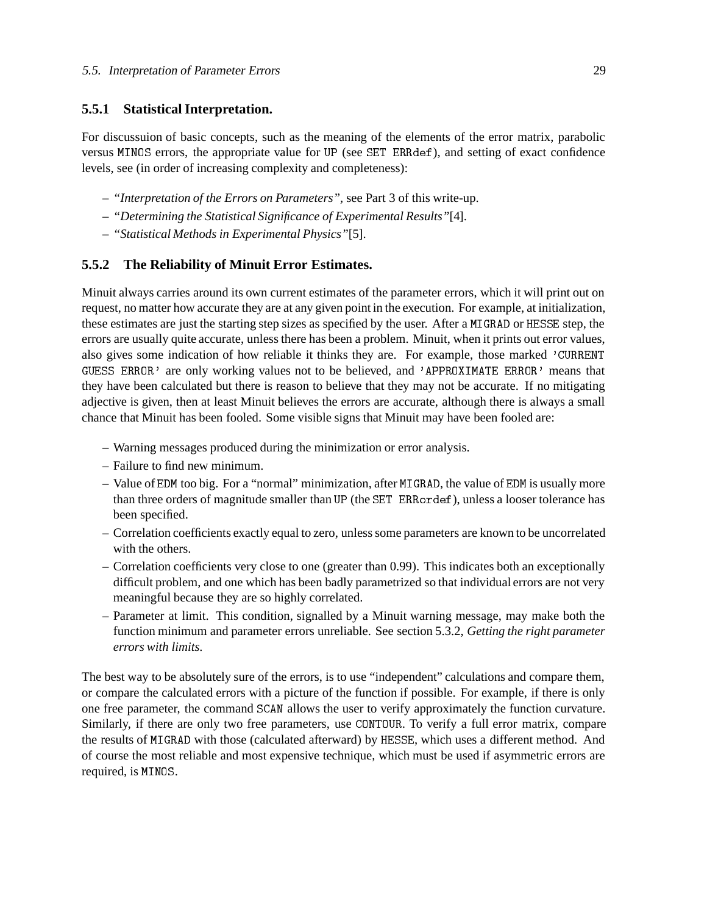### 5.5.1 Statistical Interpretation.

For discussuion of basic concepts, such as the meaning of the elements of the error matrix, parabolic versus MINOS errors, the appropriate value for UP (see SET ERRdef), and setting of exact confidence levels, see (in order of increasing complexity and completeness):

- *"Interpretation of the Errors on Parameters"*, see Part 3 of this write-up.
- *"Determining the Statistical Significance of Experimental Results"*[4].
- *"Statistical Methods in Experimental Physics"*[5].

### 5.5.2 The Reliability of Minuit Error Estimates.

Minuit always carries around its own current estimates of the parameter errors, which it will print out on request, no matter how accurate they are at any given point in the execution. For example, at initialization, these estimates are just the starting step sizes as specified by the user. After a MIGRAD or HESSE step, the errors are usually quite accurate, unless there has been a problem. Minuit, when it prints out error values, also gives some indication of how reliable it thinks they are. For example, those marked 'CURRENT GUESS ERROR' are only working values not to be believed, and 'APPROXIMATE ERROR' means that they have been calculated but there is reason to believe that they may not be accurate. If no mitigating adjective is given, then at least Minuit believes the errors are accurate, although there is always a small chance that Minuit has been fooled. Some visible signs that Minuit may have been fooled are:

- Warning messages produced during the minimization or error analysis.
- Failure to find new minimum.
- Value of EDM too big. For a "normal" minimization, after MIGRAD, the value of EDM is usually more than three orders of magnitude smaller than UP (the SET ERRordef), unless a looser tolerance has been specified.
- Correlation coefficients exactly equal to zero, unless some parameters are known to be uncorrelated with the others.
- Correlation coefficients very close to one (greater than 0.99). This indicates both an exceptionally difficult problem, and one which has been badly parametrized so that individual errors are not very meaningful because they are so highly correlated.
- Parameter at limit. This condition, signalled by a Minuit warning message, may make both the function minimum and parameter errors unreliable. See section 5.3.2, *Getting the right parameter errors with limits.*

The best way to be absolutely sure of the errors, is to use "independent" calculations and compare them, or compare the calculated errors with a picture of the function if possible. For example, if there is only one free parameter, the command SCAN allows the user to verify approximately the function curvature. Similarly, if there are only two free parameters, use CONTOUR. To verify a full error matrix, compare the results of MIGRAD with those (calculated afterward) by HESSE, which uses a different method. And of course the most reliable and most expensive technique, which must be used if asymmetric errors are required, is MINOS.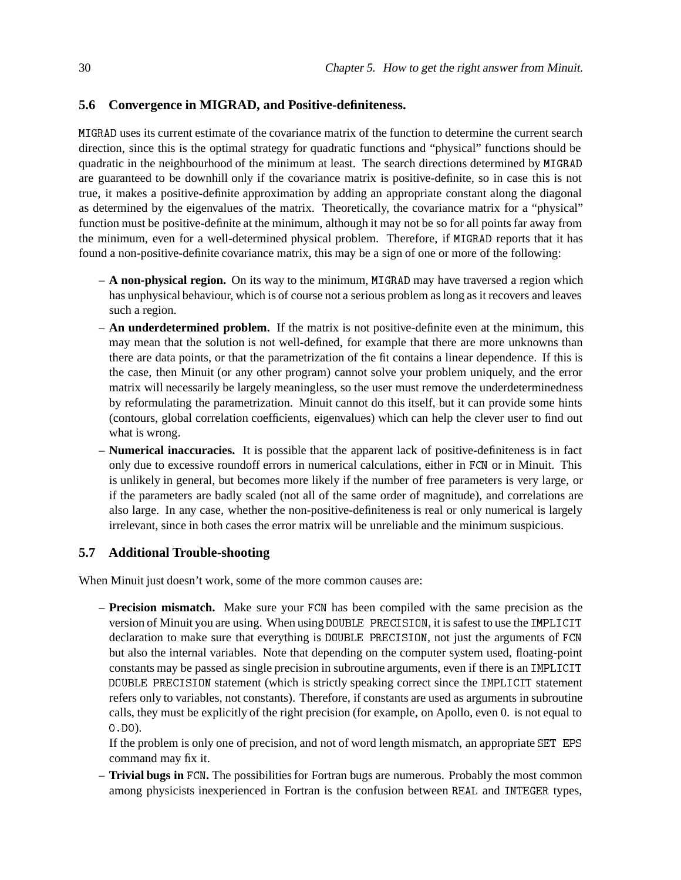## 5.6 Convergence in MIGRAD, and Positive-definiteness.

MIGRAD uses its current estimate of the covariance matrix of the function to determine the current search direction, since this is the optimal strategy for quadratic functions and "physical" functions should be quadratic in the neighbourhood of the minimum at least. The search directions determined by MIGRAD are guaranteed to be downhill only if the covariance matrix is positive-definite, so in case this is not true, it makes a positive-definite approximation by adding an appropriate constant along the diagonal as determined by the eigenvalues of the matrix. Theoretically, the covariance matrix for a "physical" function must be positive-definite at the minimum, although it may not be so for all points far away from the minimum, even for a well-determined physical problem. Therefore, if MIGRAD reports that it has found a non-positive-definite covariance matrix, this may be a sign of one or more of the following:

- **A non-physical region.** On its way to the minimum, MIGRAD may have traversed a region which has unphysical behaviour, which is of course not a serious problem as long as it recovers and leaves such a region.
- **An underdetermined problem.** If the matrix is not positive-definite even at the minimum, this may mean that the solution is not well-defined, for example that there are more unknowns than there are data points, or that the parametrization of the fit contains a linear dependence. If this is the case, then Minuit (or any other program) cannot solve your problem uniquely, and the error matrix will necessarily be largely meaningless, so the user must remove the underdeterminedness by reformulating the parametrization. Minuit cannot do this itself, but it can provide some hints (contours, global correlation coefficients, eigenvalues) which can help the clever user to find out what is wrong.
- **Numerical inaccuracies.** It is possible that the apparent lack of positive-definiteness is in fact only due to excessive roundoff errors in numerical calculations, either in FCN or in Minuit. This is unlikely in general, but becomes more likely if the number of free parameters is very large, or if the parameters are badly scaled (not all of the same order of magnitude), and correlations are also large. In any case, whether the non-positive-definiteness is real or only numerical is largely irrelevant, since in both cases the error matrix will be unreliable and the minimum suspicious.

## 5.7 Additional Trouble-shooting

When Minuit just doesn't work, some of the more common causes are:

- **Precision mismatch.** Make sure your FCN has been compiled with the same precision as the version of Minuit you are using. When using DOUBLE PRECISION, it is safest to use the IMPLICIT declaration to make sure that everything is DOUBLE PRECISION, not just the arguments of FCN but also the internal variables. Note that depending on the computer system used, floating-point constants may be passed as single precision in subroutine arguments, even if there is an IMPLICIT DOUBLE PRECISION statement (which is strictly speaking correct since the IMPLICIT statement refers only to variables, not constants). Therefore, if constants are used as arguments in subroutine calls, they must be explicitly of the right precision (for example, on Apollo, even 0. is not equal to 0.D0).

  If the problem is only one of precision, and not of word length mismatch, an appropriate SET EPS command may fix it.
- **Trivial bugs in FCN.** The possibilities for Fortran bugs are numerous. Probably the most common among physicists inexperienced in Fortran is the confusion between REAL and INTEGER types,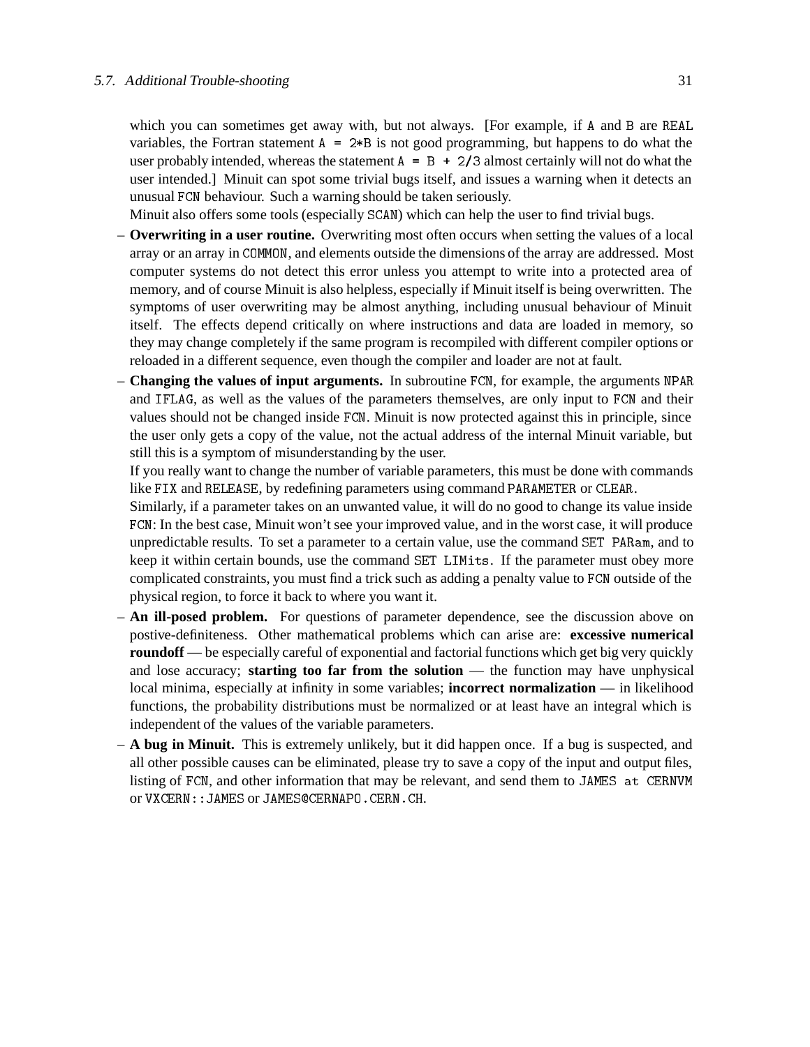which you can sometimes get away with, but not always. [For example, if `A` and `B` are `REAL` variables, the Fortran statement `A = 2*B` is not good programming, but happens to do what the user probably intended, whereas the statement `A = B + 2/3` almost certainly will not do what the user intended.] Minuit can spot some trivial bugs itself, and issues a warning when it detects an unusual `FCN` behaviour. Such a warning should be taken seriously.
Minuit also offers some tools (especially `SCAN`) which can help the user to find trivial bugs.

- **Overwriting in a user routine.** Overwriting most often occurs when setting the values of a local array or an array in `COMMON`, and elements outside the dimensions of the array are addressed. Most computer systems do not detect this error unless you attempt to write into a protected area of memory, and of course Minuit is also helpless, especially if Minuit itself is being overwritten. The symptoms of user overwriting may be almost anything, including unusual behaviour of Minuit itself. The effects depend critically on where instructions and data are loaded in memory, so they may change completely if the same program is recompiled with different compiler options or reloaded in a different sequence, even though the compiler and loader are not at fault.
- **Changing the values of input arguments.** In subroutine `FCN`, for example, the arguments `NPAR` and `IFLAG`, as well as the values of the parameters themselves, are only input to `FCN` and their values should not be changed inside `FCN`. Minuit is now protected against this in principle, since the user only gets a copy of the value, not the actual address of the internal Minuit variable, but still this is a symptom of misunderstanding by the user.
If you really want to change the number of variable parameters, this must be done with commands like `FIX` and `RELEASE`, by redefining parameters using command `PARAMETER` or `CLEAR`.
Similarly, if a parameter takes on an unwanted value, it will do no good to change its value inside `FCN`: In the best case, Minuit won't see your improved value, and in the worst case, it will produce unpredictable results. To set a parameter to a certain value, use the command `SET PARam`, and to keep it within certain bounds, use the command `SET LIMits`. If the parameter must obey more complicated constraints, you must find a trick such as adding a penalty value to `FCN` outside of the physical region, to force it back to where you want it.
- **An ill-posed problem.** For questions of parameter dependence, see the discussion above on postive-definiteness. Other mathematical problems which can arise are: **excessive numerical roundoff** — be especially careful of exponential and factorial functions which get big very quickly and lose accuracy; **starting too far from the solution** — the function may have unphysical local minima, especially at infinity in some variables; **incorrect normalization** — in likelihood functions, the probability distributions must be normalized or at least have an integral which is independent of the values of the variable parameters.
- **A bug in Minuit.** This is extremely unlikely, but it did happen once. If a bug is suspected, and all other possible causes can be eliminated, please try to save a copy of the input and output files, listing of `FCN`, and other information that may be relevant, and send them to `JAMES at CERNVM` or `VXCERN::JAMES` or `JAMES@CERNAPO.CERN.CH`.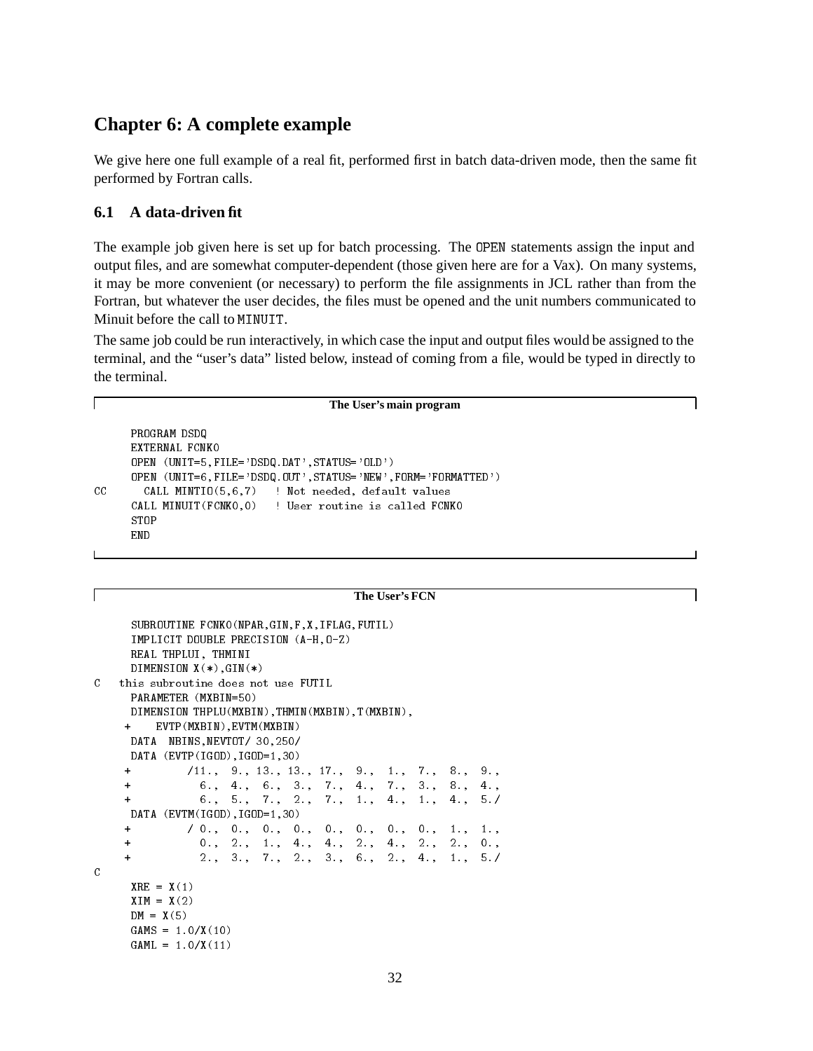## Chapter 6: A complete example

We give here one full example of a real fit, performed first in batch data-driven mode, then the same fit performed by Fortran calls.

### 6.1 A data-driven fit

The example job given here is set up for batch processing. The OPEN statements assign the input and output files, and are somewhat computer-dependent (those given here are for a Vax). On many systems, it may be more convenient (or necessary) to perform the file assignments in JCL rather than from the Fortran, but whatever the user decides, the files must be opened and the unit numbers communicated to Minuit before the call to MINUIT.

The same job could be run interactively, in which case the input and output files would be assigned to the terminal, and the "user's data" listed below, instead of coming from a file, would be typed in directly to the terminal.

**The User's main program**

```
      PROGRAM DSDQ
      EXTERNAL FCNK0
      OPEN (UNIT=5,FILE='DSDQ.DAT',STATUS='OLD')
      OPEN (UNIT=6,FILE='DSDQ.OUT',STATUS='NEW',FORM='FORMATTED')
CC      CALL MINTIO(5,6,7)   ! Not needed, default values
      CALL MINUIT(FCNK0,0)   ! User routine is called FCNK0
      STOP
      END
```

**The User's FCN**

```
      SUBROUTINE FCNK0(NPAR,GIN,F,X,IFLAG,FUTIL)
      IMPLICIT DOUBLE PRECISION (A-H,O-Z)
      REAL THPLUI, THMINI
      DIMENSION X(*),GIN(*)
C   this subroutine does not use FUTIL
      PARAMETER (MXBIN=50)
      DIMENSION THPLU(MXBIN),THMIN(MXBIN),T(MXBIN),
     +    EVTP(MXBIN),EVTM(MXBIN)
      DATA  NBINS,NEVTOT/ 30,250/
      DATA (EVTP(IGOD),IGOD=1,30)
     +        /11.,  9., 13., 13., 17.,  9.,  1.,  7.,  8.,  9.,
     +          6.,  4.,  6.,  3.,  7.,  4.,  7.,  3.,  8.,  4.,
     +          6.,  5.,  7.,  2.,  7.,  1.,  4.,  1.,  4.,  5./
      DATA (EVTM(IGOD),IGOD=1,30)
     +        / 0.,  0.,  0.,  0.,  0.,  0.,  0.,  0.,  1.,  1.,
     +          0.,  2.,  1.,  4.,  4.,  2.,  4.,  2.,  2.,  0.,
     +          2.,  3.,  7.,  2.,  3.,  6.,  2.,  4.,  1.,  5./
C
      XRE = X(1)
      XIM = X(2)
      DM = X(5)
      GAMS = 1.0/X(10)
      GAML = 1.0/X(11)
```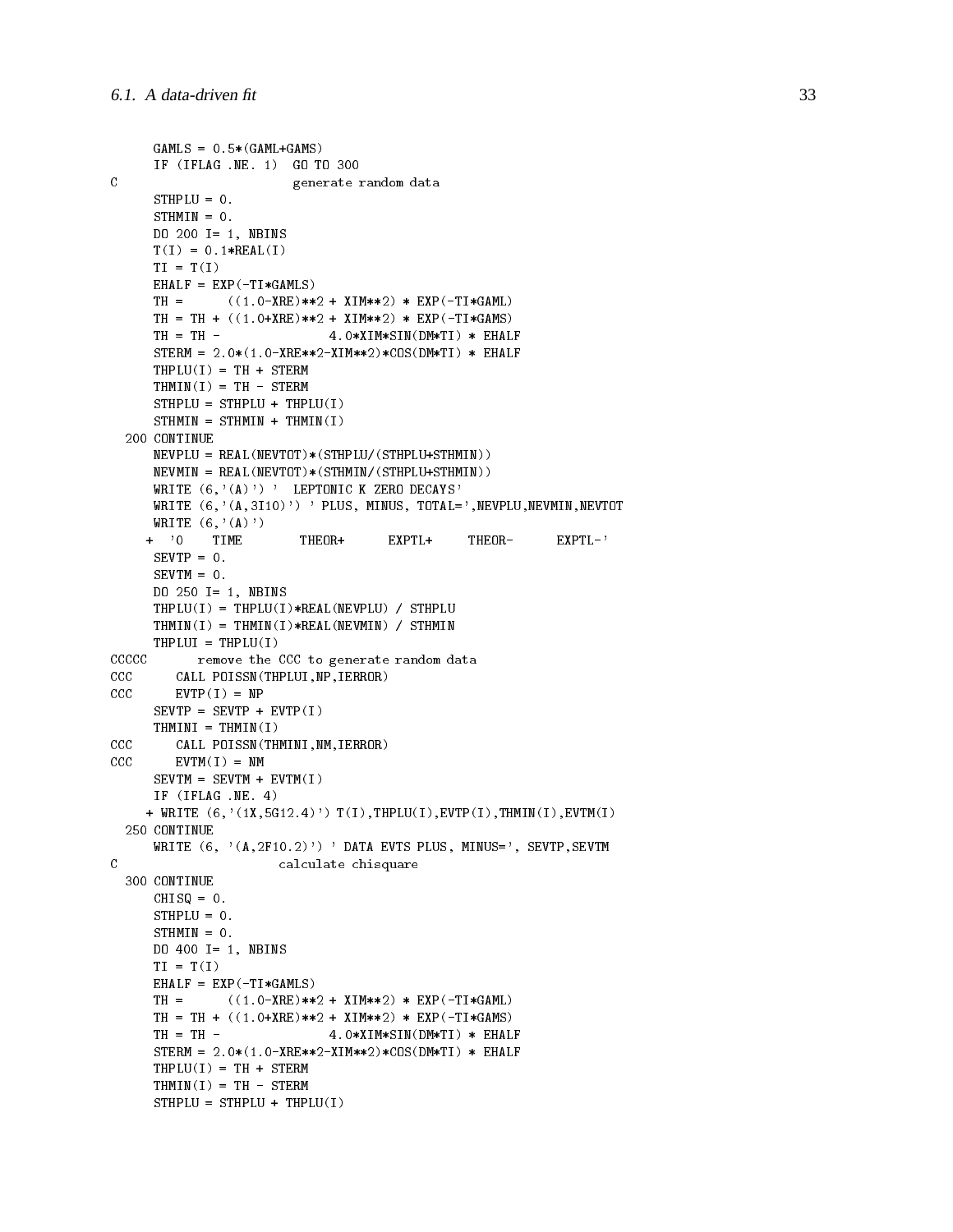```
      GAMLS = 0.5*(GAML+GAMS)
      IF (IFLAG .NE. 1)  GO TO 300
C                         generate random data
      STHPLU = 0.
      STHMIN = 0.
      DO 200 I= 1, NBINS
      T(I) = 0.1*REAL(I)
      TI = T(I)
      EHALF = EXP(-TI*GAMLS)
      TH =      ((1.0-XRE)**2 + XIM**2) * EXP(-TI*GAML)
      TH = TH + ((1.0+XRE)**2 + XIM**2) * EXP(-TI*GAMS)
      TH = TH -              4.0*XIM*SIN(DM*TI) * EHALF
      STERM = 2.0*(1.0-XRE**2-XIM**2)*COS(DM*TI) * EHALF
      THPLU(I) = TH + STERM
      THMIN(I) = TH - STERM
      STHPLU = STHPLU + THPLU(I)
      STHMIN = STHMIN + THMIN(I)
  200 CONTINUE
      NEVPLU = REAL(NEVTOT)*(STHPLU/(STHPLU+STHMIN))
      NEVMIN = REAL(NEVTOT)*(STHMIN/(STHPLU+STHMIN))
      WRITE (6,'(A)') '  LEPTONIC K ZERO DECAYS'
      WRITE (6,'(A,3I10)') ' PLUS, MINUS, TOTAL=',NEVPLU,NEVMIN,NEVTOT
      WRITE (6,'(A)')
     +  '0    TIME        THEOR+      EXPTL+     THEOR-      EXPTL-'
      SEVTP = 0.
      SEVTM = 0.
      DO 250 I= 1, NBINS
      THPLU(I) = THPLU(I)*REAL(NEVPLU) / STHPLU
      THMIN(I) = THMIN(I)*REAL(NEVMIN) / STHMIN
      THPLUI = THPLU(I)
CCCCC       remove the CCC to generate random data
CCC      CALL POISSN(THPLUI,NP,IERROR)
CCC      EVTP(I) = NP
      SEVTP = SEVTP + EVTP(I)
      THMINI = THMIN(I)
CCC      CALL POISSN(THMINI,NM,IERROR)
CCC      EVTM(I) = NM
      SEVTM = SEVTM + EVTM(I)
      IF (IFLAG .NE. 4)
     + WRITE (6,'(1X,5G12.4)') T(I),THPLU(I),EVTP(I),THMIN(I),EVTM(I)
  250 CONTINUE
      WRITE (6, '(A,2F10.2)') ' DATA EVTS PLUS, MINUS=', SEVTP,SEVTM
C                       calculate chisquare
  300 CONTINUE
      CHISQ = 0.
      STHPLU = 0.
      STHMIN = 0.
      DO 400 I= 1, NBINS
      TI = T(I)
      EHALF = EXP(-TI*GAMLS)
      TH =      ((1.0-XRE)**2 + XIM**2) * EXP(-TI*GAML)
      TH = TH + ((1.0+XRE)**2 + XIM**2) * EXP(-TI*GAMS)
      TH = TH -              4.0*XIM*SIN(DM*TI) * EHALF
      STERM = 2.0*(1.0-XRE**2-XIM**2)*COS(DM*TI) * EHALF
      THPLU(I) = TH + STERM
      THMIN(I) = TH - STERM
      STHPLU = STHPLU + THPLU(I)
```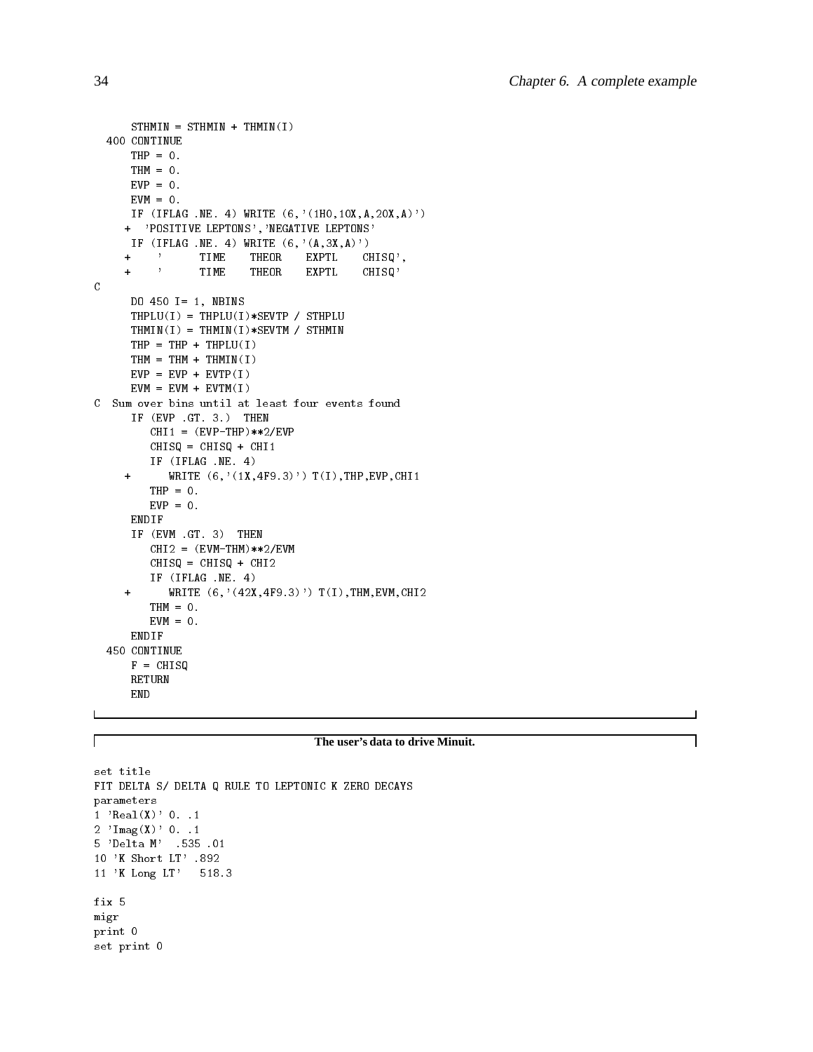```
      STHMIN = STHMIN + THMIN(I)
  400 CONTINUE
      THP = 0.
      THM = 0.
      EVP = 0.
      EVM = 0.
      IF (IFLAG .NE. 4) WRITE (6,'(1H0,10X,A,20X,A)')
     +  'POSITIVE LEPTONS','NEGATIVE LEPTONS'
      IF (IFLAG .NE. 4) WRITE (6,'(A,3X,A)')
     +    '      TIME    THEOR    EXPTL    CHISQ',
     +    '      TIME    THEOR    EXPTL    CHISQ'
C
      DO 450 I= 1, NBINS
      THPLU(I) = THPLU(I)*SEVTP / STHPLU
      THMIN(I) = THMIN(I)*SEVTM / STHMIN
      THP = THP + THPLU(I)
      THM = THM + THMIN(I)
      EVP = EVP + EVTP(I)
      EVM = EVM + EVTM(I)
C  Sum over bins until at least four events found
      IF (EVP .GT. 3.)  THEN
         CHI1 = (EVP-THP)**2/EVP
         CHISQ = CHISQ + CHI1
         IF (IFLAG .NE. 4)
     +      WRITE (6,'(1X,4F9.3)') T(I),THP,EVP,CHI1
         THP = 0.
         EVP = 0.
      ENDIF
      IF (EVM .GT. 3)  THEN
         CHI2 = (EVM-THM)**2/EVM
         CHISQ = CHISQ + CHI2
         IF (IFLAG .NE. 4)
     +      WRITE (6,'(42X,4F9.3)') T(I),THM,EVM,CHI2
         THM = 0.
         EVM = 0.
      ENDIF
  450 CONTINUE
      F = CHISQ
      RETURN
      END
```

**The user's data to drive Minuit.**

```
set title
FIT DELTA S/ DELTA Q RULE TO LEPTONIC K ZERO DECAYS
parameters
1 'Real(X)' 0. .1
2 'Imag(X)' 0. .1
5 'Delta M'  .535 .01
10 'K Short LT' .892
11 'K Long LT'   518.3

fix 5
migr
print 0
set print 0
```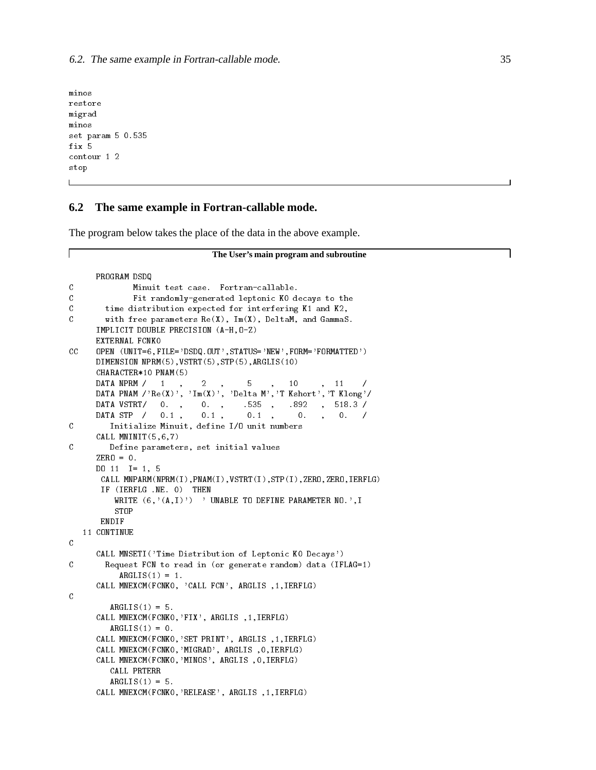```
minos
restore
migrad
minos
set param 5 0.535
fix 5
contour 1 2
stop
```

## 6.2 The same example in Fortran-callable mode.

The program below takes the place of the data in the above example.

**The User's main program and subroutine**

```
      PROGRAM DSDQ
C             Minuit test case.  Fortran-callable.
C             Fit randomly-generated leptonic K0 decays to the
C        time distribution expected for interfering K1 and K2,
C        with free parameters Re(X), Im(X), DeltaM, and GammaS.
      IMPLICIT DOUBLE PRECISION (A-H,O-Z)
      EXTERNAL FCNK0
CC    OPEN (UNIT=6,FILE='DSDQ.OUT',STATUS='NEW',FORM='FORMATTED')
      DIMENSION NPRM(5),VSTRT(5),STP(5),ARGLIS(10)
      CHARACTER*10 PNAM(5)
      DATA NPRM /   1   ,    2   ,     5    ,   10     ,  11    /
      DATA PNAM /'Re(X)', 'Im(X)', 'Delta M','T Kshort','T Klong'/
      DATA VSTRT/   0.  ,    0.  ,    .535  ,   .892   ,  518.3 /
      DATA STP  /   0.1 ,    0.1 ,     0.1  ,     0.   ,   0.   /
C         Initialize Minuit, define I/O unit numbers
      CALL MNINIT(5,6,7)
C         Define parameters, set initial values
      ZERO = 0.
      DO 11  I= 1, 5
       CALL MNPARM(NPRM(I),PNAM(I),VSTRT(I),STP(I),ZERO,ZERO,IERFLG)
       IF (IERFLG .NE. 0)  THEN
          WRITE (6,'(A,I)')  ' UNABLE TO DEFINE PARAMETER NO.',I
          STOP
       ENDIF
   11 CONTINUE
C
      CALL MNSETI('Time Distribution of Leptonic K0 Decays')
C       Request FCN to read in (or generate random) data (IFLAG=1)
           ARGLIS(1) = 1.
      CALL MNEXCM(FCNK0, 'CALL FCN', ARGLIS ,1,IERFLG)
C
         ARGLIS(1) = 5.
      CALL MNEXCM(FCNK0,'FIX', ARGLIS ,1,IERFLG)
         ARGLIS(1) = 0.
      CALL MNEXCM(FCNK0,'SET PRINT', ARGLIS ,1,IERFLG)
      CALL MNEXCM(FCNK0,'MIGRAD', ARGLIS ,0,IERFLG)
      CALL MNEXCM(FCNK0,'MINOS', ARGLIS ,0,IERFLG)
         CALL PRTERR
         ARGLIS(1) = 5.
      CALL MNEXCM(FCNK0,'RELEASE', ARGLIS ,1,IERFLG)
```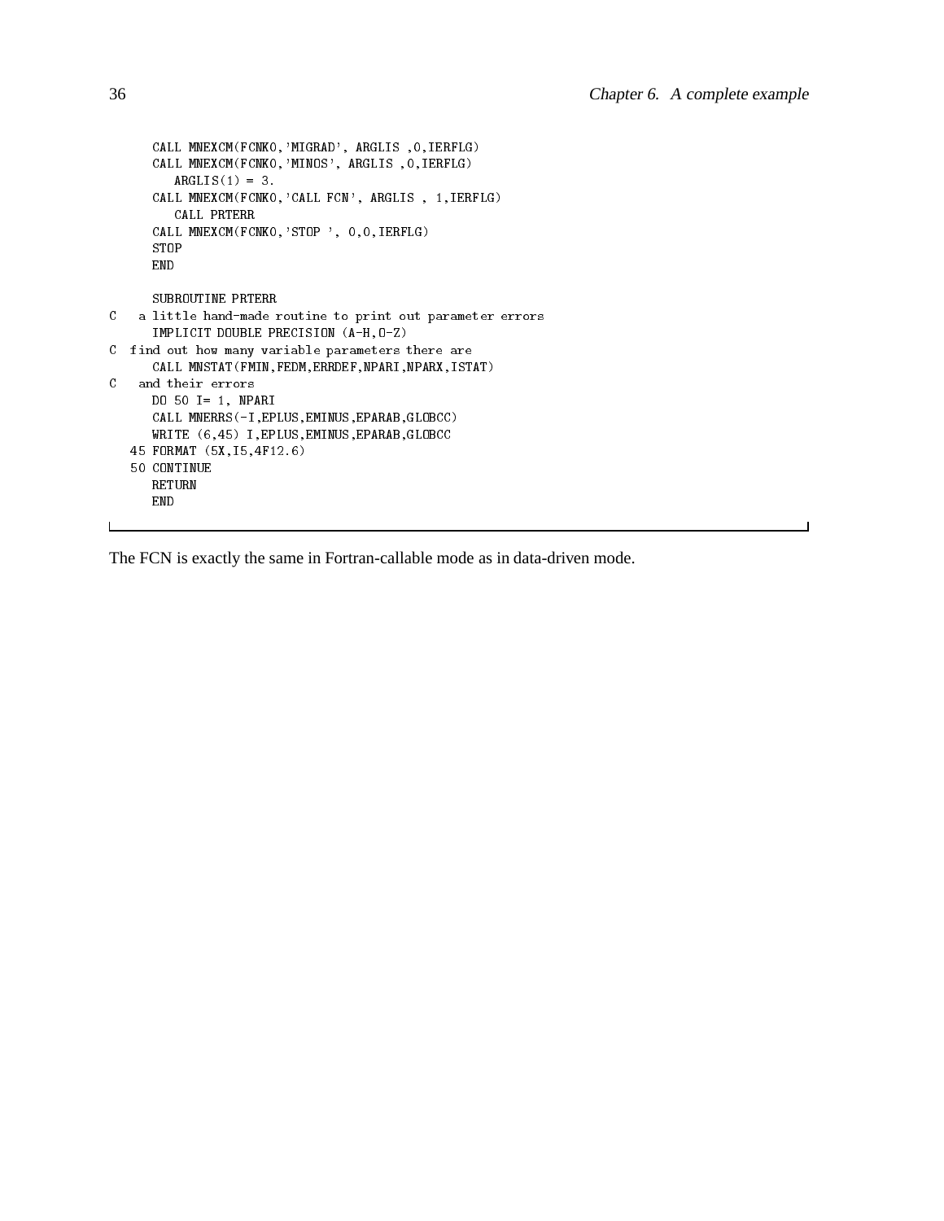```
      CALL MNEXCM(FCNK0,'MIGRAD', ARGLIS ,0,IERFLG)
      CALL MNEXCM(FCNK0,'MINOS', ARGLIS ,0,IERFLG)
         ARGLIS(1) = 3.
      CALL MNEXCM(FCNK0,'CALL FCN', ARGLIS , 1,IERFLG)
         CALL PRTERR
      CALL MNEXCM(FCNK0,'STOP ', 0,0,IERFLG)
      STOP
      END

      SUBROUTINE PRTERR
C   a little hand-made routine to print out parameter errors
      IMPLICIT DOUBLE PRECISION (A-H,O-Z)
C  find out how many variable parameters there are
      CALL MNSTAT(FMIN,FEDM,ERRDEF,NPARI,NPARX,ISTAT)
C   and their errors
      DO 50 I= 1, NPARI
      CALL MNERRS(-I,EPLUS,EMINUS,EPARAB,GLOBCC)
      WRITE (6,45) I,EPLUS,EMINUS,EPARAB,GLOBCC
   45 FORMAT (5X,I5,4F12.6)
   50 CONTINUE
      RETURN
      END
```

The FCN is exactly the same in Fortran-callable mode as in data-driven mode.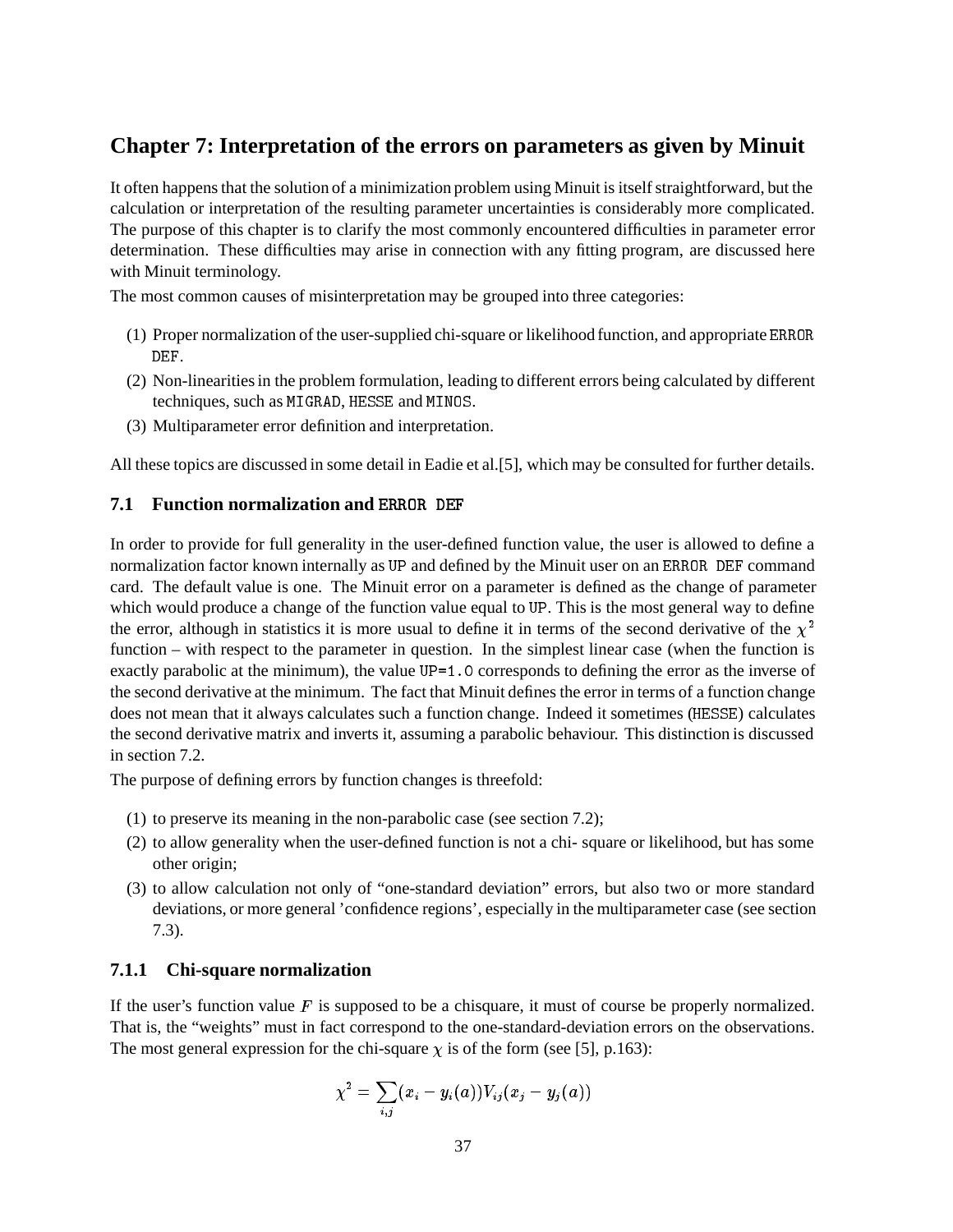# Chapter 7: Interpretation of the errors on parameters as given by Minuit

It often happens that the solution of a minimization problem using Minuit is itself straightforward, but the calculation or interpretation of the resulting parameter uncertainties is considerably more complicated. The purpose of this chapter is to clarify the most commonly encountered difficulties in parameter error determination. These difficulties may arise in connection with any fitting program, are discussed here with Minuit terminology.

The most common causes of misinterpretation may be grouped into three categories:

(1) Proper normalization of the user-supplied chi-square or likelihood function, and appropriate `ERROR DEF`.

(2) Non-linearities in the problem formulation, leading to different errors being calculated by different techniques, such as `MIGRAD`, `HESSE` and `MINOS`.

(3) Multiparameter error definition and interpretation.

All these topics are discussed in some detail in Eadie et al.[5], which may be consulted for further details.

## 7.1 Function normalization and `ERROR DEF`

In order to provide for full generality in the user-defined function value, the user is allowed to define a normalization factor known internally as `UP` and defined by the Minuit user on an `ERROR DEF` command card. The default value is one. The Minuit error on a parameter is defined as the change of parameter which would produce a change of the function value equal to `UP`. This is the most general way to define the error, although in statistics it is more usual to define it in terms of the second derivative of the $\chi^2$ function – with respect to the parameter in question. In the simplest linear case (when the function is exactly parabolic at the minimum), the value `UP=1.0` corresponds to defining the error as the inverse of the second derivative at the minimum. The fact that Minuit defines the error in terms of a function change does not mean that it always calculates such a function change. Indeed it sometimes (`HESSE`) calculates the second derivative matrix and inverts it, assuming a parabolic behaviour. This distinction is discussed in section 7.2.

The purpose of defining errors by function changes is threefold:

(1) to preserve its meaning in the non-parabolic case (see section 7.2);

(2) to allow generality when the user-defined function is not a chi- square or likelihood, but has some other origin;

(3) to allow calculation not only of "one-standard deviation" errors, but also two or more standard deviations, or more general 'confidence regions', especially in the multiparameter case (see section 7.3).

### 7.1.1 Chi-square normalization

If the user's function value $F$ is supposed to be a chisquare, it must of course be properly normalized. That is, the "weights" must in fact correspond to the one-standard-deviation errors on the observations. The most general expression for the chi-square $\chi$ is of the form (see [5], p.163):

$$\chi^2 = \sum_{i,j} (x_i - y_i(a)) V_{ij} (x_j - y_j(a))$$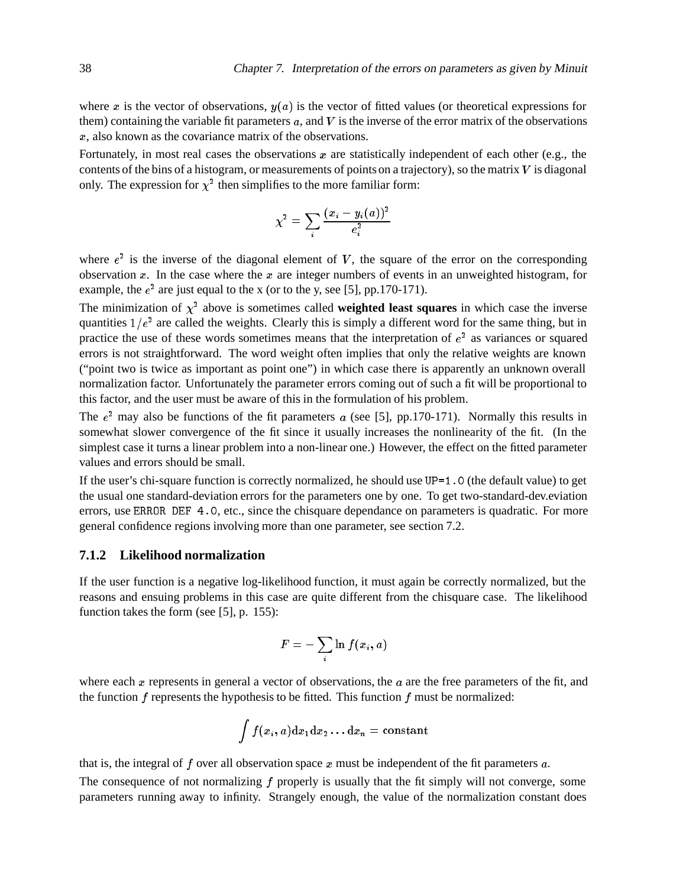where $x$ is the vector of observations, $y(a)$ is the vector of fitted values (or theoretical expressions for them) containing the variable fit parameters $a$, and $V$ is the inverse of the error matrix of the observations $x$, also known as the covariance matrix of the observations.

Fortunately, in most real cases the observations $x$ are statistically independent of each other (e.g., the contents of the bins of a histogram, or measurements of points on a trajectory), so the matrix $V$ is diagonal only. The expression for $\chi^2$ then simplifies to the more familiar form:

$$\chi^2 = \sum_i \frac{(x_i - y_i(a))^2}{e_i^2}$$

where $e^2$ is the inverse of the diagonal element of $V$, the square of the error on the corresponding observation $x$. In the case where the $x$ are integer numbers of events in an unweighted histogram, for example, the $e^2$ are just equal to the x (or to the y, see [5], pp.170-171).

The minimization of $\chi^2$ above is sometimes called **weighted least squares** in which case the inverse quantities $1/e^2$ are called the weights. Clearly this is simply a different word for the same thing, but in practice the use of these words sometimes means that the interpretation of $e^2$ as variances or squared errors is not straightforward. The word weight often implies that only the relative weights are known ("point two is twice as important as point one") in which case there is apparently an unknown overall normalization factor. Unfortunately the parameter errors coming out of such a fit will be proportional to this factor, and the user must be aware of this in the formulation of his problem.

The $e^2$ may also be functions of the fit parameters $a$ (see [5], pp.170-171). Normally this results in somewhat slower convergence of the fit since it usually increases the nonlinearity of the fit. (In the simplest case it turns a linear problem into a non-linear one.) However, the effect on the fitted parameter values and errors should be small.

If the user's chi-square function is correctly normalized, he should use `UP=1.0` (the default value) to get the usual one standard-deviation errors for the parameters one by one. To get two-standard-dev.eviation errors, use `ERROR DEF 4.0`, etc., since the chisquare dependance on parameters is quadratic. For more general confidence regions involving more than one parameter, see section 7.2.

### 7.1.2 Likelihood normalization

If the user function is a negative log-likelihood function, it must again be correctly normalized, but the reasons and ensuing problems in this case are quite different from the chisquare case. The likelihood function takes the form (see [5], p. 155):

$$F = -\sum_i \ln f(x_i, a)$$

where each $x$ represents in general a vector of observations, the $a$ are the free parameters of the fit, and the function $f$ represents the hypothesis to be fitted. This function $f$ must be normalized:

$$\int f(x_i, a) \mathrm{d}x_1 \mathrm{d}x_2 \ldots \mathrm{d}x_n = \text{constant}$$

that is, the integral of $f$ over all observation space $x$ must be independent of the fit parameters $a$.

The consequence of not normalizing $f$ properly is usually that the fit simply will not converge, some parameters running away to infinity. Strangely enough, the value of the normalization constant does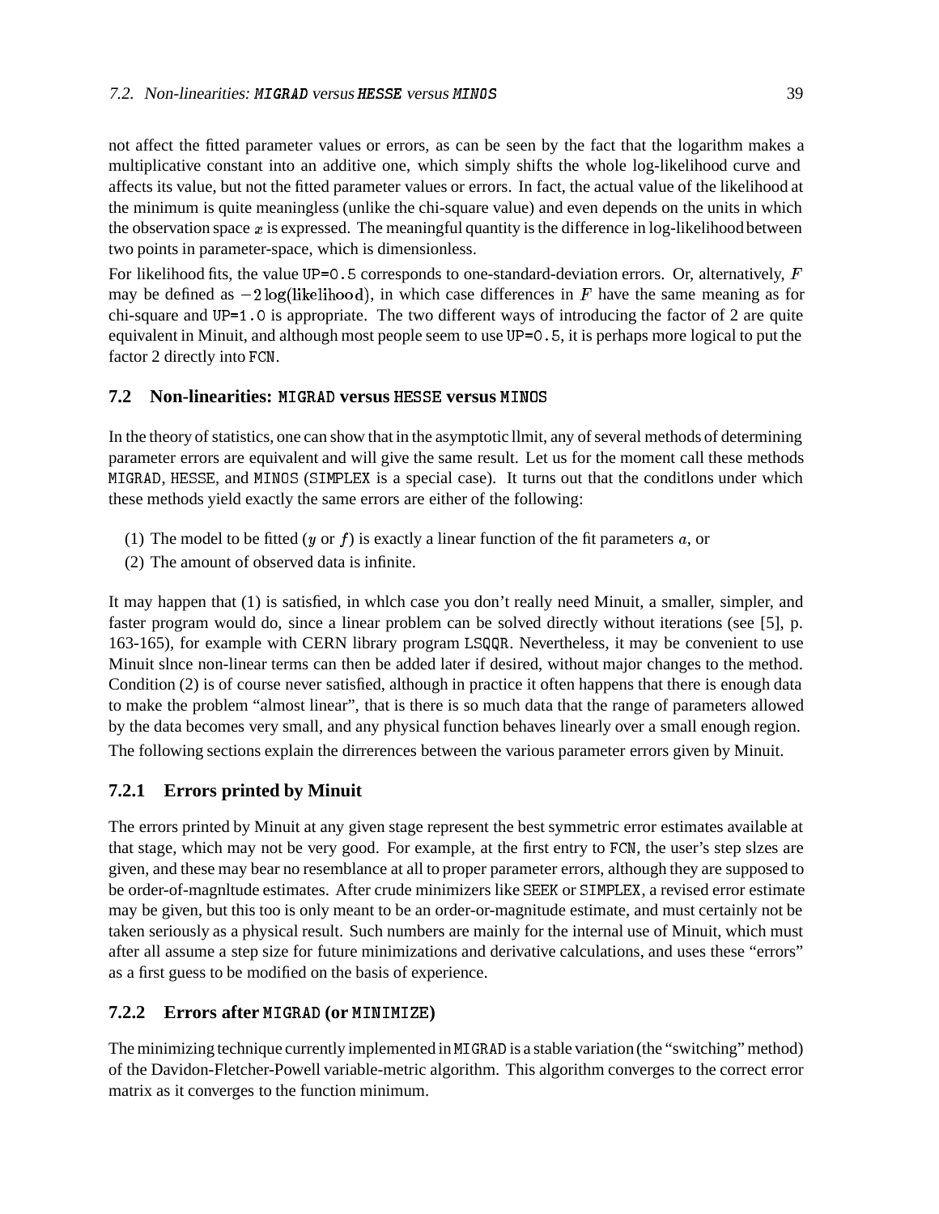not affect the fitted parameter values or errors, as can be seen by the fact that the logarithm makes a multiplicative constant into an additive one, which simply shifts the whole log-likelihood curve and affects its value, but not the fitted parameter values or errors. In fact, the actual value of the likelihood at the minimum is quite meaningless (unlike the chi-square value) and even depends on the units in which the observation space $x$ is expressed. The meaningful quantity is the difference in log-likelihood between two points in parameter-space, which is dimensionless.

For likelihood fits, the value `UP=0.5` corresponds to one-standard-deviation errors. Or, alternatively, $F$ may be defined as $-2\log(\text{likelihood})$, in which case differences in $F$ have the same meaning as for chi-square and `UP=1.0` is appropriate. The two different ways of introducing the factor of 2 are quite equivalent in Minuit, and although most people seem to use `UP=0.5`, it is perhaps more logical to put the factor 2 directly into `FCN`.

## 7.2 Non-linearities: `MIGRAD` versus `HESSE` versus `MINOS`

In the theory of statistics, one can show that in the asymptotic llmit, any of several methods of determining parameter errors are equivalent and will give the same result. Let us for the moment call these methods `MIGRAD`, `HESSE`, and `MINOS` (`SIMPLEX` is a special case). It turns out that the conditlons under which these methods yield exactly the same errors are either of the following:

(1) The model to be fitted ($y$ or $f$) is exactly a linear function of the fit parameters $a$, or

(2) The amount of observed data is infinite.

It may happen that (1) is satisfied, in whlch case you don't really need Minuit, a smaller, simpler, and faster program would do, since a linear problem can be solved directly without iterations (see [5], p. 163-165), for example with CERN library program `LSQQR`. Nevertheless, it may be convenient to use Minuit slnce non-linear terms can then be added later if desired, without major changes to the method. Condition (2) is of course never satisfied, although in practice it often happens that there is enough data to make the problem "almost linear", that is there is so much data that the range of parameters allowed by the data becomes very small, and any physical function behaves linearly over a small enough region.

The following sections explain the dirrerences between the various parameter errors given by Minuit.

### 7.2.1 Errors printed by Minuit

The errors printed by Minuit at any given stage represent the best symmetric error estimates available at that stage, which may not be very good. For example, at the first entry to `FCN`, the user's step slzes are given, and these may bear no resemblance at all to proper parameter errors, although they are supposed to be order-of-magnltude estimates. After crude minimizers like `SEEK` or `SIMPLEX`, a revised error estimate may be given, but this too is only meant to be an order-or-magnitude estimate, and must certainly not be taken seriously as a physical result. Such numbers are mainly for the internal use of Minuit, which must after all assume a step size for future minimizations and derivative calculations, and uses these "errors" as a first guess to be modified on the basis of experience.

### 7.2.2 Errors after `MIGRAD` (or `MINIMIZE`)

The minimizing technique currently implemented in `MIGRAD` is a stable variation (the "switching" method) of the Davidon-Fletcher-Powell variable-metric algorithm. This algorithm converges to the correct error matrix as it converges to the function minimum.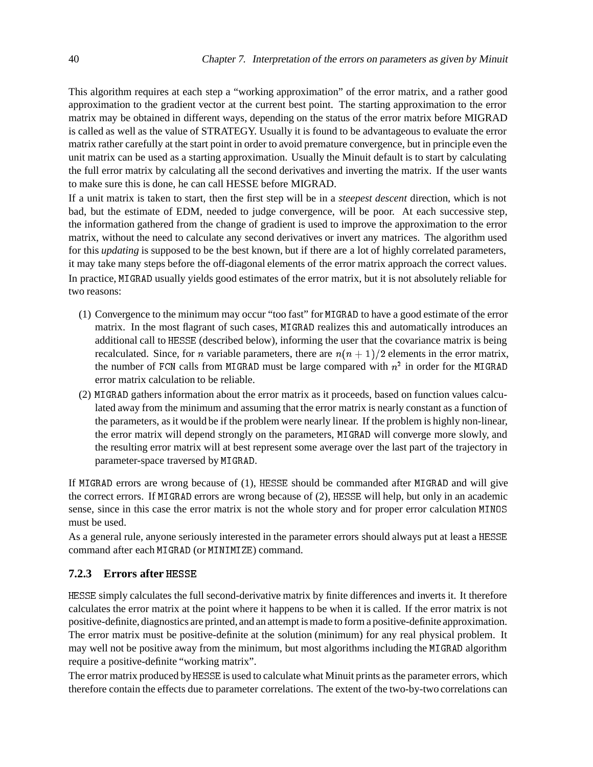This algorithm requires at each step a "working approximation" of the error matrix, and a rather good approximation to the gradient vector at the current best point. The starting approximation to the error matrix may be obtained in different ways, depending on the status of the error matrix before MIGRAD is called as well as the value of STRATEGY. Usually it is found to be advantageous to evaluate the error matrix rather carefully at the start point in order to avoid premature convergence, but in principle even the unit matrix can be used as a starting approximation. Usually the Minuit default is to start by calculating the full error matrix by calculating all the second derivatives and inverting the matrix. If the user wants to make sure this is done, he can call HESSE before MIGRAD.

If a unit matrix is taken to start, then the first step will be in a *steepest descent* direction, which is not bad, but the estimate of EDM, needed to judge convergence, will be poor. At each successive step, the information gathered from the change of gradient is used to improve the approximation to the error matrix, without the need to calculate any second derivatives or invert any matrices. The algorithm used for this *updating* is supposed to be the best known, but if there are a lot of highly correlated parameters, it may take many steps before the off-diagonal elements of the error matrix approach the correct values.

In practice, MIGRAD usually yields good estimates of the error matrix, but it is not absolutely reliable for two reasons:

(1) Convergence to the minimum may occur "too fast" for MIGRAD to have a good estimate of the error matrix. In the most flagrant of such cases, MIGRAD realizes this and automatically introduces an additional call to HESSE (described below), informing the user that the covariance matrix is being recalculated. Since, for $n$ variable parameters, there are $n(n+1)/2$ elements in the error matrix, the number of FCN calls from MIGRAD must be large compared with $n^2$ in order for the MIGRAD error matrix calculation to be reliable.

(2) MIGRAD gathers information about the error matrix as it proceeds, based on function values calculated away from the minimum and assuming that the error matrix is nearly constant as a function of the parameters, as it would be if the problem were nearly linear. If the problem is highly non-linear, the error matrix will depend strongly on the parameters, MIGRAD will converge more slowly, and the resulting error matrix will at best represent some average over the last part of the trajectory in parameter-space traversed by MIGRAD.

If MIGRAD errors are wrong because of (1), HESSE should be commanded after MIGRAD and will give the correct errors. If MIGRAD errors are wrong because of (2), HESSE will help, but only in an academic sense, since in this case the error matrix is not the whole story and for proper error calculation MINOS must be used.

As a general rule, anyone seriously interested in the parameter errors should always put at least a HESSE command after each MIGRAD (or MINIMIZE) command.

### 7.2.3 Errors after HESSE

HESSE simply calculates the full second-derivative matrix by finite differences and inverts it. It therefore calculates the error matrix at the point where it happens to be when it is called. If the error matrix is not positive-definite, diagnostics are printed, and an attempt is made to form a positive-definite approximation. The error matrix must be positive-definite at the solution (minimum) for any real physical problem. It may well not be positive away from the minimum, but most algorithms including the MIGRAD algorithm require a positive-definite "working matrix".

The error matrix produced by HESSE is used to calculate what Minuit prints as the parameter errors, which therefore contain the effects due to parameter correlations. The extent of the two-by-two correlations can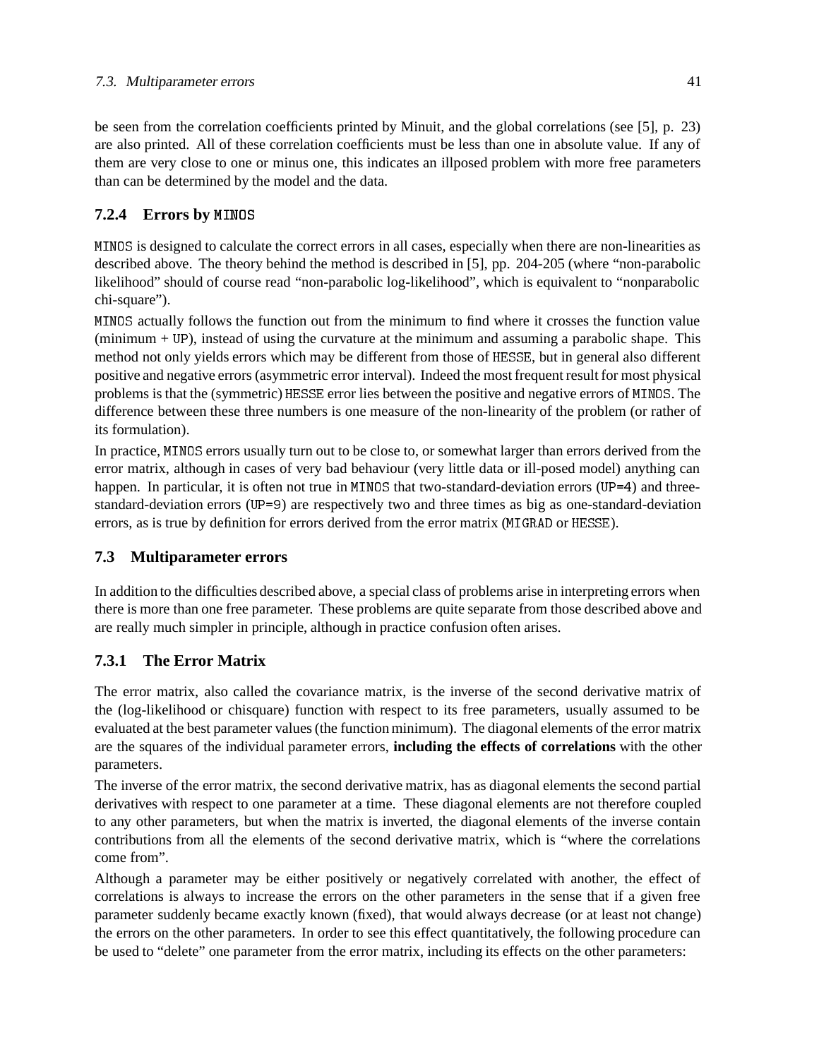be seen from the correlation coefficients printed by Minuit, and the global correlations (see [5], p. 23) are also printed. All of these correlation coefficients must be less than one in absolute value. If any of them are very close to one or minus one, this indicates an illposed problem with more free parameters than can be determined by the model and the data.

### 7.2.4 Errors by MINOS

MINOS is designed to calculate the correct errors in all cases, especially when there are non-linearities as described above. The theory behind the method is described in [5], pp. 204-205 (where "non-parabolic likelihood" should of course read "non-parabolic log-likelihood", which is equivalent to "nonparabolic chi-square").

MINOS actually follows the function out from the minimum to find where it crosses the function value (minimum + UP), instead of using the curvature at the minimum and assuming a parabolic shape. This method not only yields errors which may be different from those of HESSE, but in general also different positive and negative errors (asymmetric error interval). Indeed the most frequent result for most physical problems is that the (symmetric) HESSE error lies between the positive and negative errors of MINOS. The difference between these three numbers is one measure of the non-linearity of the problem (or rather of its formulation).

In practice, MINOS errors usually turn out to be close to, or somewhat larger than errors derived from the error matrix, although in cases of very bad behaviour (very little data or ill-posed model) anything can happen. In particular, it is often not true in MINOS that two-standard-deviation errors (UP=4) and three-standard-deviation errors (UP=9) are respectively two and three times as big as one-standard-deviation errors, as is true by definition for errors derived from the error matrix (MIGRAD or HESSE).

## 7.3 Multiparameter errors

In addition to the difficulties described above, a special class of problems arise in interpreting errors when there is more than one free parameter. These problems are quite separate from those described above and are really much simpler in principle, although in practice confusion often arises.

### 7.3.1 The Error Matrix

The error matrix, also called the covariance matrix, is the inverse of the second derivative matrix of the (log-likelihood or chisquare) function with respect to its free parameters, usually assumed to be evaluated at the best parameter values (the function minimum). The diagonal elements of the error matrix are the squares of the individual parameter errors, **including the effects of correlations** with the other parameters.

The inverse of the error matrix, the second derivative matrix, has as diagonal elements the second partial derivatives with respect to one parameter at a time. These diagonal elements are not therefore coupled to any other parameters, but when the matrix is inverted, the diagonal elements of the inverse contain contributions from all the elements of the second derivative matrix, which is "where the correlations come from".

Although a parameter may be either positively or negatively correlated with another, the effect of correlations is always to increase the errors on the other parameters in the sense that if a given free parameter suddenly became exactly known (fixed), that would always decrease (or at least not change) the errors on the other parameters. In order to see this effect quantitatively, the following procedure can be used to "delete" one parameter from the error matrix, including its effects on the other parameters: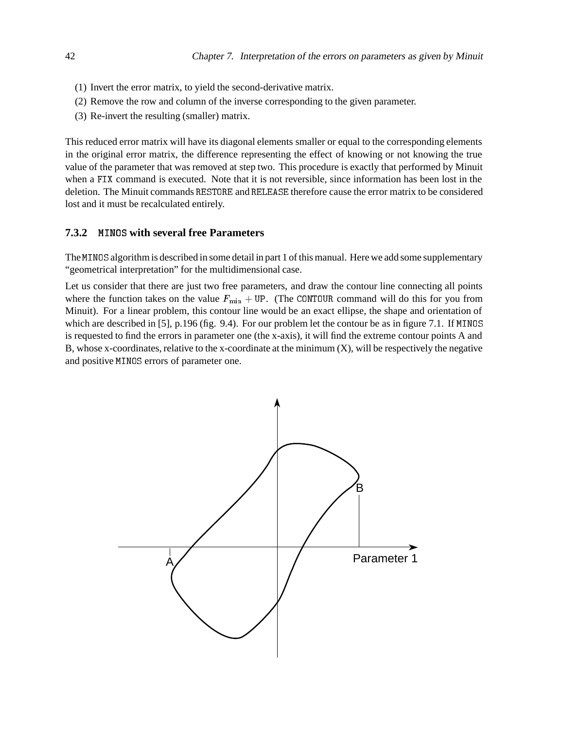(1) Invert the error matrix, to yield the second-derivative matrix.
(2) Remove the row and column of the inverse corresponding to the given parameter.
(3) Re-invert the resulting (smaller) matrix.

This reduced error matrix will have its diagonal elements smaller or equal to the corresponding elements in the original error matrix, the difference representing the effect of knowing or not knowing the true value of the parameter that was removed at step two. This procedure is exactly that performed by Minuit when a FIX command is executed. Note that it is not reversible, since information has been lost in the deletion. The Minuit commands RESTORE and RELEASE therefore cause the error matrix to be considered lost and it must be recalculated entirely.

### 7.3.2 MINOS with several free Parameters

The MINOS algorithm is described in some detail in part 1 of this manual. Here we add some supplementary "geometrical interpretation" for the multidimensional case.

Let us consider that there are just two free parameters, and draw the contour line connecting all points where the function takes on the value $F_{\min} + \mathrm{UP}$. (The CONTOUR command will do this for you from Minuit). For a linear problem, this contour line would be an exact ellipse, the shape and orientation of which are described in [5], p.196 (fig. 9.4). For our problem let the contour be as in figure 7.1. If MINOS is requested to find the errors in parameter one (the x-axis), it will find the extreme contour points A and B, whose x-coordinates, relative to the x-coordinate at the minimum (X), will be respectively the negative and positive MINOS errors of parameter one.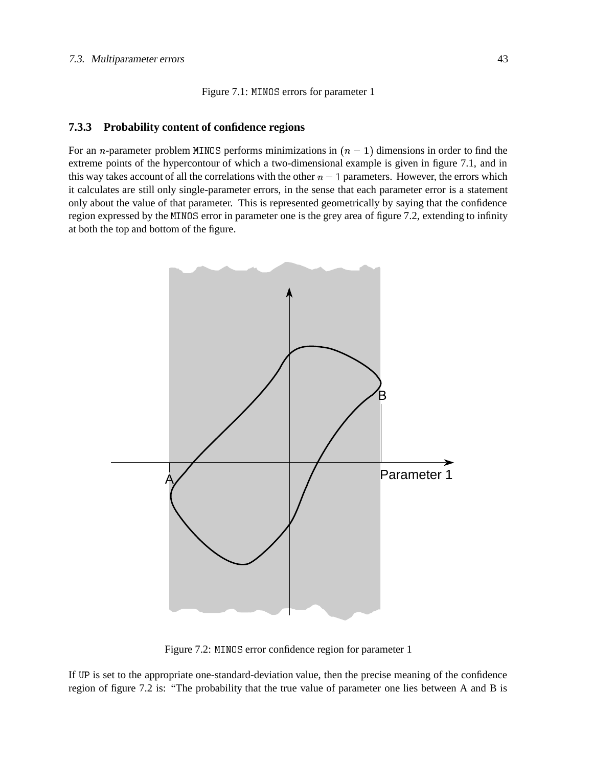Figure 7.1: MINOS errors for parameter 1

### 7.3.3 Probability content of confidence regions

For an $n$-parameter problem MINOS performs minimizations in $(n-1)$ dimensions in order to find the extreme points of the hypercontour of which a two-dimensional example is given in figure 7.1, and in this way takes account of all the correlations with the other $n-1$ parameters. However, the errors which it calculates are still only single-parameter errors, in the sense that each parameter error is a statement only about the value of that parameter. This is represented geometrically by saying that the confidence region expressed by the MINOS error in parameter one is the grey area of figure 7.2, extending to infinity at both the top and bottom of the figure.

Figure 7.2: MINOS error confidence region for parameter 1

If UP is set to the appropriate one-standard-deviation value, then the precise meaning of the confidence region of figure 7.2 is: "The probability that the true value of parameter one lies between A and B is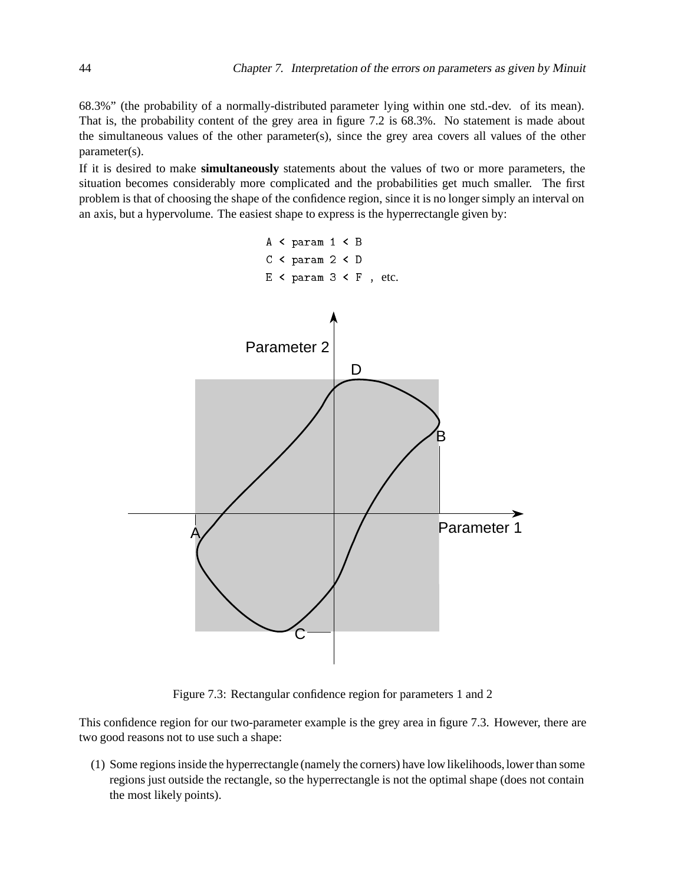68.3%" (the probability of a normally-distributed parameter lying within one std.-dev. of its mean). That is, the probability content of the grey area in figure 7.2 is 68.3%. No statement is made about the simultaneous values of the other parameter(s), since the grey area covers all values of the other parameter(s).

If it is desired to make **simultaneously** statements about the values of two or more parameters, the situation becomes considerably more complicated and the probabilities get much smaller. The first problem is that of choosing the shape of the confidence region, since it is no longer simply an interval on an axis, but a hypervolume. The easiest shape to express is the hyperrectangle given by:

```
A < param 1 < B
C < param 2 < D
E < param 3 < F  , etc.
```

Figure 7.3: Rectangular confidence region for parameters 1 and 2

This confidence region for our two-parameter example is the grey area in figure 7.3. However, there are two good reasons not to use such a shape:

(1) Some regions inside the hyperrectangle (namely the corners) have low likelihoods, lower than some regions just outside the rectangle, so the hyperrectangle is not the optimal shape (does not contain the most likely points).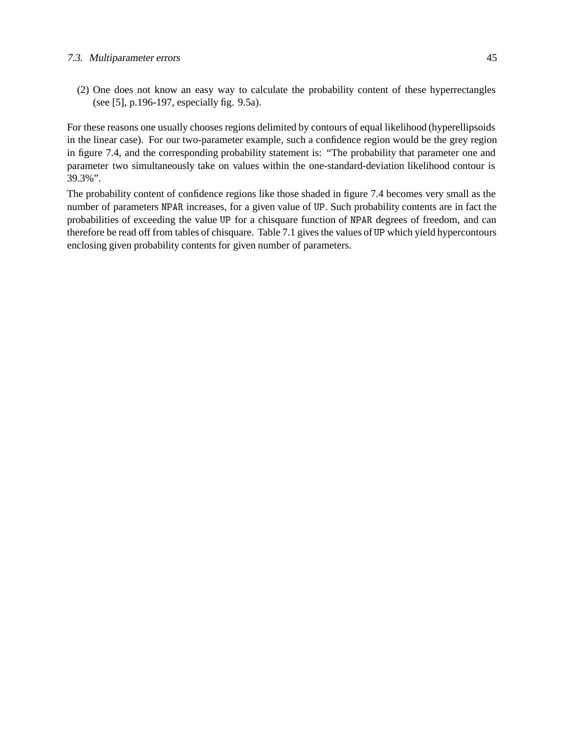(2) One does not know an easy way to calculate the probability content of these hyperrectangles (see [5], p.196-197, especially fig. 9.5a).

For these reasons one usually chooses regions delimited by contours of equal likelihood (hyperellipsoids in the linear case). For our two-parameter example, such a confidence region would be the grey region in figure 7.4, and the corresponding probability statement is: "The probability that parameter one and parameter two simultaneously take on values within the one-standard-deviation likelihood contour is 39.3%".

The probability content of confidence regions like those shaded in figure 7.4 becomes very small as the number of parameters `NPAR` increases, for a given value of `UP`. Such probability contents are in fact the probabilities of exceeding the value `UP` for a chisquare function of `NPAR` degrees of freedom, and can therefore be read off from tables of chisquare. Table 7.1 gives the values of `UP` which yield hypercontours enclosing given probability contents for given number of parameters.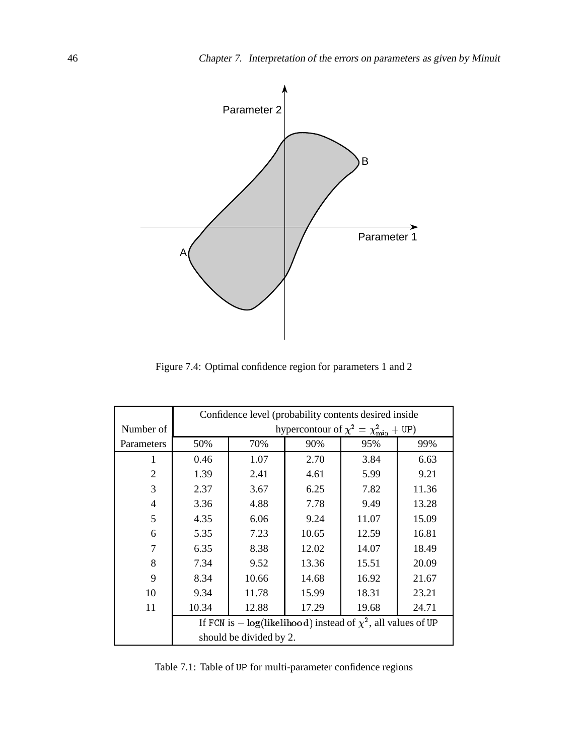Figure 7.4: Optimal confidence region for parameters 1 and 2

| Number of Parameters | Confidence level (probability contents desired inside hypercontour of $\chi^2 = \chi^2_{min} + \text{UP}$) | | | | |
|---|---|---|---|---|---|
| | 50% | 70% | 90% | 95% | 99% |
| 1 | 0.46 | 1.07 | 2.70 | 3.84 | 6.63 |
| 2 | 1.39 | 2.41 | 4.61 | 5.99 | 9.21 |
| 3 | 2.37 | 3.67 | 6.25 | 7.82 | 11.36 |
| 4 | 3.36 | 4.88 | 7.78 | 9.49 | 13.28 |
| 5 | 4.35 | 6.06 | 9.24 | 11.07 | 15.09 |
| 6 | 5.35 | 7.23 | 10.65 | 12.59 | 16.81 |
| 7 | 6.35 | 8.38 | 12.02 | 14.07 | 18.49 |
| 8 | 7.34 | 9.52 | 13.36 | 15.51 | 20.09 |
| 9 | 8.34 | 10.66 | 14.68 | 16.92 | 21.67 |
| 10 | 9.34 | 11.78 | 15.99 | 18.31 | 23.21 |
| 11 | 10.34 | 12.88 | 17.29 | 19.68 | 24.71 |
| | If FCN is $-\log(\text{likelihood})$ instead of $\chi^2$, all values of UP should be divided by 2. | | | | |

Table 7.1: Table of UP for multi-parameter confidence regions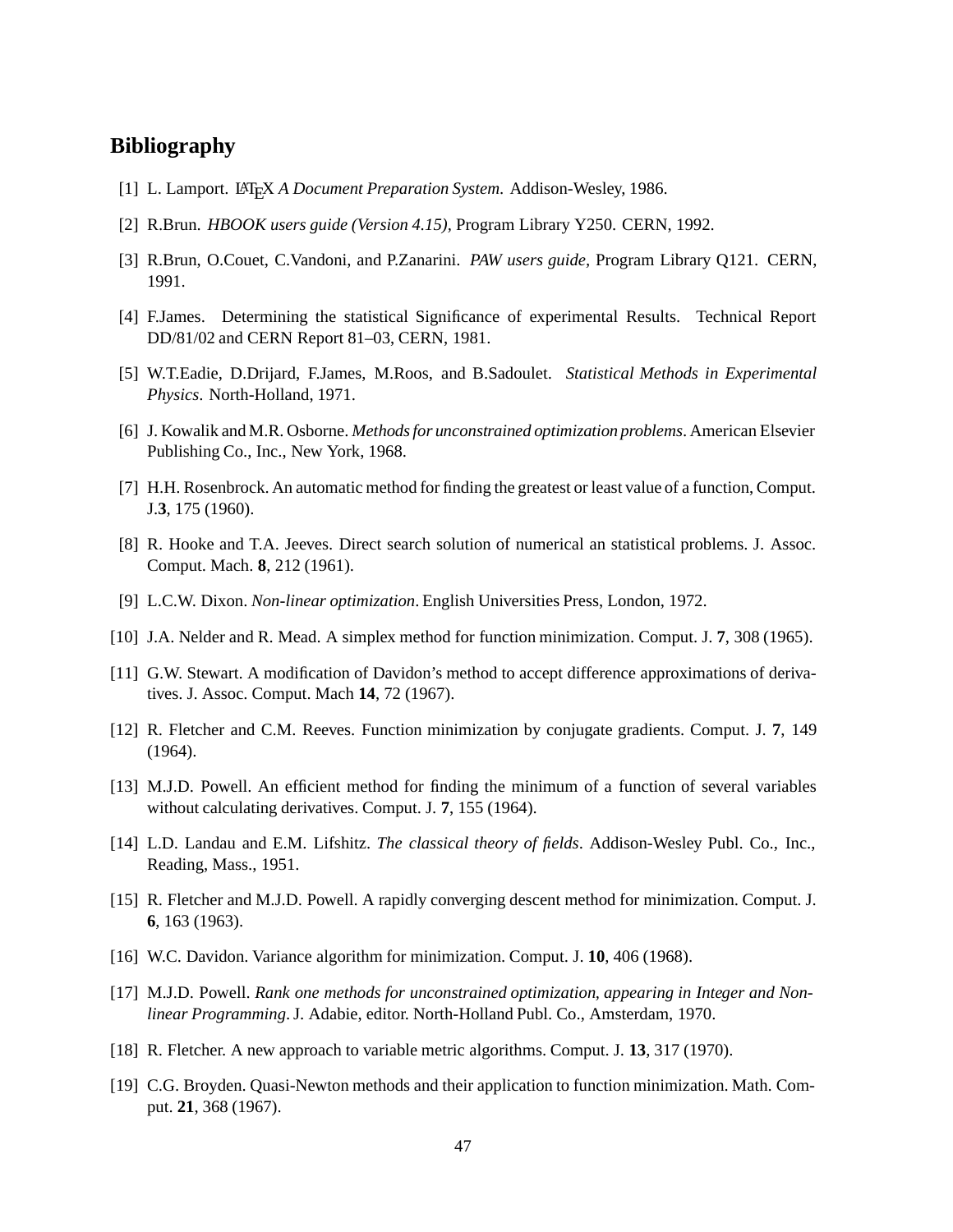# Bibliography

[1] L. Lamport. LaTeX *A Document Preparation System*. Addison-Wesley, 1986.

[2] R.Brun. *HBOOK users guide (Version 4.15)*, Program Library Y250. CERN, 1992.

[3] R.Brun, O.Couet, C.Vandoni, and P.Zanarini. *PAW users guide*, Program Library Q121. CERN, 1991.

[4] F.James. Determining the statistical Significance of experimental Results. Technical Report DD/81/02 and CERN Report 81–03, CERN, 1981.

[5] W.T.Eadie, D.Drijard, F.James, M.Roos, and B.Sadoulet. *Statistical Methods in Experimental Physics*. North-Holland, 1971.

[6] J. Kowalik and M.R. Osborne. *Methods for unconstrained optimization problems*. American Elsevier Publishing Co., Inc., New York, 1968.

[7] H.H. Rosenbrock. An automatic method for finding the greatest or least value of a function, Comput. J.**3**, 175 (1960).

[8] R. Hooke and T.A. Jeeves. Direct search solution of numerical an statistical problems. J. Assoc. Comput. Mach. **8**, 212 (1961).

[9] L.C.W. Dixon. *Non-linear optimization*. English Universities Press, London, 1972.

[10] J.A. Nelder and R. Mead. A simplex method for function minimization. Comput. J. **7**, 308 (1965).

[11] G.W. Stewart. A modification of Davidon's method to accept difference approximations of derivatives. J. Assoc. Comput. Mach **14**, 72 (1967).

[12] R. Fletcher and C.M. Reeves. Function minimization by conjugate gradients. Comput. J. **7**, 149 (1964).

[13] M.J.D. Powell. An efficient method for finding the minimum of a function of several variables without calculating derivatives. Comput. J. **7**, 155 (1964).

[14] L.D. Landau and E.M. Lifshitz. *The classical theory of fields*. Addison-Wesley Publ. Co., Inc., Reading, Mass., 1951.

[15] R. Fletcher and M.J.D. Powell. A rapidly converging descent method for minimization. Comput. J. **6**, 163 (1963).

[16] W.C. Davidon. Variance algorithm for minimization. Comput. J. **10**, 406 (1968).

[17] M.J.D. Powell. *Rank one methods for unconstrained optimization, appearing in Integer and Nonlinear Programming*. J. Adabie, editor. North-Holland Publ. Co., Amsterdam, 1970.

[18] R. Fletcher. A new approach to variable metric algorithms. Comput. J. **13**, 317 (1970).

[19] C.G. Broyden. Quasi-Newton methods and their application to function minimization. Math. Comput. **21**, 368 (1967).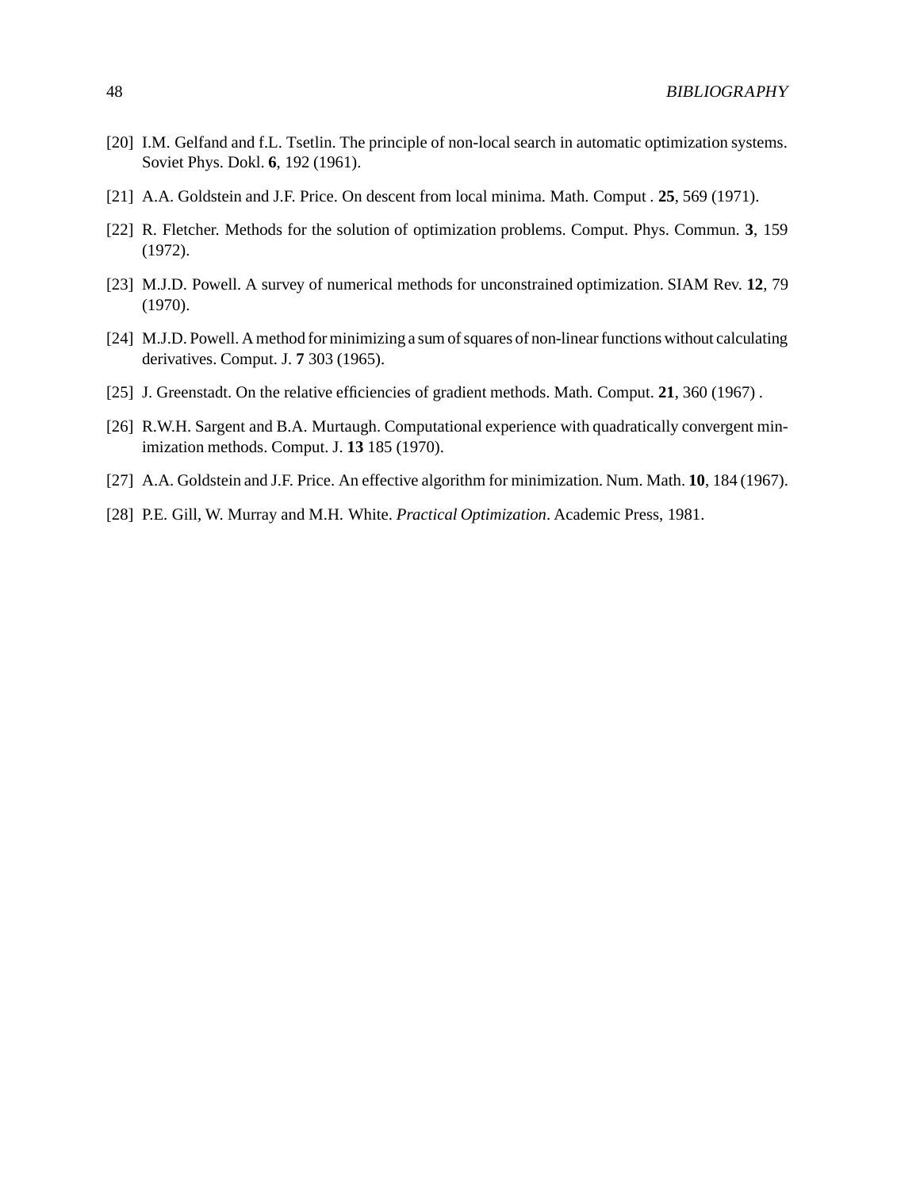[20] I.M. Gelfand and f.L. Tsetlin. The principle of non-local search in automatic optimization systems. Soviet Phys. Dokl. **6**, 192 (1961).

[21] A.A. Goldstein and J.F. Price. On descent from local minima. Math. Comput . **25**, 569 (1971).

[22] R. Fletcher. Methods for the solution of optimization problems. Comput. Phys. Commun. **3**, 159 (1972).

[23] M.J.D. Powell. A survey of numerical methods for unconstrained optimization. SIAM Rev. **12**, 79 (1970).

[24] M.J.D. Powell. A method for minimizing a sum of squares of non-linear functions without calculating derivatives. Comput. J. **7** 303 (1965).

[25] J. Greenstadt. On the relative efficiencies of gradient methods. Math. Comput. **21**, 360 (1967) .

[26] R.W.H. Sargent and B.A. Murtaugh. Computational experience with quadratically convergent minimization methods. Comput. J. **13** 185 (1970).

[27] A.A. Goldstein and J.F. Price. An effective algorithm for minimization. Num. Math. **10**, 184 (1967).

[28] P.E. Gill, W. Murray and M.H. White. *Practical Optimization*. Academic Press, 1981.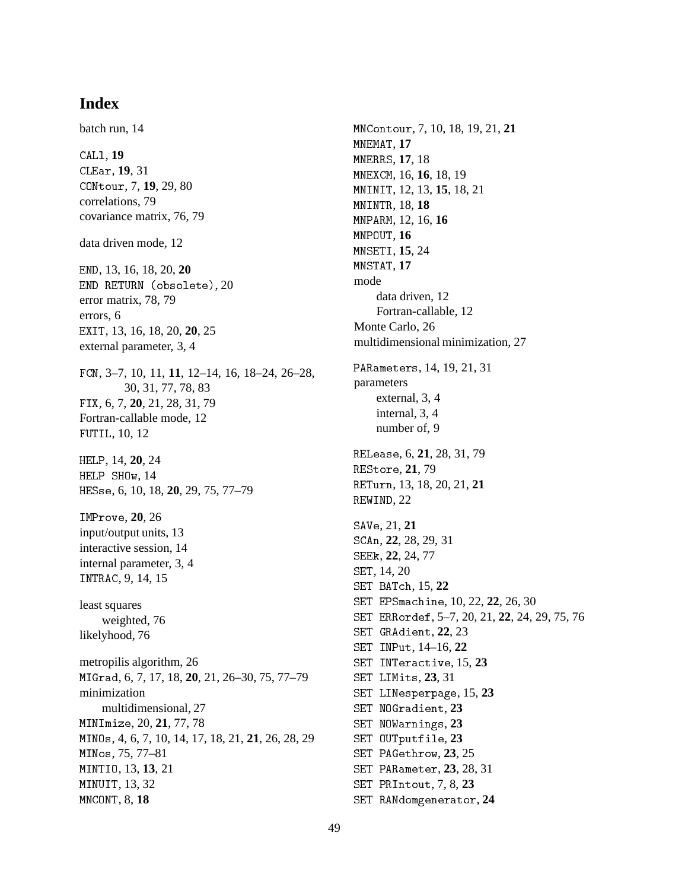# Index

batch run, 14

CALl, **19**
CLEar, **19**, 31
CONtour, 7, **19**, 29, 80
correlations, 79
covariance matrix, 76, 79

data driven mode, 12

END, 13, 16, 18, 20, **20**
END RETURN (obsolete), 20
error matrix, 78, 79
errors, 6
EXIT, 13, 16, 18, 20, **20**, 25
external parameter, 3, 4

FCN, 3–7, 10, 11, **11**, 12–14, 16, 18–24, 26–28, 30, 31, 77, 78, 83
FIX, 6, 7, **20**, 21, 28, 31, 79
Fortran-callable mode, 12
FUTIL, 10, 12

HELP, 14, **20**, 24
HELP SHOw, 14
HESse, 6, 10, 18, **20**, 29, 75, 77–79

IMProve, **20**, 26
input/output units, 13
interactive session, 14
internal parameter, 3, 4
INTRAC, 9, 14, 15

least squares
  weighted, 76
likelyhood, 76

metropilis algorithm, 26
MIGrad, 6, 7, 17, 18, **20**, 21, 26–30, 75, 77–79
minimization
  multidimensional, 27
MINImize, 20, **21**, 77, 78
MINOs, 4, 6, 7, 10, 14, 17, 18, 21, **21**, 26, 28, 29
MINos, 75, 77–81
MINTIO, 13, **13**, 21
MINUIT, 13, 32
MNCONT, 8, **18**

MNContour, 7, 10, 18, 19, 21, **21**
MNEMAT, **17**
MNERRS, **17**, 18
MNEXCM, 16, **16**, 18, 19
MNINIT, 12, 13, **15**, 18, 21
MNINTR, 18, **18**
MNPARM, 12, 16, **16**
MNPOUT, **16**
MNSETI, **15**, 24
MNSTAT, **17**
mode
  data driven, 12
  Fortran-callable, 12
Monte Carlo, 26
multidimensional minimization, 27

PARameters, 14, 19, 21, 31
parameters
  external, 3, 4
  internal, 3, 4
  number of, 9

RELease, 6, **21**, 28, 31, 79
REStore, **21**, 79
RETurn, 13, 18, 20, 21, **21**
REWIND, 22

SAVe, 21, **21**
SCAn, **22**, 28, 29, 31
SEEk, **22**, 24, 77
SET, 14, 20
SET BATch, 15, **22**
SET EPSmachine, 10, 22, **22**, 26, 30
SET ERRordef, 5–7, 20, 21, **22**, 24, 29, 75, 76
SET GRAdient, **22**, 23
SET INPut, 14–16, **22**
SET INTeractive, 15, **23**
SET LIMits, **23**, 31
SET LINesperpage, 15, **23**
SET NOGradient, **23**
SET NOWarnings, **23**
SET OUTputfile, **23**
SET PAGethrow, **23**, 25
SET PARameter, **23**, 28, 31
SET PRIntout, 7, 8, **23**
SET RANdomgenerator, **24**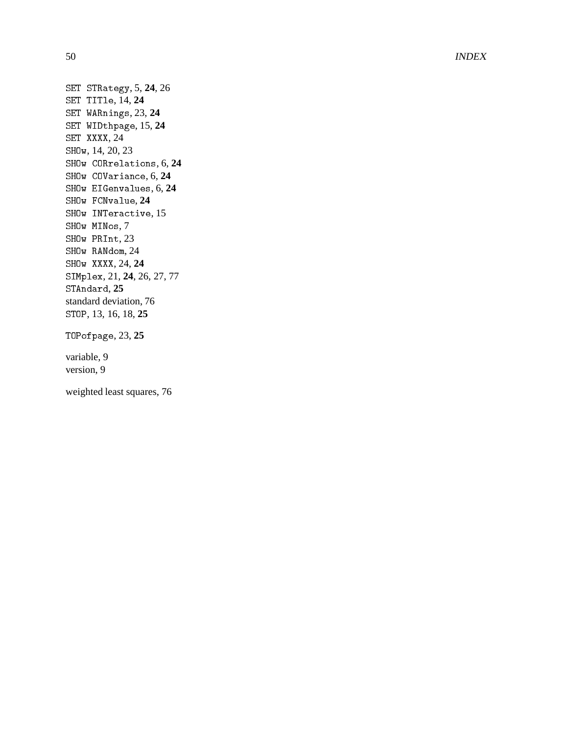`SET STRategy`, 5, **24**, 26
`SET TITle`, 14, **24**
`SET WARnings`, 23, **24**
`SET WIDthpage`, 15, **24**
`SET XXXX`, 24
`SHOw`, 14, 20, 23
`SHOw CORrelations`, 6, **24**
`SHOw COVariance`, 6, **24**
`SHOw EIGenvalues`, 6, **24**
`SHOw FCNvalue`, **24**
`SHOw INTeractive`, 15
`SHOw MINos`, 7
`SHOw PRInt`, 23
`SHOw RANdom`, 24
`SHOw XXXX`, 24, **24**
`SIMplex`, 21, **24**, 26, 27, 77
`STAndard`, **25**
standard deviation, 76
`STOP`, 13, 16, 18, **25**

`TOPofpage`, 23, **25**

variable, 9
version, 9

weighted least squares, 76